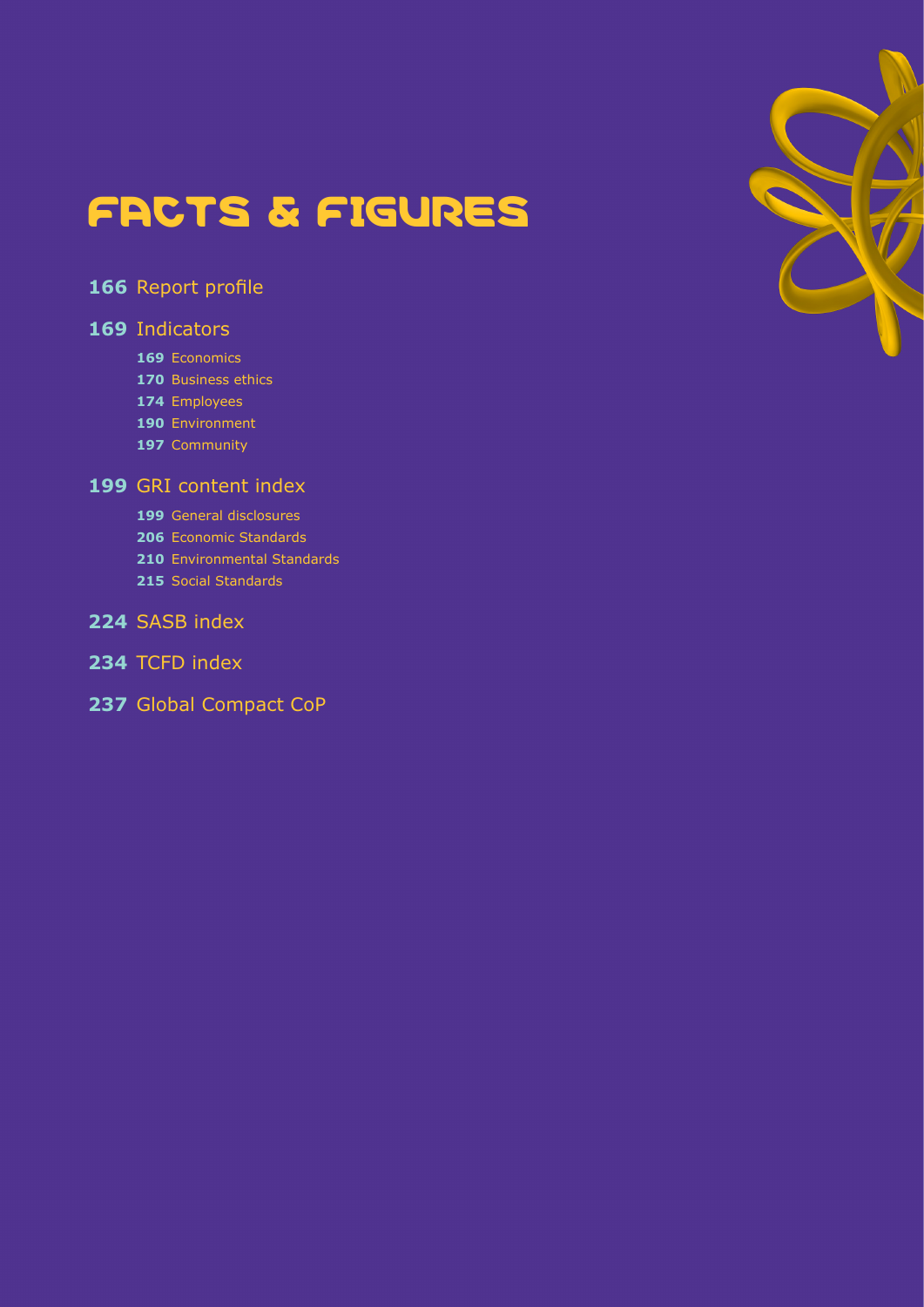# FACTS & FIGURES

**166** Report profile

**169** Indicators

- **169** Economics
- **170** Business ethics
- **174** Employees
- **190** Environment
- **197** Community

**199** GRI content index

- **199** General disclosures
- **206** Economic Standards
- **210** Environmental Standards
- **215** Social Standards

**224** SASB index

**234** TCFD index

**237** Global Compact CoP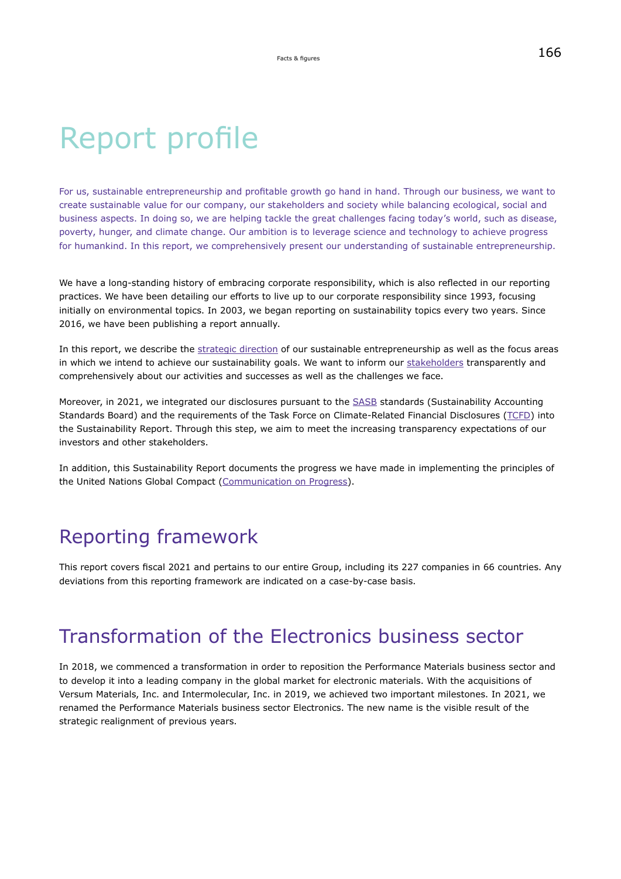# Report profile

For us, sustainable entrepreneurship and profitable growth go hand in hand. Through our business, we want to create sustainable value for our company, our stakeholders and society while balancing ecological, social and business aspects. In doing so, we are helping tackle the great challenges facing today's world, such as disease, poverty, hunger, and climate change. Our ambition is to leverage science and technology to achieve progress for humankind. In this report, we comprehensively present our understanding of sustainable entrepreneurship.

We have a long-standing history of embracing corporate responsibility, which is also reflected in our reporting practices. We have been detailing our efforts to live up to our corporate responsibility since 1993, focusing initially on environmental topics. In 2003, we began reporting on sustainability topics every two years. Since 2016, we have been publishing a report annually.

In this report, we describe the strategic direction of our sustainable entrepreneurship as well as the focus areas in which we intend to achieve our sustainability goals. We want to inform our stakeholders transparently and comprehensively about our activities and successes as well as the challenges we face.

Moreover, in 2021, we integrated our disclosures pursuant to the SASB standards (Sustainability Accounting Standards Board) and the requirements of the Task Force on Climate-Related Financial Disclosures (TCFD) into the Sustainability Report. Through this step, we aim to meet the increasing transparency expectations of our investors and other stakeholders.

In addition, this Sustainability Report documents the progress we have made in implementing the principles of the United Nations Global Compact (Communication on Progress).

## Reporting framework

This report covers fiscal 2021 and pertains to our entire Group, including its 227 companies in 66 countries. Any deviations from this reporting framework are indicated on a case-by-case basis.

## Transformation of the Electronics business sector

In 2018, we commenced a transformation in order to reposition the Performance Materials business sector and to develop it into a leading company in the global market for electronic materials. With the acquisitions of Versum Materials, Inc. and Intermolecular, Inc. in 2019, we achieved two important milestones. In 2021, we renamed the Performance Materials business sector Electronics. The new name is the visible result of the strategic realignment of previous years.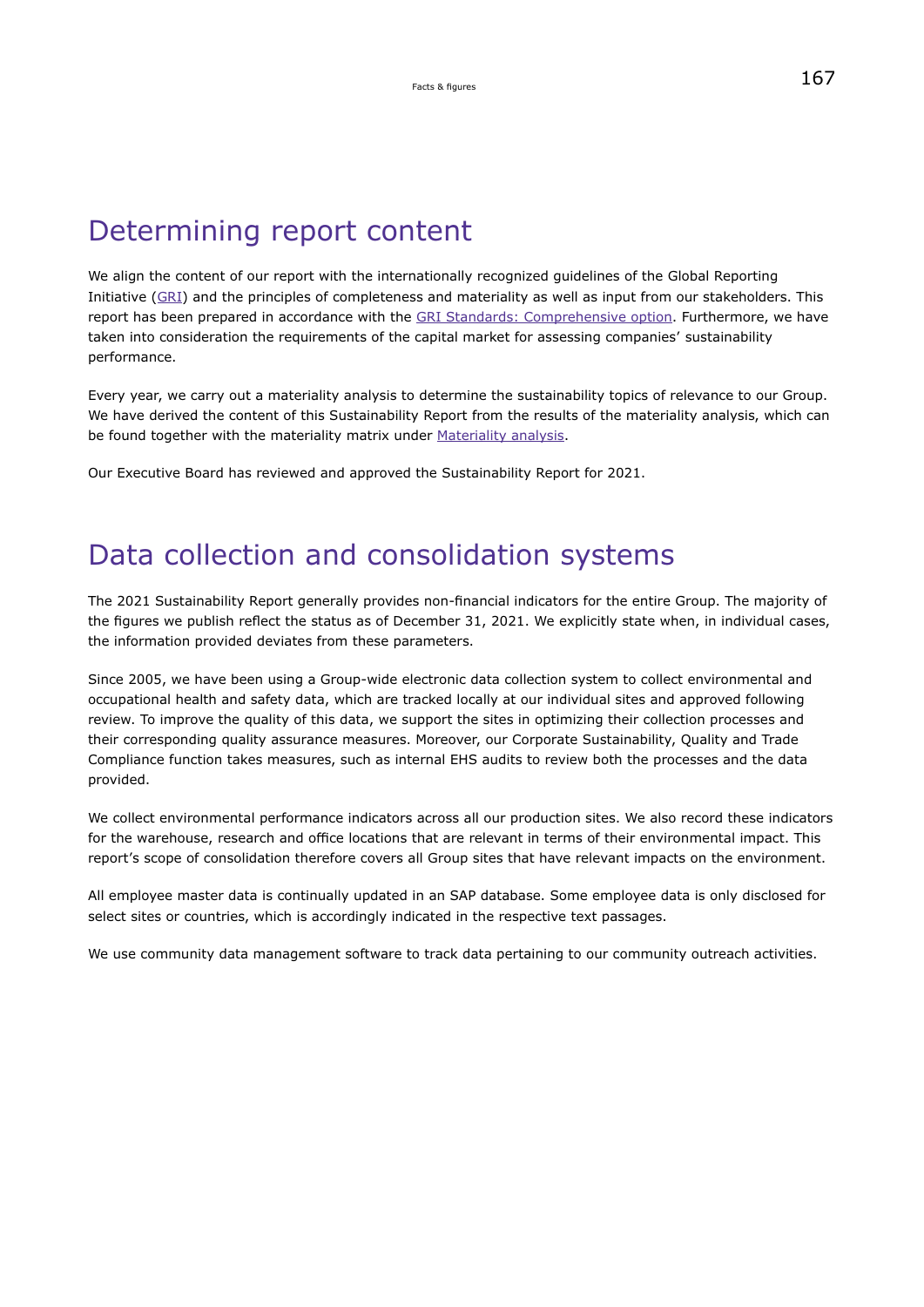# Determining report content

We align the content of our report with the internationally recognized guidelines of the Global Reporting Initiative (GRI) and the principles of completeness and materiality as well as input from our stakeholders. This report has been prepared in accordance with the GRI Standards: Comprehensive option. Furthermore, we have taken into consideration the requirements of the capital market for assessing companies' sustainability performance.

Every year, we carry out a materiality analysis to determine the sustainability topics of relevance to our Group. We have derived the content of this Sustainability Report from the results of the materiality analysis, which can be found together with the materiality matrix under Materiality analysis.

Our Executive Board has reviewed and approved the Sustainability Report for 2021.

# Data collection and consolidation systems

The 2021 Sustainability Report generally provides non-financial indicators for the entire Group. The majority of the figures we publish reflect the status as of December 31, 2021. We explicitly state when, in individual cases, the information provided deviates from these parameters.

Since 2005, we have been using a Group-wide electronic data collection system to collect environmental and occupational health and safety data, which are tracked locally at our individual sites and approved following review. To improve the quality of this data, we support the sites in optimizing their collection processes and their corresponding quality assurance measures. Moreover, our Corporate Sustainability, Quality and Trade Compliance function takes measures, such as internal EHS audits to review both the processes and the data provided.

We collect environmental performance indicators across all our production sites. We also record these indicators for the warehouse, research and office locations that are relevant in terms of their environmental impact. This report's scope of consolidation therefore covers all Group sites that have relevant impacts on the environment.

All employee master data is continually updated in an SAP database. Some employee data is only disclosed for select sites or countries, which is accordingly indicated in the respective text passages.

We use community data management software to track data pertaining to our community outreach activities.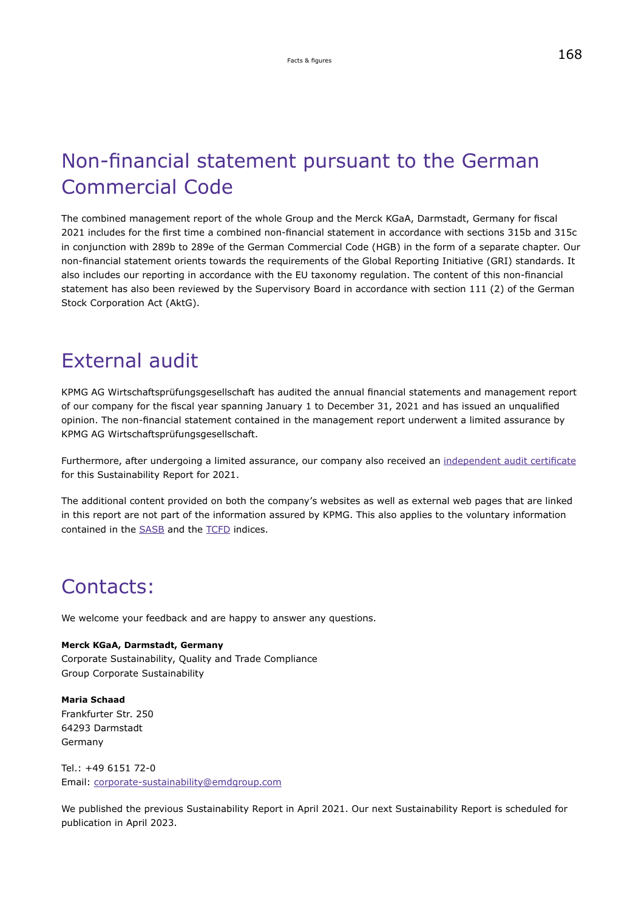# Non-financial statement pursuant to the German Commercial Code

The combined management report of the whole Group and the Merck KGaA, Darmstadt, Germany for fiscal 2021 includes for the first time a combined non-financial statement in accordance with sections 315b and 315c in conjunction with 289b to 289e of the German Commercial Code (HGB) in the form of a separate chapter. Our non-financial statement orients towards the requirements of the Global Reporting Initiative (GRI) standards. It also includes our reporting in accordance with the EU taxonomy regulation. The content of this non-financial statement has also been reviewed by the Supervisory Board in accordance with section 111 (2) of the German Stock Corporation Act (AktG).

# External audit

KPMG AG Wirtschaftsprüfungsgesellschaft has audited the annual financial statements and management report of our company for the fiscal year spanning January 1 to December 31, 2021 and has issued an unqualified opinion. The non-financial statement contained in the management report underwent a limited assurance by KPMG AG Wirtschaftsprüfungsgesellschaft.

Furthermore, after undergoing a limited assurance, our company also received an independent audit certificate for this Sustainability Report for 2021.

The additional content provided on both the company's websites as well as external web pages that are linked in this report are not part of the information assured by KPMG. This also applies to the voluntary information contained in the SASB and the TCFD indices.

# Contacts:

We welcome your feedback and are happy to answer any questions.

**Merck KGaA, Darmstadt, Germany**
Corporate Sustainability, Quality and Trade Compliance
Group Corporate Sustainability

**Maria Schaad**
Frankfurter Str. 250
64293 Darmstadt
Germany

Tel.: +49 6151 72-0
Email: corporate-sustainability@emdgroup.com

We published the previous Sustainability Report in April 2021. Our next Sustainability Report is scheduled for publication in April 2023.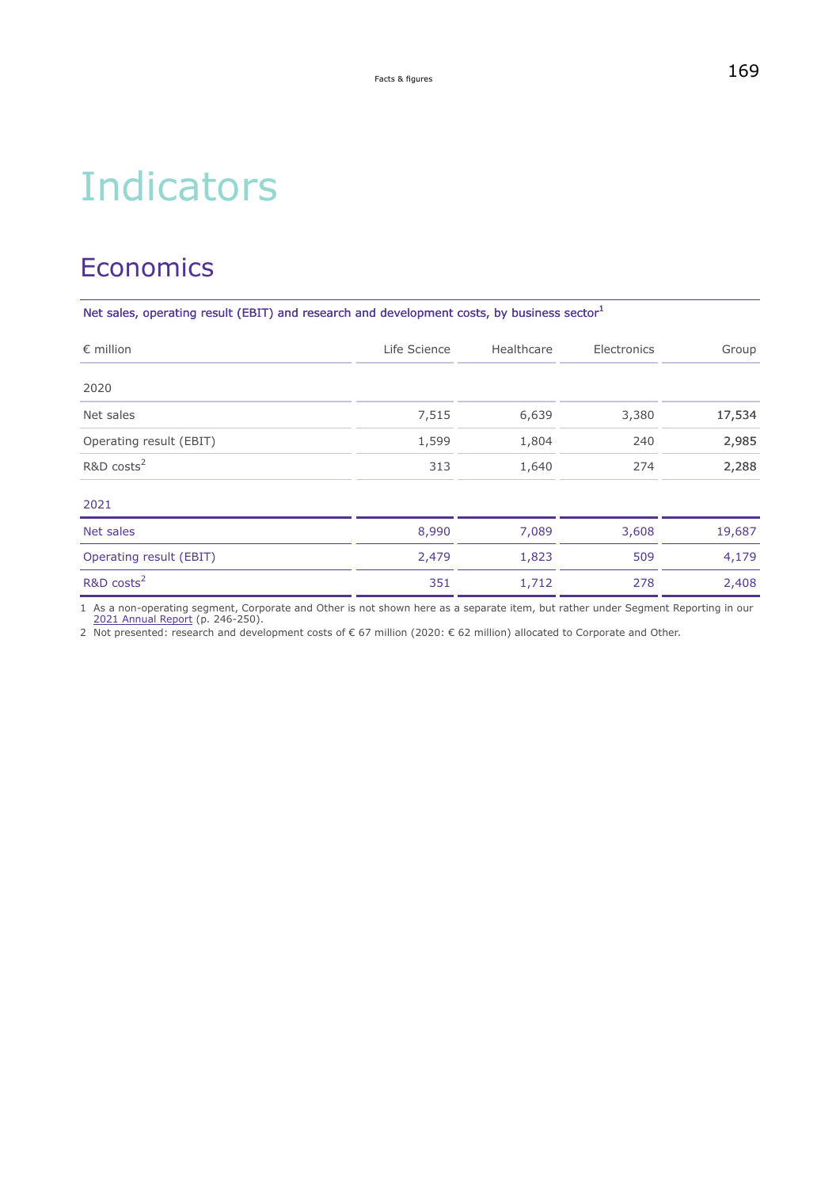# Indicators

## Economics

Net sales, operating result (EBIT) and research and development costs, by business sector[1]

| € million | Life Science | Healthcare | Electronics | Group |
|---|---|---|---|---|
| 2020 | | | | |
| Net sales | 7,515 | 6,639 | 3,380 | 17,534 |
| Operating result (EBIT) | 1,599 | 1,804 | 240 | 2,985 |
| R&D costs[2] | 313 | 1,640 | 274 | 2,288 |
| 2021 | | | | |
| Net sales | 8,990 | 7,089 | 3,608 | 19,687 |
| Operating result (EBIT) | 2,479 | 1,823 | 509 | 4,179 |
| R&D costs[2] | 351 | 1,712 | 278 | 2,408 |

1 As a non-operating segment, Corporate and Other is not shown here as a separate item, but rather under Segment Reporting in our 2021 Annual Report (p. 246-250).

2 Not presented: research and development costs of € 67 million (2020: € 62 million) allocated to Corporate and Other.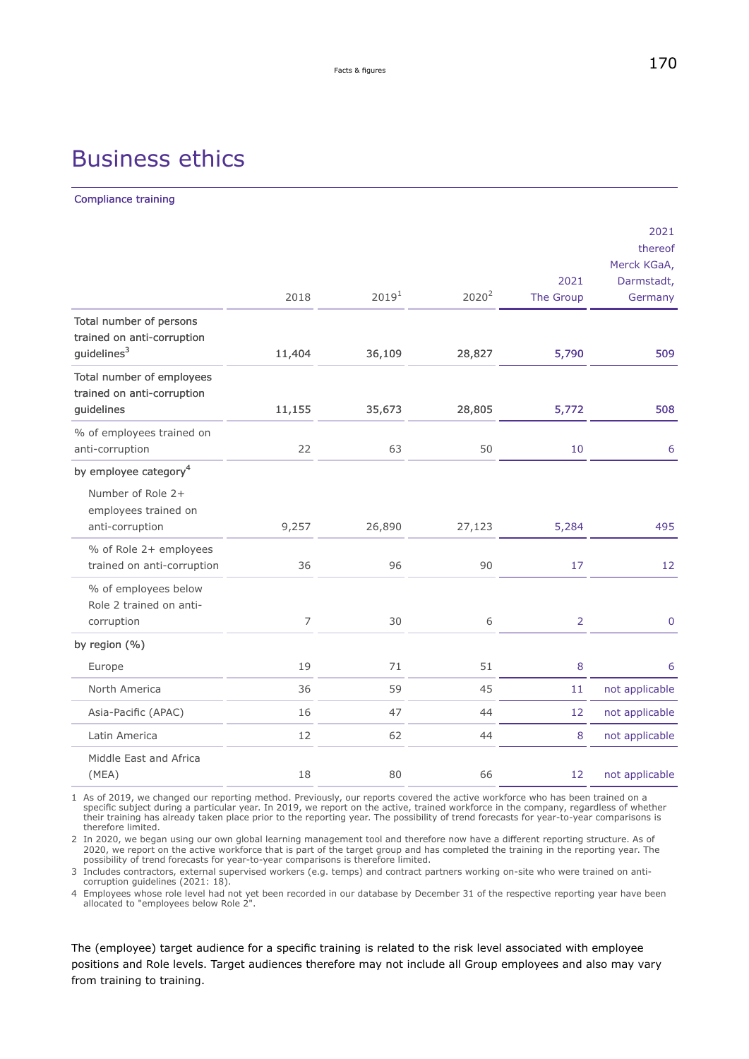# Business ethics

## Compliance training

| | 2018 | 2019[1] | 2020[2] | 2021 The Group | 2021 thereof Merck KGaA, Darmstadt, Germany |
|---|---|---|---|---|---|
| Total number of persons trained on anti-corruption guidelines[3] | 11,404 | 36,109 | 28,827 | 5,790 | 509 |
| Total number of employees trained on anti-corruption guidelines | 11,155 | 35,673 | 28,805 | 5,772 | 508 |
| % of employees trained on anti-corruption | 22 | 63 | 50 | 10 | 6 |
| by employee category[4] | | | | | |
| Number of Role 2+ employees trained on anti-corruption | 9,257 | 26,890 | 27,123 | 5,284 | 495 |
| % of Role 2+ employees trained on anti-corruption | 36 | 96 | 90 | 17 | 12 |
| % of employees below Role 2 trained on anti-corruption | 7 | 30 | 6 | 2 | 0 |
| by region (%) | | | | | |
| Europe | 19 | 71 | 51 | 8 | 6 |
| North America | 36 | 59 | 45 | 11 | not applicable |
| Asia-Pacific (APAC) | 16 | 47 | 44 | 12 | not applicable |
| Latin America | 12 | 62 | 44 | 8 | not applicable |
| Middle East and Africa (MEA) | 18 | 80 | 66 | 12 | not applicable |

1 As of 2019, we changed our reporting method. Previously, our reports covered the active workforce who has been trained on a specific subject during a particular year. In 2019, we report on the active, trained workforce in the company, regardless of whether their training has already taken place prior to the reporting year. The possibility of trend forecasts for year-to-year comparisons is therefore limited.

2 In 2020, we began using our own global learning management tool and therefore now have a different reporting structure. As of 2020, we report on the active workforce that is part of the target group and has completed the training in the reporting year. The possibility of trend forecasts for year-to-year comparisons is therefore limited.

3 Includes contractors, external supervised workers (e.g. temps) and contract partners working on-site who were trained on anti-corruption guidelines (2021: 18).

4 Employees whose role level had not yet been recorded in our database by December 31 of the respective reporting year have been allocated to "employees below Role 2".

The (employee) target audience for a specific training is related to the risk level associated with employee positions and Role levels. Target audiences therefore may not include all Group employees and also may vary from training to training.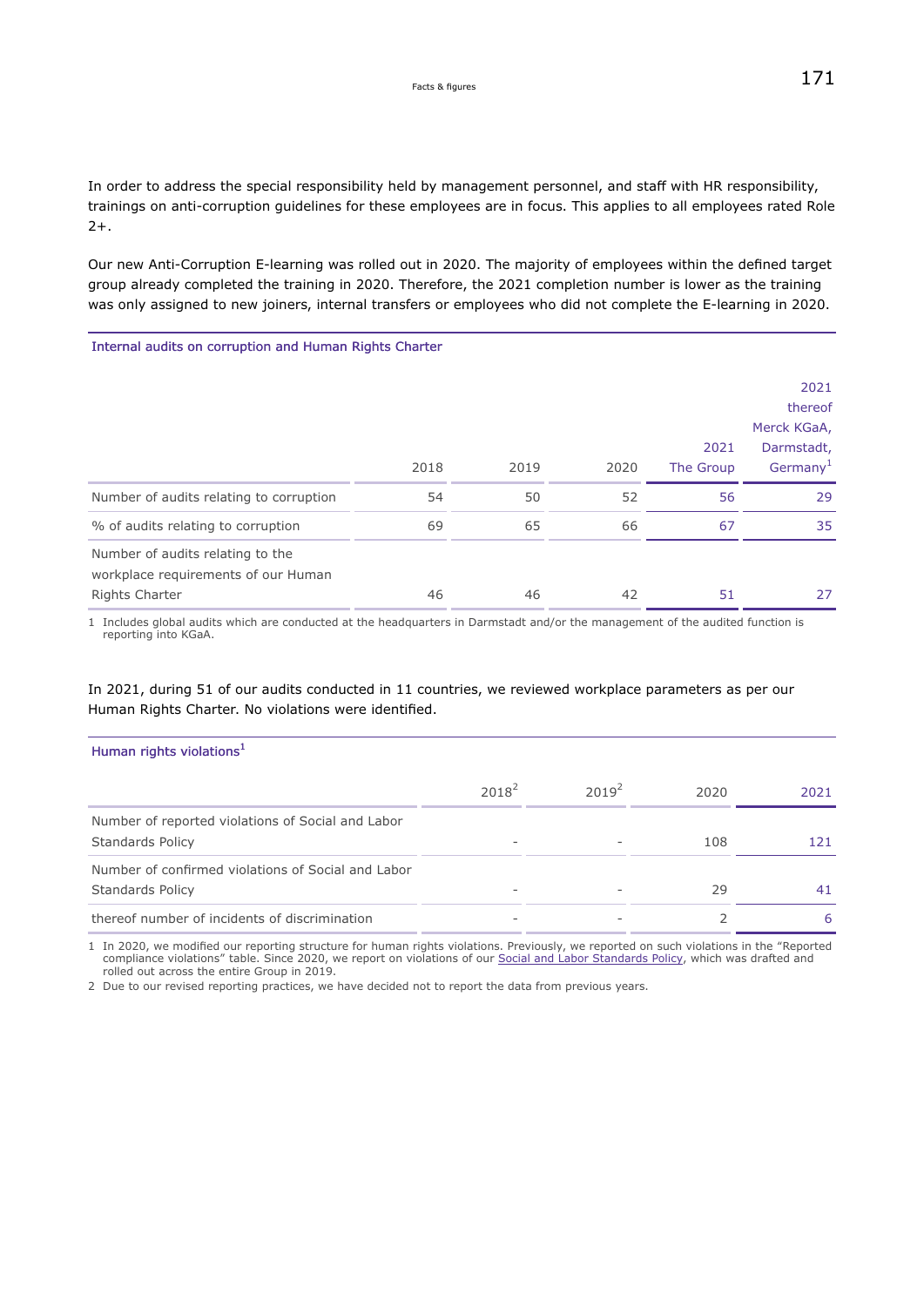In order to address the special responsibility held by management personnel, and staff with HR responsibility, trainings on anti-corruption guidelines for these employees are in focus. This applies to all employees rated Role 2+.

Our new Anti-Corruption E-learning was rolled out in 2020. The majority of employees within the defined target group already completed the training in 2020. Therefore, the 2021 completion number is lower as the training was only assigned to new joiners, internal transfers or employees who did not complete the E-learning in 2020.

### Internal audits on corruption and Human Rights Charter

| | 2018 | 2019 | 2020 | 2021 The Group | 2021 thereof Merck KGaA, Darmstadt, Germany[1] |
|---|---|---|---|---|---|
| Number of audits relating to corruption | 54 | 50 | 52 | 56 | 29 |
| % of audits relating to corruption | 69 | 65 | 66 | 67 | 35 |
| Number of audits relating to the workplace requirements of our Human Rights Charter | 46 | 46 | 42 | 51 | 27 |

1 Includes global audits which are conducted at the headquarters in Darmstadt and/or the management of the audited function is reporting into KGaA.

In 2021, during 51 of our audits conducted in 11 countries, we reviewed workplace parameters as per our Human Rights Charter. No violations were identified.

### Human rights violations[1]

| | 2018[2] | 2019[2] | 2020 | 2021 |
|---|---|---|---|---|
| Number of reported violations of Social and Labor Standards Policy | – | – | 108 | 121 |
| Number of confirmed violations of Social and Labor Standards Policy | – | – | 29 | 41 |
| thereof number of incidents of discrimination | – | – | 2 | 6 |

1 In 2020, we modified our reporting structure for human rights violations. Previously, we reported on such violations in the "Reported compliance violations" table. Since 2020, we report on violations of our Social and Labor Standards Policy, which was drafted and rolled out across the entire Group in 2019.

2 Due to our revised reporting practices, we have decided not to report the data from previous years.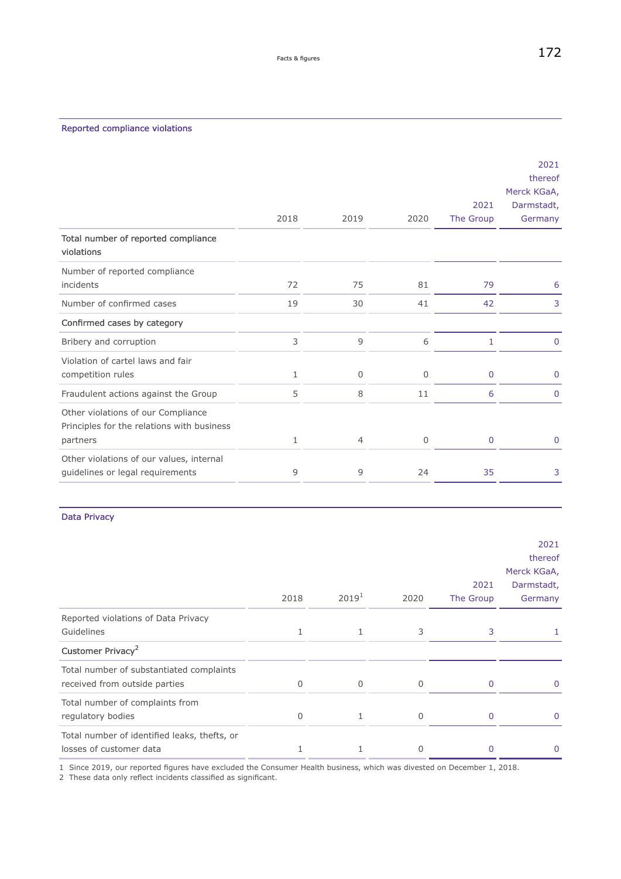## Reported compliance violations

| | 2018 | 2019 | 2020 | 2021 The Group | 2021 thereof Merck KGaA, Darmstadt, Germany |
|---|---|---|---|---|---|
| Total number of reported compliance violations | | | | | |
| Number of reported compliance incidents | 72 | 75 | 81 | 79 | 6 |
| Number of confirmed cases | 19 | 30 | 41 | 42 | 3 |
| Confirmed cases by category | | | | | |
| Bribery and corruption | 3 | 9 | 6 | 1 | 0 |
| Violation of cartel laws and fair competition rules | 1 | 0 | 0 | 0 | 0 |
| Fraudulent actions against the Group | 5 | 8 | 11 | 6 | 0 |
| Other violations of our Compliance Principles for the relations with business partners | 1 | 4 | 0 | 0 | 0 |
| Other violations of our values, internal guidelines or legal requirements | 9 | 9 | 24 | 35 | 3 |

## Data Privacy

| | 2018 | 2019[1] | 2020 | 2021 The Group | 2021 thereof Merck KGaA, Darmstadt, Germany |
|---|---|---|---|---|---|
| Reported violations of Data Privacy Guidelines | 1 | 1 | 3 | 3 | 1 |
| Customer Privacy[2] | | | | | |
| Total number of substantiated complaints received from outside parties | 0 | 0 | 0 | 0 | 0 |
| Total number of complaints from regulatory bodies | 0 | 1 | 0 | 0 | 0 |
| Total number of identified leaks, thefts, or losses of customer data | 1 | 1 | 0 | 0 | 0 |

1 Since 2019, our reported figures have excluded the Consumer Health business, which was divested on December 1, 2018.
2 These data only reflect incidents classified as significant.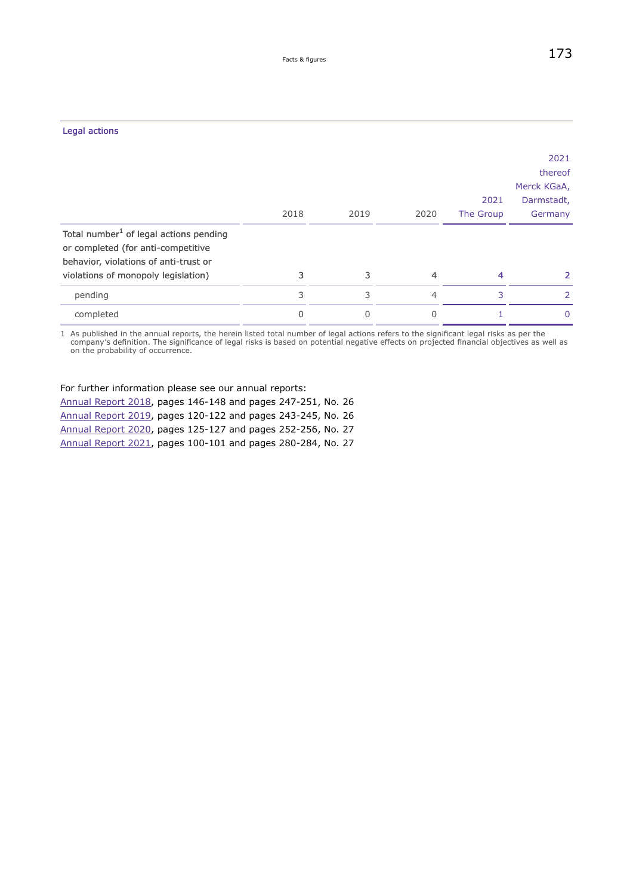## Legal actions

| | 2018 | 2019 | 2020 | 2021 The Group | 2021 thereof Merck KGaA, Darmstadt, Germany |
|---|---|---|---|---|---|
| Total number[1] of legal actions pending or completed (for anti-competitive behavior, violations of anti-trust or violations of monopoly legislation) | 3 | 3 | 4 | 4 | 2 |
| pending | 3 | 3 | 4 | 3 | 2 |
| completed | 0 | 0 | 0 | 1 | 0 |

1 As published in the annual reports, the herein listed total number of legal actions refers to the significant legal risks as per the company's definition. The significance of legal risks is based on potential negative effects on projected financial objectives as well as on the probability of occurrence.

For further information please see our annual reports:
Annual Report 2018, pages 146-148 and pages 247-251, No. 26
Annual Report 2019, pages 120-122 and pages 243-245, No. 26
Annual Report 2020, pages 125-127 and pages 252-256, No. 27
Annual Report 2021, pages 100-101 and pages 280-284, No. 27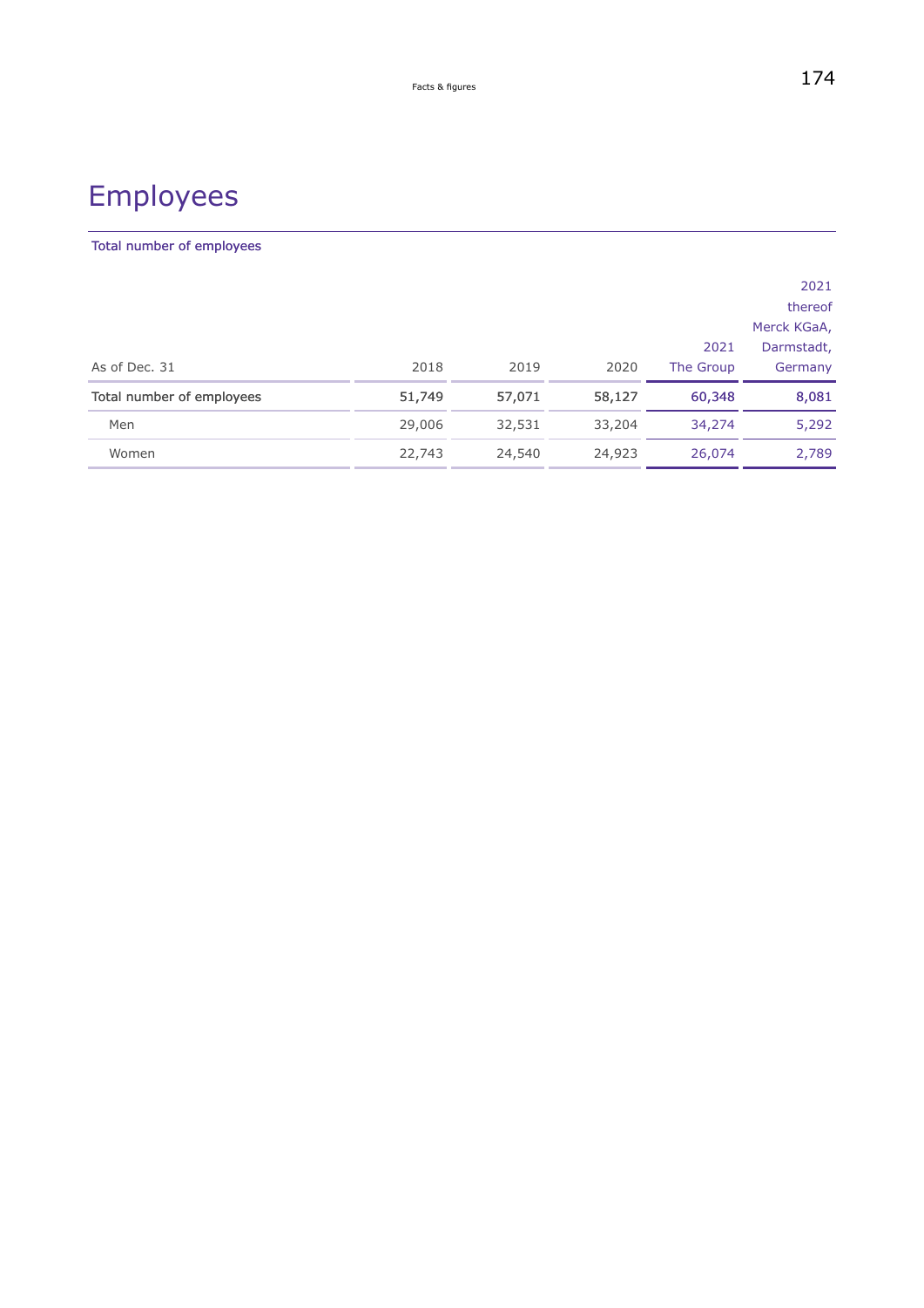# Employees

## Total number of employees

| As of Dec. 31 | 2018 | 2019 | 2020 | 2021 The Group | 2021 thereof Merck KGaA, Darmstadt, Germany |
|---|---|---|---|---|---|
| Total number of employees | 51,749 | 57,071 | 58,127 | 60,348 | 8,081 |
| Men | 29,006 | 32,531 | 33,204 | 34,274 | 5,292 |
| Women | 22,743 | 24,540 | 24,923 | 26,074 | 2,789 |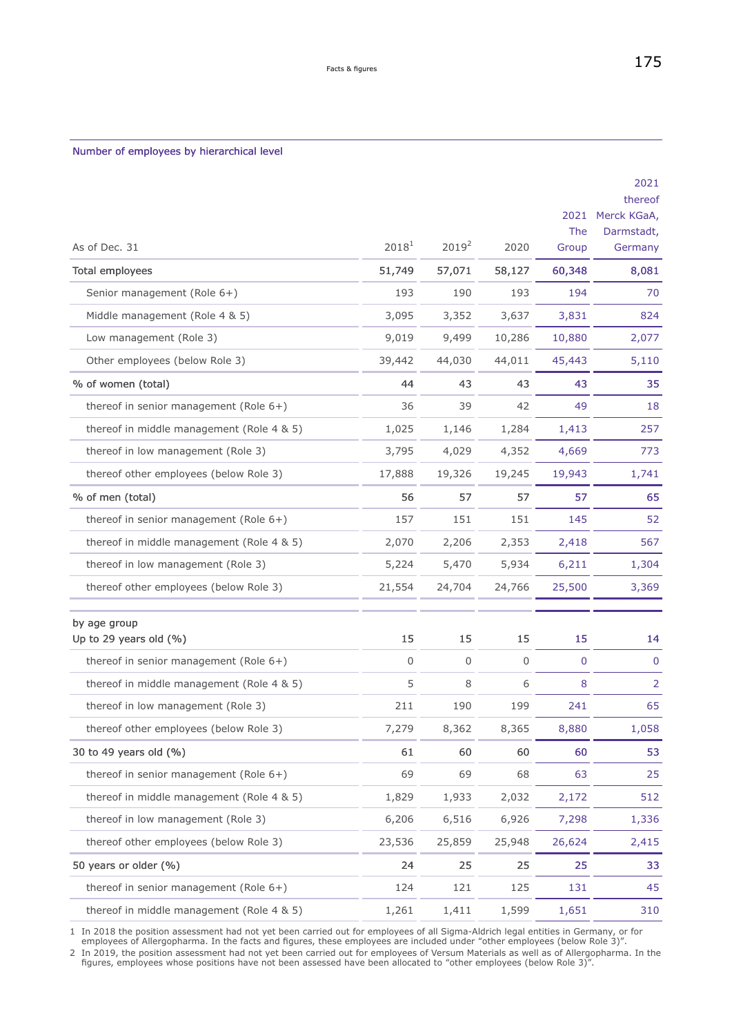## Number of employees by hierarchical level

| As of Dec. 31 | 2018[1] | 2019[2] | 2020 | 2021 The Group | 2021 thereof Merck KGaA, Darmstadt, Germany |
|---|---|---|---|---|---|
| Total employees | 51,749 | 57,071 | 58,127 | 60,348 | 8,081 |
| Senior management (Role 6+) | 193 | 190 | 193 | 194 | 70 |
| Middle management (Role 4 & 5) | 3,095 | 3,352 | 3,637 | 3,831 | 824 |
| Low management (Role 3) | 9,019 | 9,499 | 10,286 | 10,880 | 2,077 |
| Other employees (below Role 3) | 39,442 | 44,030 | 44,011 | 45,443 | 5,110 |
| % of women (total) | 44 | 43 | 43 | 43 | 35 |
| thereof in senior management (Role 6+) | 36 | 39 | 42 | 49 | 18 |
| thereof in middle management (Role 4 & 5) | 1,025 | 1,146 | 1,284 | 1,413 | 257 |
| thereof in low management (Role 3) | 3,795 | 4,029 | 4,352 | 4,669 | 773 |
| thereof other employees (below Role 3) | 17,888 | 19,326 | 19,245 | 19,943 | 1,741 |
| % of men (total) | 56 | 57 | 57 | 57 | 65 |
| thereof in senior management (Role 6+) | 157 | 151 | 151 | 145 | 52 |
| thereof in middle management (Role 4 & 5) | 2,070 | 2,206 | 2,353 | 2,418 | 567 |
| thereof in low management (Role 3) | 5,224 | 5,470 | 5,934 | 6,211 | 1,304 |
| thereof other employees (below Role 3) | 21,554 | 24,704 | 24,766 | 25,500 | 3,369 |
| by age group | | | | | |
| Up to 29 years old (%) | 15 | 15 | 15 | 15 | 14 |
| thereof in senior management (Role 6+) | 0 | 0 | 0 | 0 | 0 |
| thereof in middle management (Role 4 & 5) | 5 | 8 | 6 | 8 | 2 |
| thereof in low management (Role 3) | 211 | 190 | 199 | 241 | 65 |
| thereof other employees (below Role 3) | 7,279 | 8,362 | 8,365 | 8,880 | 1,058 |
| 30 to 49 years old (%) | 61 | 60 | 60 | 60 | 53 |
| thereof in senior management (Role 6+) | 69 | 69 | 68 | 63 | 25 |
| thereof in middle management (Role 4 & 5) | 1,829 | 1,933 | 2,032 | 2,172 | 512 |
| thereof in low management (Role 3) | 6,206 | 6,516 | 6,926 | 7,298 | 1,336 |
| thereof other employees (below Role 3) | 23,536 | 25,859 | 25,948 | 26,624 | 2,415 |
| 50 years or older (%) | 24 | 25 | 25 | 25 | 33 |
| thereof in senior management (Role 6+) | 124 | 121 | 125 | 131 | 45 |
| thereof in middle management (Role 4 & 5) | 1,261 | 1,411 | 1,599 | 1,651 | 310 |

1 In 2018 the position assessment had not yet been carried out for employees of all Sigma-Aldrich legal entities in Germany, or for employees of Allergopharma. In the facts and figures, these employees are included under “other employees (below Role 3)”.

2 In 2019, the position assessment had not yet been carried out for employees of Versum Materials as well as of Allergopharma. In the figures, employees whose positions have not been assessed have been allocated to “other employees (below Role 3)”.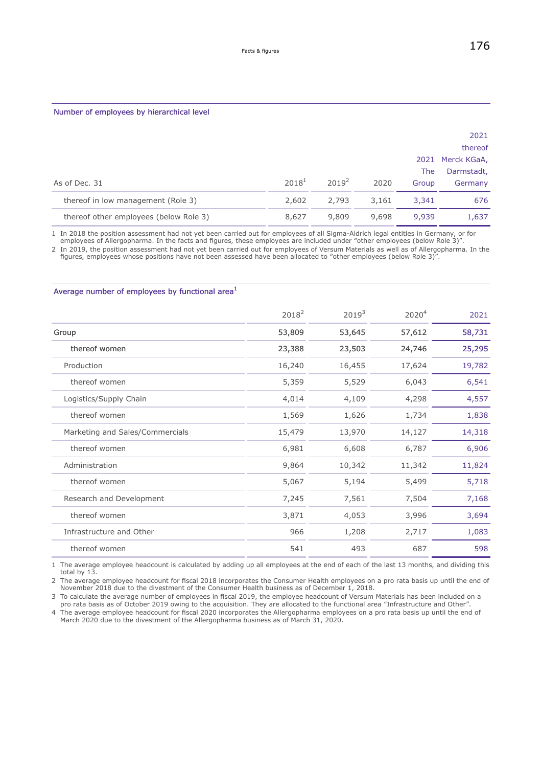## Number of employees by hierarchical level

| As of Dec. 31 | 2018[1] | 2019[2] | 2020 | 2021 The Group | 2021 thereof Merck KGaA, Darmstadt, Germany |
|---|---|---|---|---|---|
| thereof in low management (Role 3) | 2,602 | 2,793 | 3,161 | 3,341 | 676 |
| thereof other employees (below Role 3) | 8,627 | 9,809 | 9,698 | 9,939 | 1,637 |

1 In 2018 the position assessment had not yet been carried out for employees of all Sigma-Aldrich legal entities in Germany, or for employees of Allergopharma. In the facts and figures, these employees are included under "other employees (below Role 3)".

2 In 2019, the position assessment had not yet been carried out for employees of Versum Materials as well as of Allergopharma. In the figures, employees whose positions have not been assessed have been allocated to "other employees (below Role 3)".

## Average number of employees by functional area[1]

| | 2018[2] | 2019[3] | 2020[4] | 2021 |
|---|---|---|---|---|
| **Group** | **53,809** | **53,645** | **57,612** | **58,731** |
| **thereof women** | **23,388** | **23,503** | **24,746** | **25,295** |
| Production | 16,240 | 16,455 | 17,624 | 19,782 |
| thereof women | 5,359 | 5,529 | 6,043 | 6,541 |
| Logistics/Supply Chain | 4,014 | 4,109 | 4,298 | 4,557 |
| thereof women | 1,569 | 1,626 | 1,734 | 1,838 |
| Marketing and Sales/Commercials | 15,479 | 13,970 | 14,127 | 14,318 |
| thereof women | 6,981 | 6,608 | 6,787 | 6,906 |
| Administration | 9,864 | 10,342 | 11,342 | 11,824 |
| thereof women | 5,067 | 5,194 | 5,499 | 5,718 |
| Research and Development | 7,245 | 7,561 | 7,504 | 7,168 |
| thereof women | 3,871 | 4,053 | 3,996 | 3,694 |
| Infrastructure and Other | 966 | 1,208 | 2,717 | 1,083 |
| thereof women | 541 | 493 | 687 | 598 |

1 The average employee headcount is calculated by adding up all employees at the end of each of the last 13 months, and dividing this total by 13.

2 The average employee headcount for fiscal 2018 incorporates the Consumer Health employees on a pro rata basis up until the end of November 2018 due to the divestment of the Consumer Health business as of December 1, 2018.

3 To calculate the average number of employees in fiscal 2019, the employee headcount of Versum Materials has been included on a pro rata basis as of October 2019 owing to the acquisition. They are allocated to the functional area "Infrastructure and Other".

4 The average employee headcount for fiscal 2020 incorporates the Allergopharma employees on a pro rata basis up until the end of March 2020 due to the divestment of the Allergopharma business as of March 31, 2020.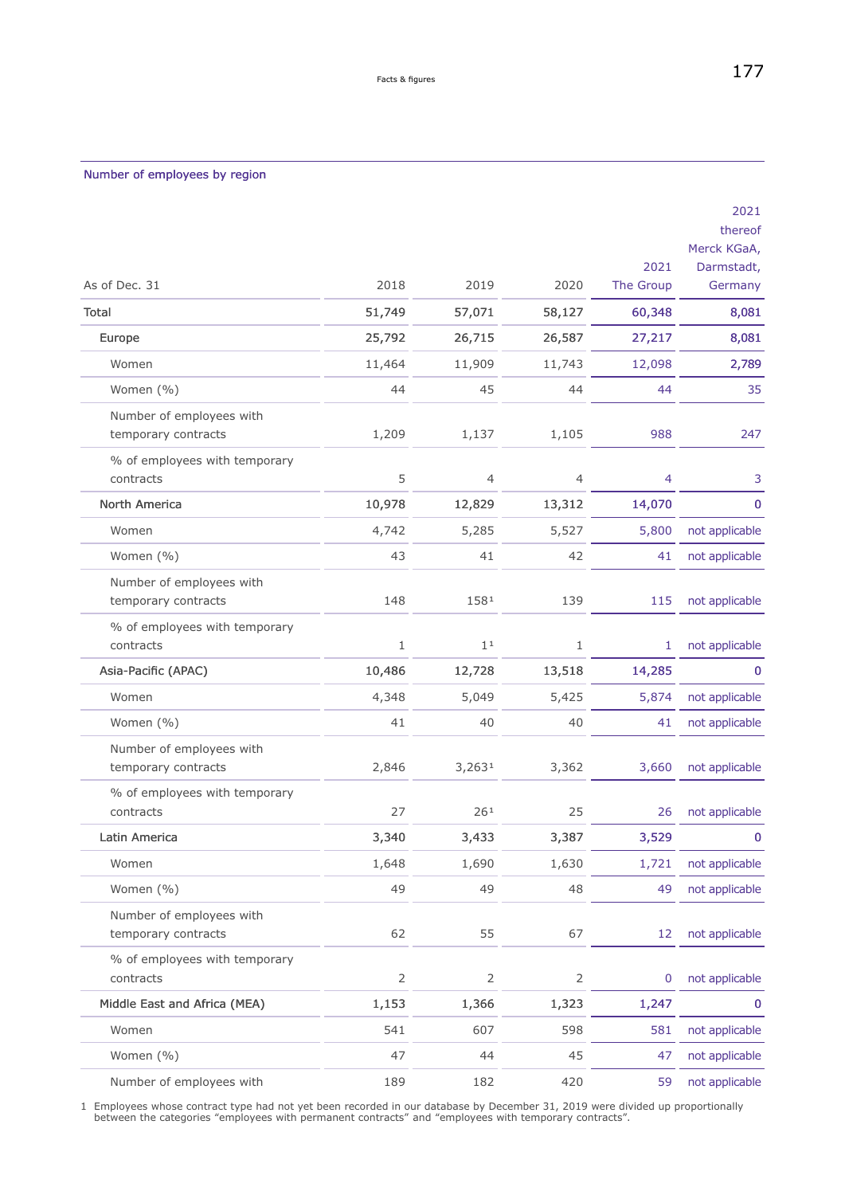Number of employees by region

| As of Dec. 31 | 2018 | 2019 | 2020 | 2021 The Group | 2021 thereof Merck KGaA, Darmstadt, Germany |
|---|---|---|---|---|---|
| Total | 51,749 | 57,071 | 58,127 | 60,348 | 8,081 |
| Europe | 25,792 | 26,715 | 26,587 | 27,217 | 8,081 |
| Women | 11,464 | 11,909 | 11,743 | 12,098 | 2,789 |
| Women (%) | 44 | 45 | 44 | 44 | 35 |
| Number of employees with temporary contracts | 1,209 | 1,137 | 1,105 | 988 | 247 |
| % of employees with temporary contracts | 5 | 4 | 4 | 4 | 3 |
| North America | 10,978 | 12,829 | 13,312 | 14,070 | 0 |
| Women | 4,742 | 5,285 | 5,527 | 5,800 | not applicable |
| Women (%) | 43 | 41 | 42 | 41 | not applicable |
| Number of employees with temporary contracts | 148 | 158[1] | 139 | 115 | not applicable |
| % of employees with temporary contracts | 1 | 1[1] | 1 | 1 | not applicable |
| Asia-Pacific (APAC) | 10,486 | 12,728 | 13,518 | 14,285 | 0 |
| Women | 4,348 | 5,049 | 5,425 | 5,874 | not applicable |
| Women (%) | 41 | 40 | 40 | 41 | not applicable |
| Number of employees with temporary contracts | 2,846 | 3,263[1] | 3,362 | 3,660 | not applicable |
| % of employees with temporary contracts | 27 | 26[1] | 25 | 26 | not applicable |
| Latin America | 3,340 | 3,433 | 3,387 | 3,529 | 0 |
| Women | 1,648 | 1,690 | 1,630 | 1,721 | not applicable |
| Women (%) | 49 | 49 | 48 | 49 | not applicable |
| Number of employees with temporary contracts | 62 | 55 | 67 | 12 | not applicable |
| % of employees with temporary contracts | 2 | 2 | 2 | 0 | not applicable |
| Middle East and Africa (MEA) | 1,153 | 1,366 | 1,323 | 1,247 | 0 |
| Women | 541 | 607 | 598 | 581 | not applicable |
| Women (%) | 47 | 44 | 45 | 47 | not applicable |
| Number of employees with | 189 | 182 | 420 | 59 | not applicable |

1 Employees whose contract type had not yet been recorded in our database by December 31, 2019 were divided up proportionally between the categories "employees with permanent contracts" and "employees with temporary contracts".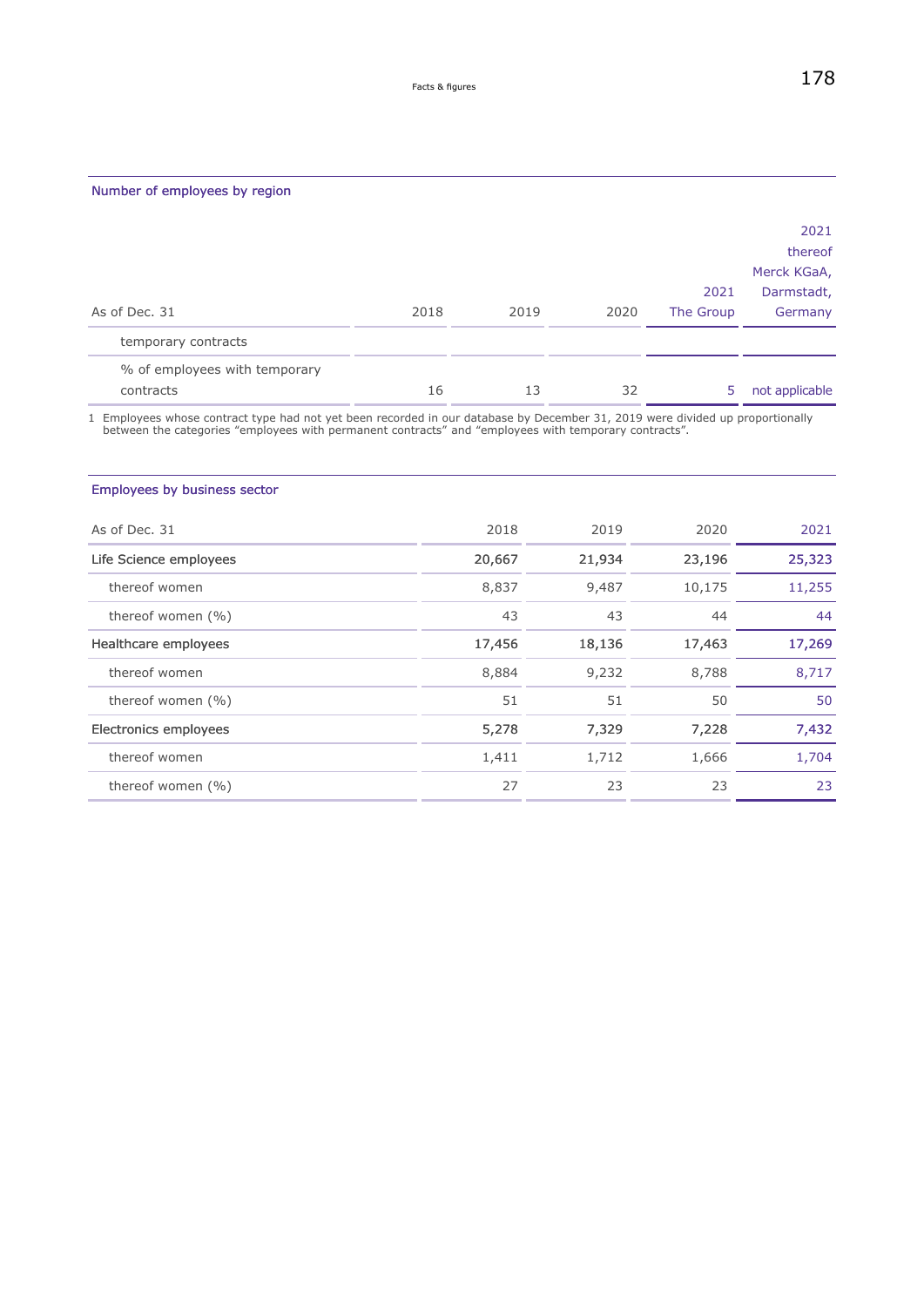## Number of employees by region

| As of Dec. 31 | 2018 | 2019 | 2020 | 2021 The Group | 2021 thereof Merck KGaA, Darmstadt, Germany |
|---|---|---|---|---|---|
| temporary contracts | | | | | |
| % of employees with temporary contracts | 16 | 13 | 32 | 5 | not applicable |

1 Employees whose contract type had not yet been recorded in our database by December 31, 2019 were divided up proportionally between the categories "employees with permanent contracts" and "employees with temporary contracts".

## Employees by business sector

| As of Dec. 31 | 2018 | 2019 | 2020 | 2021 |
|---|---|---|---|---|
| **Life Science employees** | **20,667** | **21,934** | **23,196** | **25,323** |
| thereof women | 8,837 | 9,487 | 10,175 | 11,255 |
| thereof women (%) | 43 | 43 | 44 | 44 |
| **Healthcare employees** | **17,456** | **18,136** | **17,463** | **17,269** |
| thereof women | 8,884 | 9,232 | 8,788 | 8,717 |
| thereof women (%) | 51 | 51 | 50 | 50 |
| **Electronics employees** | **5,278** | **7,329** | **7,228** | **7,432** |
| thereof women | 1,411 | 1,712 | 1,666 | 1,704 |
| thereof women (%) | 27 | 23 | 23 | 23 |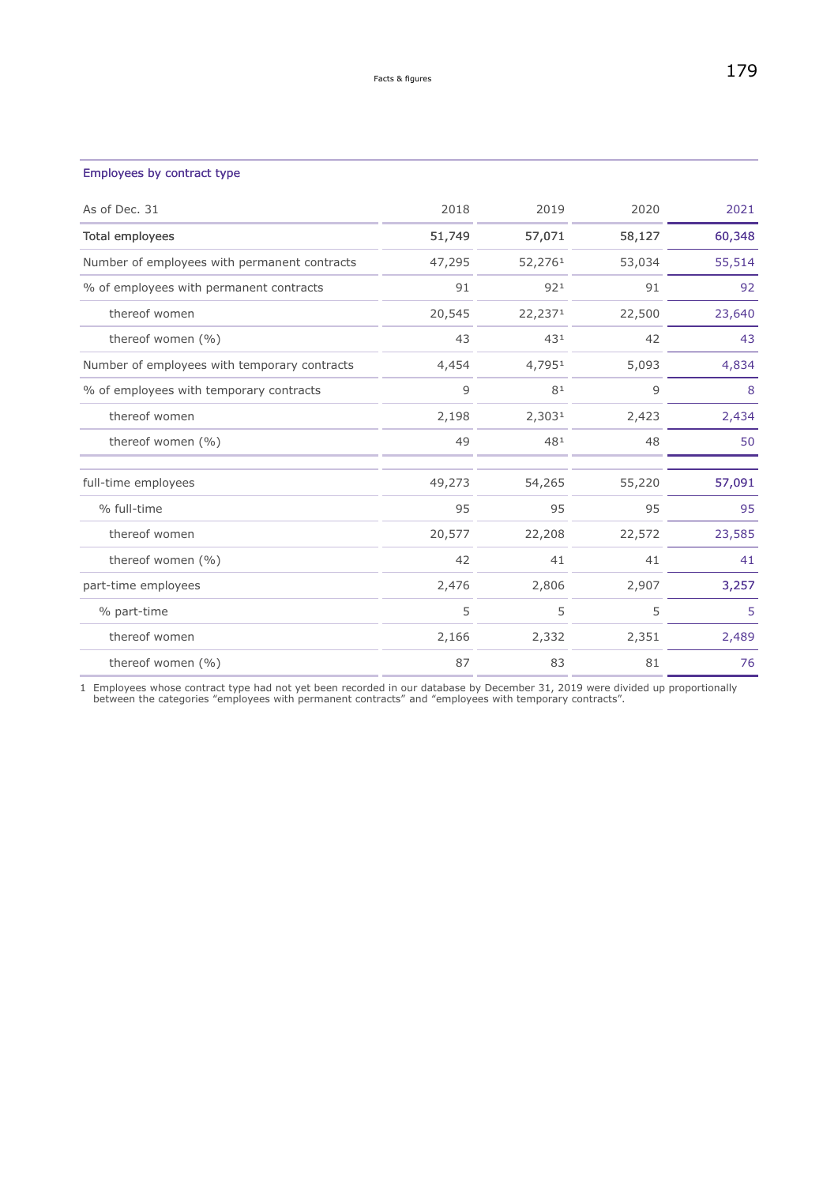## Employees by contract type

| As of Dec. 31 | 2018 | 2019 | 2020 | 2021 |
|---|---|---|---|---|
| **Total employees** | **51,749** | **57,071** | **58,127** | **60,348** |
| Number of employees with permanent contracts | 47,295 | 52,276[1] | 53,034 | 55,514 |
| % of employees with permanent contracts | 91 | 92[1] | 91 | 92 |
| thereof women | 20,545 | 22,237[1] | 22,500 | 23,640 |
| thereof women (%) | 43 | 43[1] | 42 | 43 |
| Number of employees with temporary contracts | 4,454 | 4,795[1] | 5,093 | 4,834 |
| % of employees with temporary contracts | 9 | 8[1] | 9 | 8 |
| thereof women | 2,198 | 2,303[1] | 2,423 | 2,434 |
| thereof women (%) | 49 | 48[1] | 48 | 50 |
| full-time employees | 49,273 | 54,265 | 55,220 | **57,091** |
| % full-time | 95 | 95 | 95 | 95 |
| thereof women | 20,577 | 22,208 | 22,572 | 23,585 |
| thereof women (%) | 42 | 41 | 41 | 41 |
| part-time employees | 2,476 | 2,806 | 2,907 | **3,257** |
| % part-time | 5 | 5 | 5 | 5 |
| thereof women | 2,166 | 2,332 | 2,351 | 2,489 |
| thereof women (%) | 87 | 83 | 81 | 76 |

1 Employees whose contract type had not yet been recorded in our database by December 31, 2019 were divided up proportionally between the categories “employees with permanent contracts” and “employees with temporary contracts”.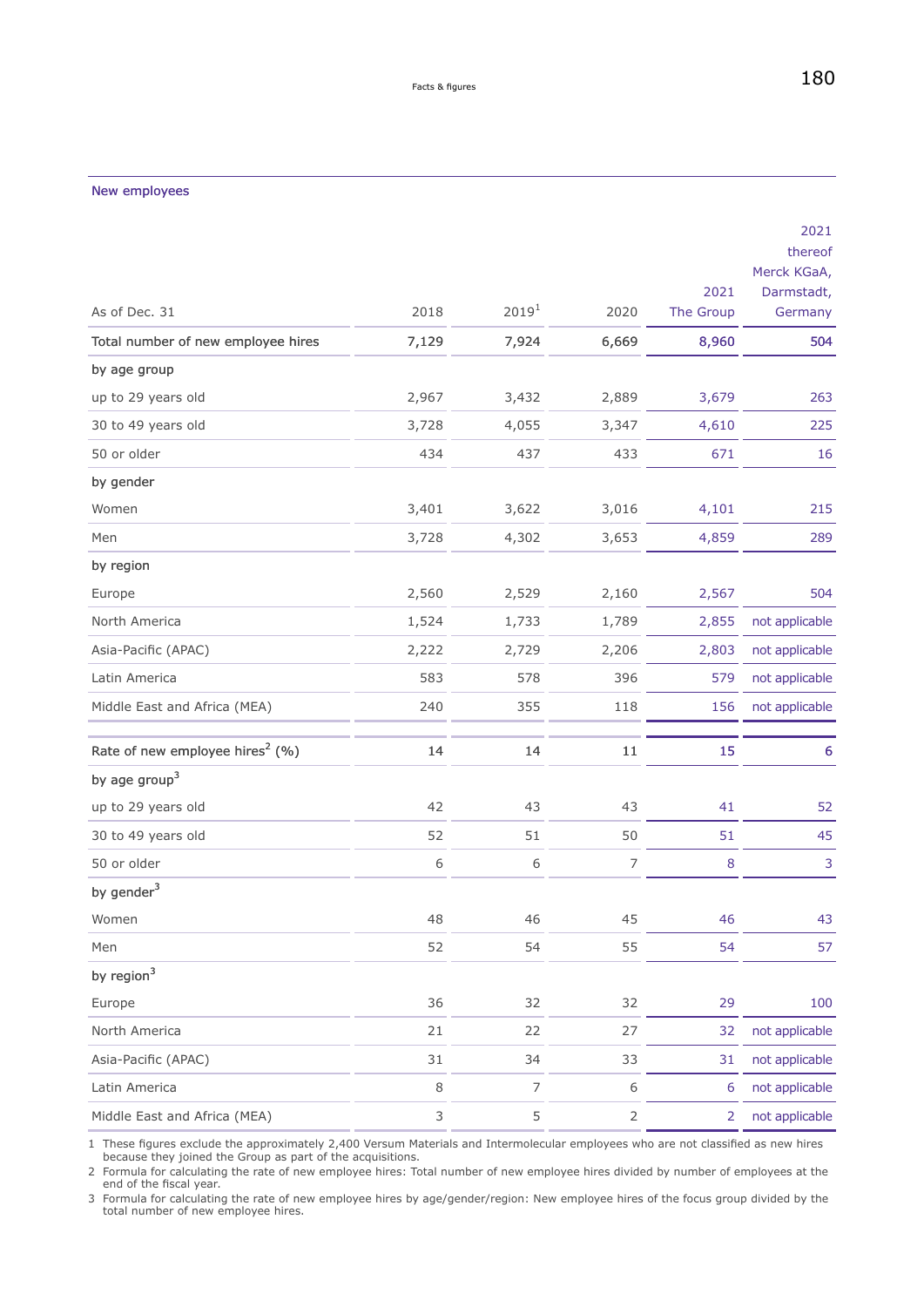## New employees

| As of Dec. 31 | 2018 | 2019[1] | 2020 | 2021 The Group | 2021 thereof Merck KGaA, Darmstadt, Germany |
|---|---|---|---|---|---|
| Total number of new employee hires | 7,129 | 7,924 | 6,669 | 8,960 | 504 |
| by age group | | | | | |
| up to 29 years old | 2,967 | 3,432 | 2,889 | 3,679 | 263 |
| 30 to 49 years old | 3,728 | 4,055 | 3,347 | 4,610 | 225 |
| 50 or older | 434 | 437 | 433 | 671 | 16 |
| by gender | | | | | |
| Women | 3,401 | 3,622 | 3,016 | 4,101 | 215 |
| Men | 3,728 | 4,302 | 3,653 | 4,859 | 289 |
| by region | | | | | |
| Europe | 2,560 | 2,529 | 2,160 | 2,567 | 504 |
| North America | 1,524 | 1,733 | 1,789 | 2,855 | not applicable |
| Asia-Pacific (APAC) | 2,222 | 2,729 | 2,206 | 2,803 | not applicable |
| Latin America | 583 | 578 | 396 | 579 | not applicable |
| Middle East and Africa (MEA) | 240 | 355 | 118 | 156 | not applicable |
| Rate of new employee hires[2] (%) | 14 | 14 | 11 | 15 | 6 |
| by age group[3] | | | | | |
| up to 29 years old | 42 | 43 | 43 | 41 | 52 |
| 30 to 49 years old | 52 | 51 | 50 | 51 | 45 |
| 50 or older | 6 | 6 | 7 | 8 | 3 |
| by gender[3] | | | | | |
| Women | 48 | 46 | 45 | 46 | 43 |
| Men | 52 | 54 | 55 | 54 | 57 |
| by region[3] | | | | | |
| Europe | 36 | 32 | 32 | 29 | 100 |
| North America | 21 | 22 | 27 | 32 | not applicable |
| Asia-Pacific (APAC) | 31 | 34 | 33 | 31 | not applicable |
| Latin America | 8 | 7 | 6 | 6 | not applicable |
| Middle East and Africa (MEA) | 3 | 5 | 2 | 2 | not applicable |

1 These figures exclude the approximately 2,400 Versum Materials and Intermolecular employees who are not classified as new hires because they joined the Group as part of the acquisitions.
2 Formula for calculating the rate of new employee hires: Total number of new employee hires divided by number of employees at the end of the fiscal year.
3 Formula for calculating the rate of new employee hires by age/gender/region: New employee hires of the focus group divided by the total number of new employee hires.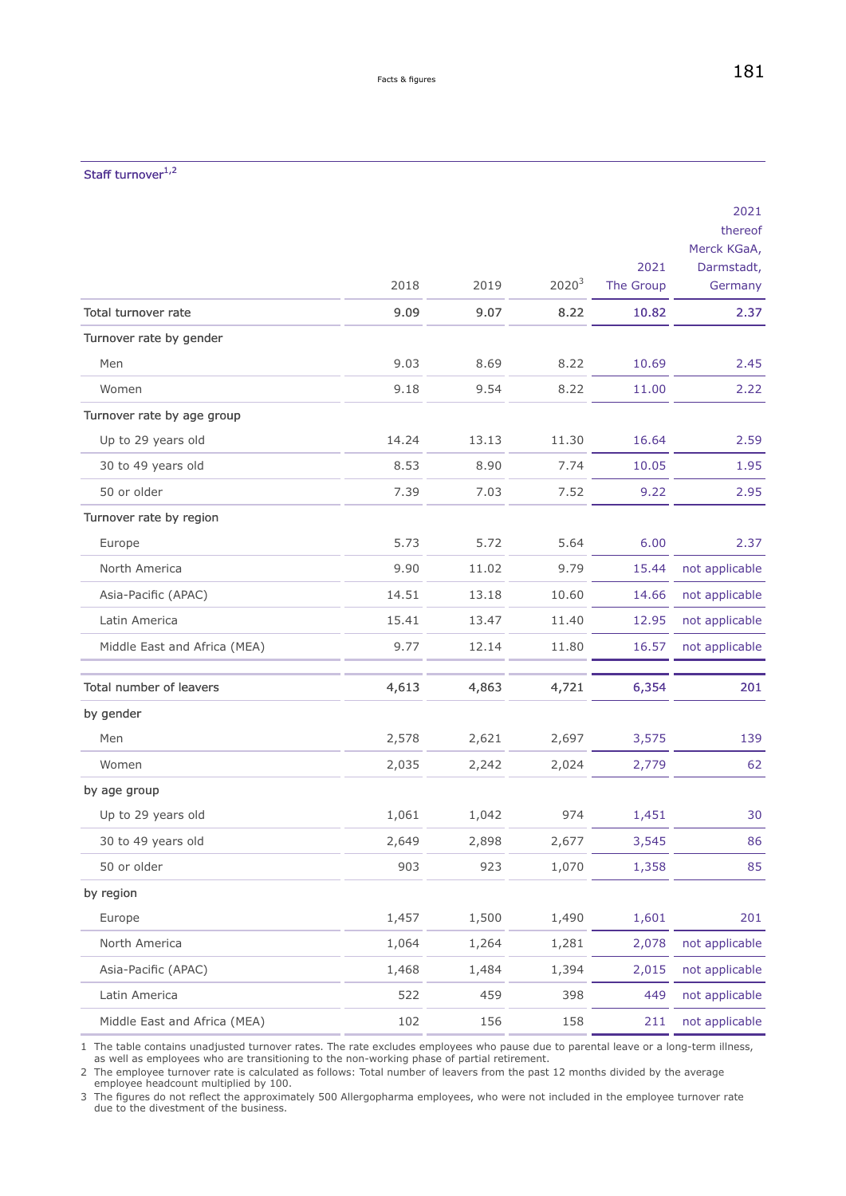## Staff turnover[1,2]

| | 2018 | 2019 | 2020[3] | 2021 The Group | 2021 thereof Merck KGaA, Darmstadt, Germany |
|---|---|---|---|---|---|
| Total turnover rate | 9.09 | 9.07 | 8.22 | 10.82 | 2.37 |
| Turnover rate by gender | | | | | |
| Men | 9.03 | 8.69 | 8.22 | 10.69 | 2.45 |
| Women | 9.18 | 9.54 | 8.22 | 11.00 | 2.22 |
| Turnover rate by age group | | | | | |
| Up to 29 years old | 14.24 | 13.13 | 11.30 | 16.64 | 2.59 |
| 30 to 49 years old | 8.53 | 8.90 | 7.74 | 10.05 | 1.95 |
| 50 or older | 7.39 | 7.03 | 7.52 | 9.22 | 2.95 |
| Turnover rate by region | | | | | |
| Europe | 5.73 | 5.72 | 5.64 | 6.00 | 2.37 |
| North America | 9.90 | 11.02 | 9.79 | 15.44 | not applicable |
| Asia-Pacific (APAC) | 14.51 | 13.18 | 10.60 | 14.66 | not applicable |
| Latin America | 15.41 | 13.47 | 11.40 | 12.95 | not applicable |
| Middle East and Africa (MEA) | 9.77 | 12.14 | 11.80 | 16.57 | not applicable |
| Total number of leavers | 4,613 | 4,863 | 4,721 | 6,354 | 201 |
| by gender | | | | | |
| Men | 2,578 | 2,621 | 2,697 | 3,575 | 139 |
| Women | 2,035 | 2,242 | 2,024 | 2,779 | 62 |
| by age group | | | | | |
| Up to 29 years old | 1,061 | 1,042 | 974 | 1,451 | 30 |
| 30 to 49 years old | 2,649 | 2,898 | 2,677 | 3,545 | 86 |
| 50 or older | 903 | 923 | 1,070 | 1,358 | 85 |
| by region | | | | | |
| Europe | 1,457 | 1,500 | 1,490 | 1,601 | 201 |
| North America | 1,064 | 1,264 | 1,281 | 2,078 | not applicable |
| Asia-Pacific (APAC) | 1,468 | 1,484 | 1,394 | 2,015 | not applicable |
| Latin America | 522 | 459 | 398 | 449 | not applicable |
| Middle East and Africa (MEA) | 102 | 156 | 158 | 211 | not applicable |

1 The table contains unadjusted turnover rates. The rate excludes employees who pause due to parental leave or a long-term illness, as well as employees who are transitioning to the non-working phase of partial retirement.
2 The employee turnover rate is calculated as follows: Total number of leavers from the past 12 months divided by the average employee headcount multiplied by 100.
3 The figures do not reflect the approximately 500 Allergopharma employees, who were not included in the employee turnover rate due to the divestment of the business.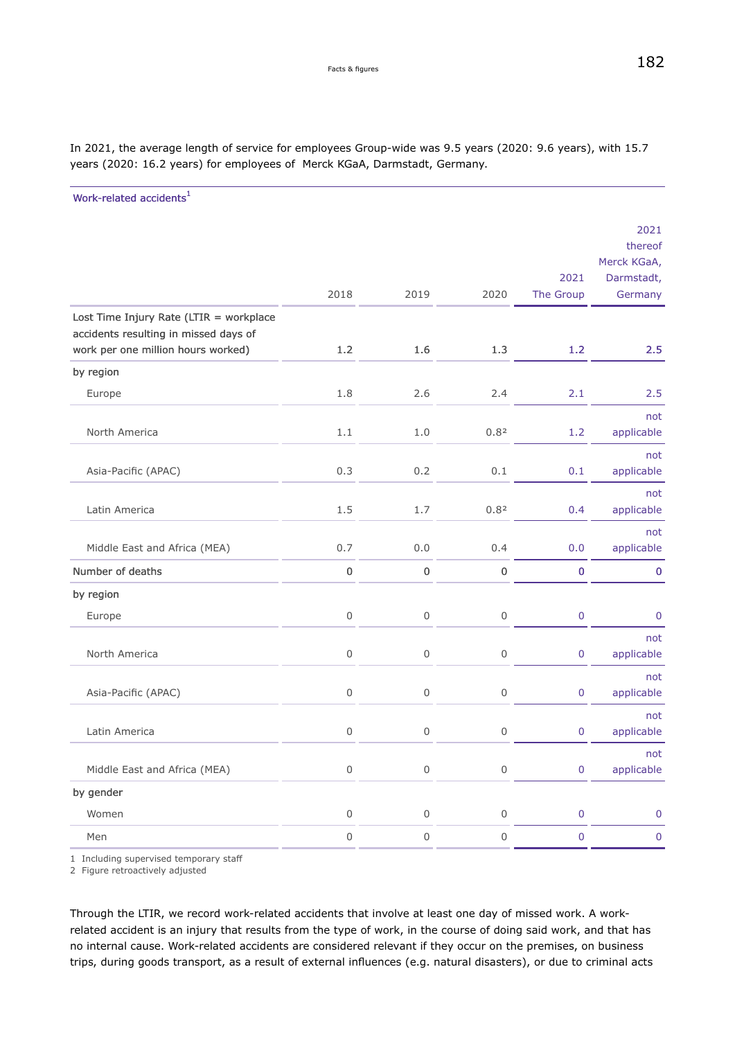In 2021, the average length of service for employees Group-wide was 9.5 years (2020: 9.6 years), with 15.7 years (2020: 16.2 years) for employees of Merck KGaA, Darmstadt, Germany.

Work-related accidents[1]

| | 2018 | 2019 | 2020 | 2021 The Group | 2021 thereof Merck KGaA, Darmstadt, Germany |
|---|---|---|---|---|---|
| Lost Time Injury Rate (LTIR = workplace accidents resulting in missed days of work per one million hours worked) | 1.2 | 1.6 | 1.3 | 1.2 | 2.5 |
| by region | | | | | |
| Europe | 1.8 | 2.6 | 2.4 | 2.1 | 2.5 |
| North America | 1.1 | 1.0 | 0.8[2] | 1.2 | not applicable |
| Asia-Pacific (APAC) | 0.3 | 0.2 | 0.1 | 0.1 | not applicable |
| Latin America | 1.5 | 1.7 | 0.8[2] | 0.4 | not applicable |
| Middle East and Africa (MEA) | 0.7 | 0.0 | 0.4 | 0.0 | not applicable |
| Number of deaths | 0 | 0 | 0 | 0 | 0 |
| by region | | | | | |
| Europe | 0 | 0 | 0 | 0 | 0 |
| North America | 0 | 0 | 0 | 0 | not applicable |
| Asia-Pacific (APAC) | 0 | 0 | 0 | 0 | not applicable |
| Latin America | 0 | 0 | 0 | 0 | not applicable |
| Middle East and Africa (MEA) | 0 | 0 | 0 | 0 | not applicable |
| by gender | | | | | |
| Women | 0 | 0 | 0 | 0 | 0 |
| Men | 0 | 0 | 0 | 0 | 0 |

1 Including supervised temporary staff
2 Figure retroactively adjusted

Through the LTIR, we record work-related accidents that involve at least one day of missed work. A work-related accident is an injury that results from the type of work, in the course of doing said work, and that has no internal cause. Work-related accidents are considered relevant if they occur on the premises, on business trips, during goods transport, as a result of external influences (e.g. natural disasters), or due to criminal acts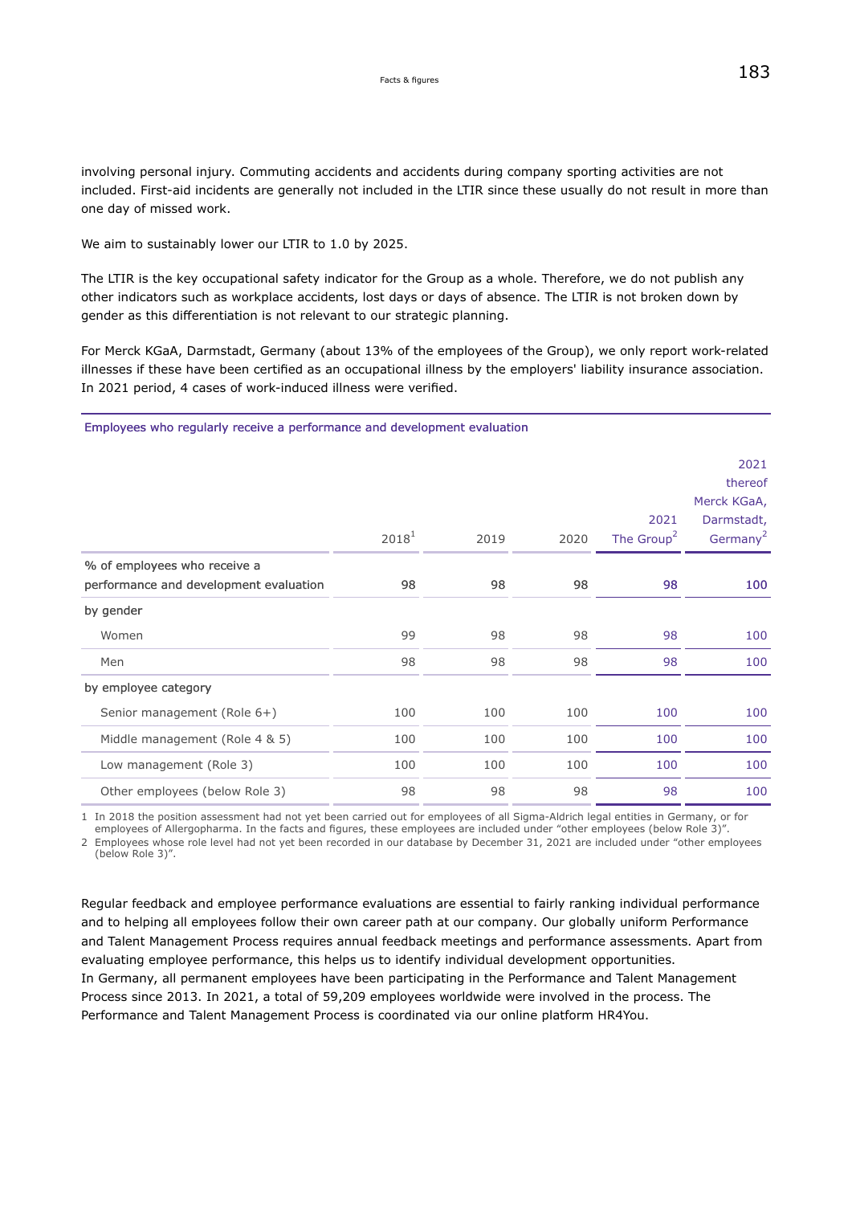involving personal injury. Commuting accidents and accidents during company sporting activities are not included. First-aid incidents are generally not included in the LTIR since these usually do not result in more than one day of missed work.

We aim to sustainably lower our LTIR to 1.0 by 2025.

The LTIR is the key occupational safety indicator for the Group as a whole. Therefore, we do not publish any other indicators such as workplace accidents, lost days or days of absence. The LTIR is not broken down by gender as this differentiation is not relevant to our strategic planning.

For Merck KGaA, Darmstadt, Germany (about 13% of the employees of the Group), we only report work-related illnesses if these have been certified as an occupational illness by the employers' liability insurance association. In 2021 period, 4 cases of work-induced illness were verified.

**Employees who regularly receive a performance and development evaluation**

| | 2018[1] | 2019 | 2020 | 2021 The Group[2] | 2021 thereof Merck KGaA, Darmstadt, Germany[2] |
|---|---|---|---|---|---|
| % of employees who receive a performance and development evaluation | 98 | 98 | 98 | 98 | 100 |
| by gender | | | | | |
| Women | 99 | 98 | 98 | 98 | 100 |
| Men | 98 | 98 | 98 | 98 | 100 |
| by employee category | | | | | |
| Senior management (Role 6+) | 100 | 100 | 100 | 100 | 100 |
| Middle management (Role 4 & 5) | 100 | 100 | 100 | 100 | 100 |
| Low management (Role 3) | 100 | 100 | 100 | 100 | 100 |
| Other employees (below Role 3) | 98 | 98 | 98 | 98 | 100 |

1 In 2018 the position assessment had not yet been carried out for employees of all Sigma-Aldrich legal entities in Germany, or for employees of Allergopharma. In the facts and figures, these employees are included under "other employees (below Role 3)".
2 Employees whose role level had not yet been recorded in our database by December 31, 2021 are included under "other employees (below Role 3)".

Regular feedback and employee performance evaluations are essential to fairly ranking individual performance and to helping all employees follow their own career path at our company. Our globally uniform Performance and Talent Management Process requires annual feedback meetings and performance assessments. Apart from evaluating employee performance, this helps us to identify individual development opportunities.
In Germany, all permanent employees have been participating in the Performance and Talent Management Process since 2013. In 2021, a total of 59,209 employees worldwide were involved in the process. The Performance and Talent Management Process is coordinated via our online platform HR4You.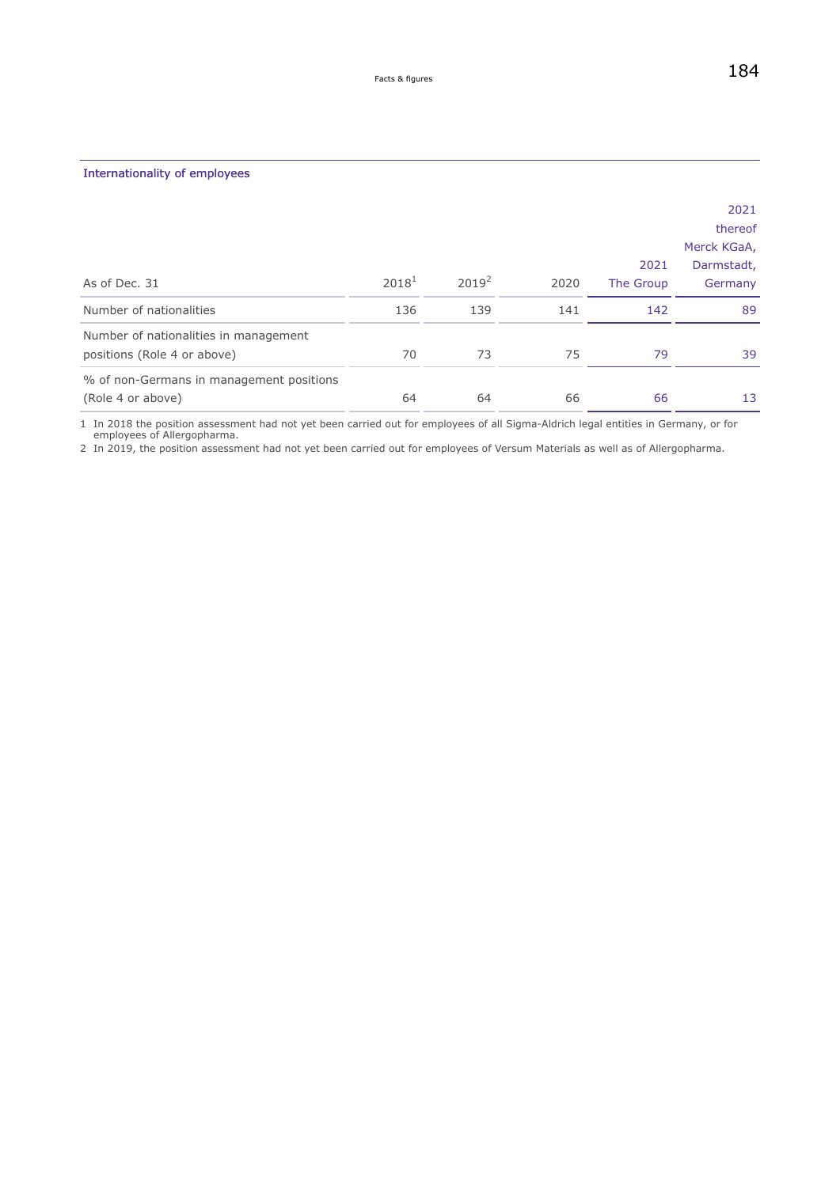## Internationality of employees

| As of Dec. 31 | 2018[1] | 2019[2] | 2020 | 2021 The Group | 2021 thereof Merck KGaA, Darmstadt, Germany |
|---|---|---|---|---|---|
| Number of nationalities | 136 | 139 | 141 | 142 | 89 |
| Number of nationalities in management positions (Role 4 or above) | 70 | 73 | 75 | 79 | 39 |
| % of non-Germans in management positions (Role 4 or above) | 64 | 64 | 66 | 66 | 13 |

1 In 2018 the position assessment had not yet been carried out for employees of all Sigma-Aldrich legal entities in Germany, or for employees of Allergopharma.

2 In 2019, the position assessment had not yet been carried out for employees of Versum Materials as well as of Allergopharma.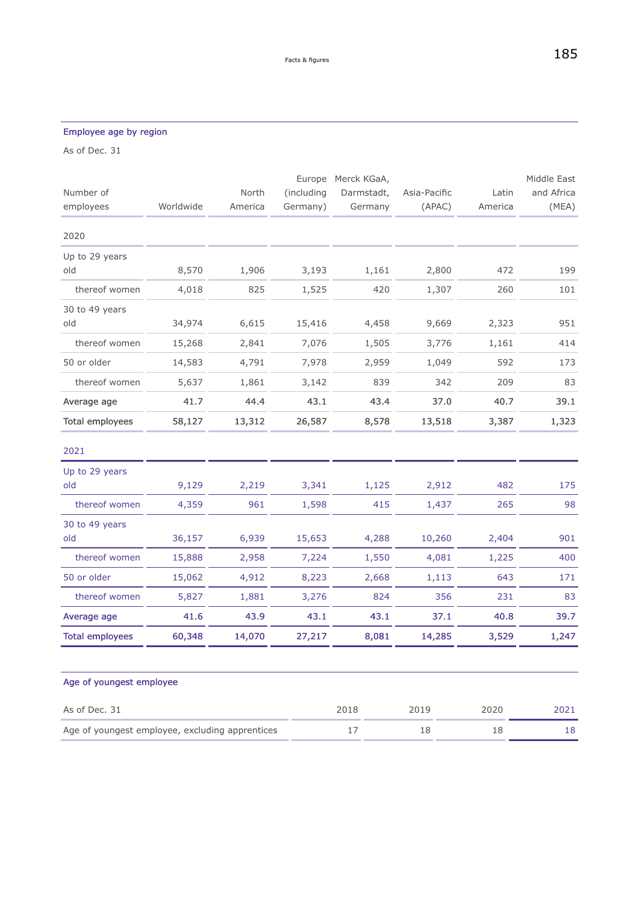### Employee age by region

As of Dec. 31

| Number of employees | Worldwide | North America | Europe (including Germany) | Merck KGaA, Darmstadt, Germany | Asia-Pacific (APAC) | Latin America | Middle East and Africa (MEA) |
|---|---|---|---|---|---|---|---|
| **2020** | | | | | | | |
| Up to 29 years old | 8,570 | 1,906 | 3,193 | 1,161 | 2,800 | 472 | 199 |
| thereof women | 4,018 | 825 | 1,525 | 420 | 1,307 | 260 | 101 |
| 30 to 49 years old | 34,974 | 6,615 | 15,416 | 4,458 | 9,669 | 2,323 | 951 |
| thereof women | 15,268 | 2,841 | 7,076 | 1,505 | 3,776 | 1,161 | 414 |
| 50 or older | 14,583 | 4,791 | 7,978 | 2,959 | 1,049 | 592 | 173 |
| thereof women | 5,637 | 1,861 | 3,142 | 839 | 342 | 209 | 83 |
| Average age | 41.7 | 44.4 | 43.1 | 43.4 | 37.0 | 40.7 | 39.1 |
| Total employees | 58,127 | 13,312 | 26,587 | 8,578 | 13,518 | 3,387 | 1,323 |
| **2021** | | | | | | | |
| Up to 29 years old | 9,129 | 2,219 | 3,341 | 1,125 | 2,912 | 482 | 175 |
| thereof women | 4,359 | 961 | 1,598 | 415 | 1,437 | 265 | 98 |
| 30 to 49 years old | 36,157 | 6,939 | 15,653 | 4,288 | 10,260 | 2,404 | 901 |
| thereof women | 15,888 | 2,958 | 7,224 | 1,550 | 4,081 | 1,225 | 400 |
| 50 or older | 15,062 | 4,912 | 8,223 | 2,668 | 1,113 | 643 | 171 |
| thereof women | 5,827 | 1,881 | 3,276 | 824 | 356 | 231 | 83 |
| Average age | 41.6 | 43.9 | 43.1 | 43.1 | 37.1 | 40.8 | 39.7 |
| Total employees | 60,348 | 14,070 | 27,217 | 8,081 | 14,285 | 3,529 | 1,247 |

### Age of youngest employee

| As of Dec. 31 | 2018 | 2019 | 2020 | 2021 |
|---|---|---|---|---|
| Age of youngest employee, excluding apprentices | 17 | 18 | 18 | 18 |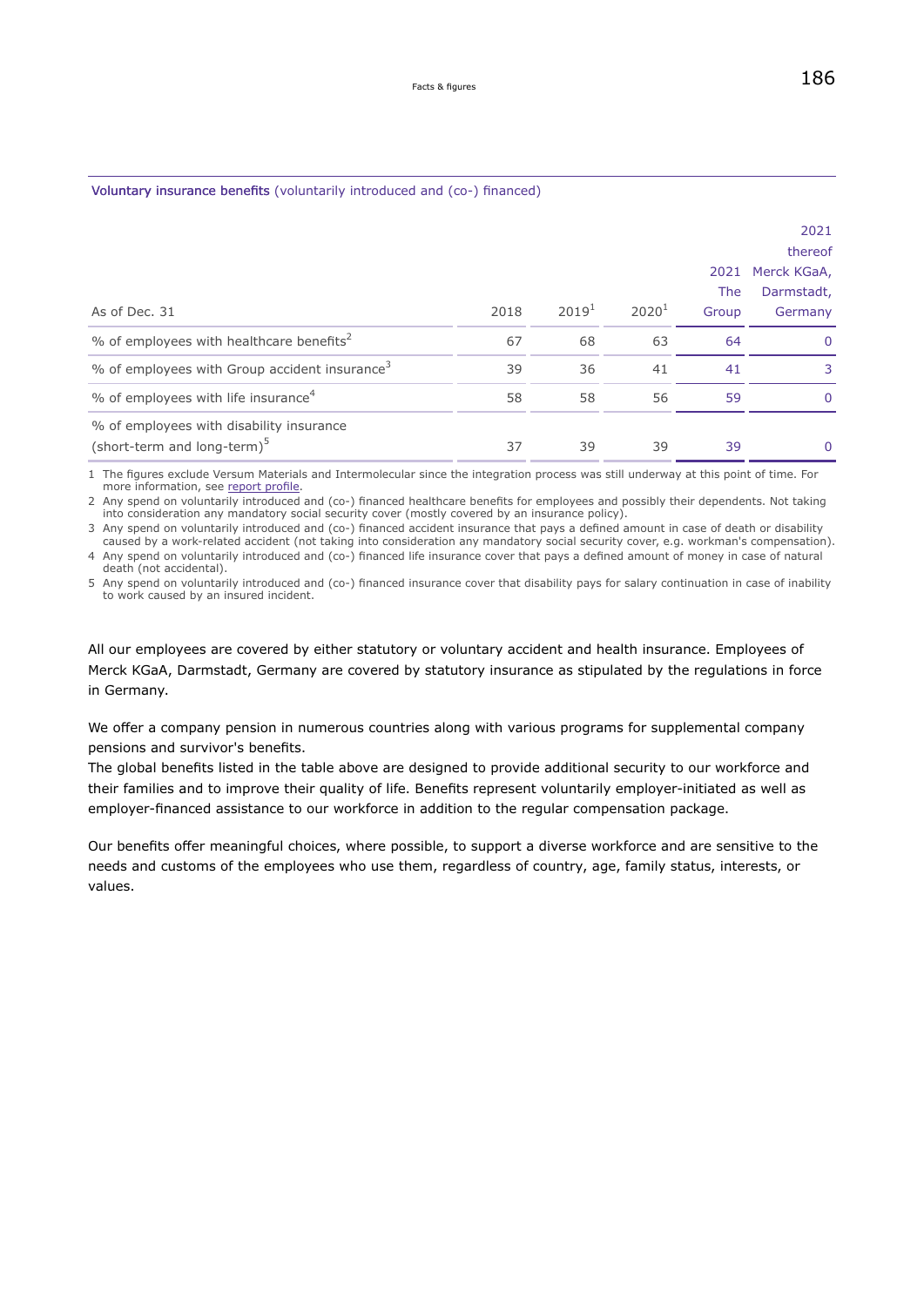**Voluntary insurance benefits** (voluntarily introduced and (co-) financed)

| As of Dec. 31 | 2018 | 2019[1] | 2020[1] | 2021 The Group | 2021 thereof Merck KGaA, Darmstadt, Germany |
|---|---|---|---|---|---|
| % of employees with healthcare benefits[2] | 67 | 68 | 63 | 64 | 0 |
| % of employees with Group accident insurance[3] | 39 | 36 | 41 | 41 | 3 |
| % of employees with life insurance[4] | 58 | 58 | 56 | 59 | 0 |
| % of employees with disability insurance (short-term and long-term)[5] | 37 | 39 | 39 | 39 | 0 |

1 The figures exclude Versum Materials and Intermolecular since the integration process was still underway at this point of time. For more information, see report profile.
2 Any spend on voluntarily introduced and (co-) financed healthcare benefits for employees and possibly their dependents. Not taking into consideration any mandatory social security cover (mostly covered by an insurance policy).
3 Any spend on voluntarily introduced and (co-) financed accident insurance that pays a defined amount in case of death or disability caused by a work-related accident (not taking into consideration any mandatory social security cover, e.g. workman's compensation).
4 Any spend on voluntarily introduced and (co-) financed life insurance cover that pays a defined amount of money in case of natural death (not accidental).
5 Any spend on voluntarily introduced and (co-) financed insurance cover that disability pays for salary continuation in case of inability to work caused by an insured incident.

All our employees are covered by either statutory or voluntary accident and health insurance. Employees of Merck KGaA, Darmstadt, Germany are covered by statutory insurance as stipulated by the regulations in force in Germany.

We offer a company pension in numerous countries along with various programs for supplemental company pensions and survivor's benefits.
The global benefits listed in the table above are designed to provide additional security to our workforce and their families and to improve their quality of life. Benefits represent voluntarily employer-initiated as well as employer-financed assistance to our workforce in addition to the regular compensation package.

Our benefits offer meaningful choices, where possible, to support a diverse workforce and are sensitive to the needs and customs of the employees who use them, regardless of country, age, family status, interests, or values.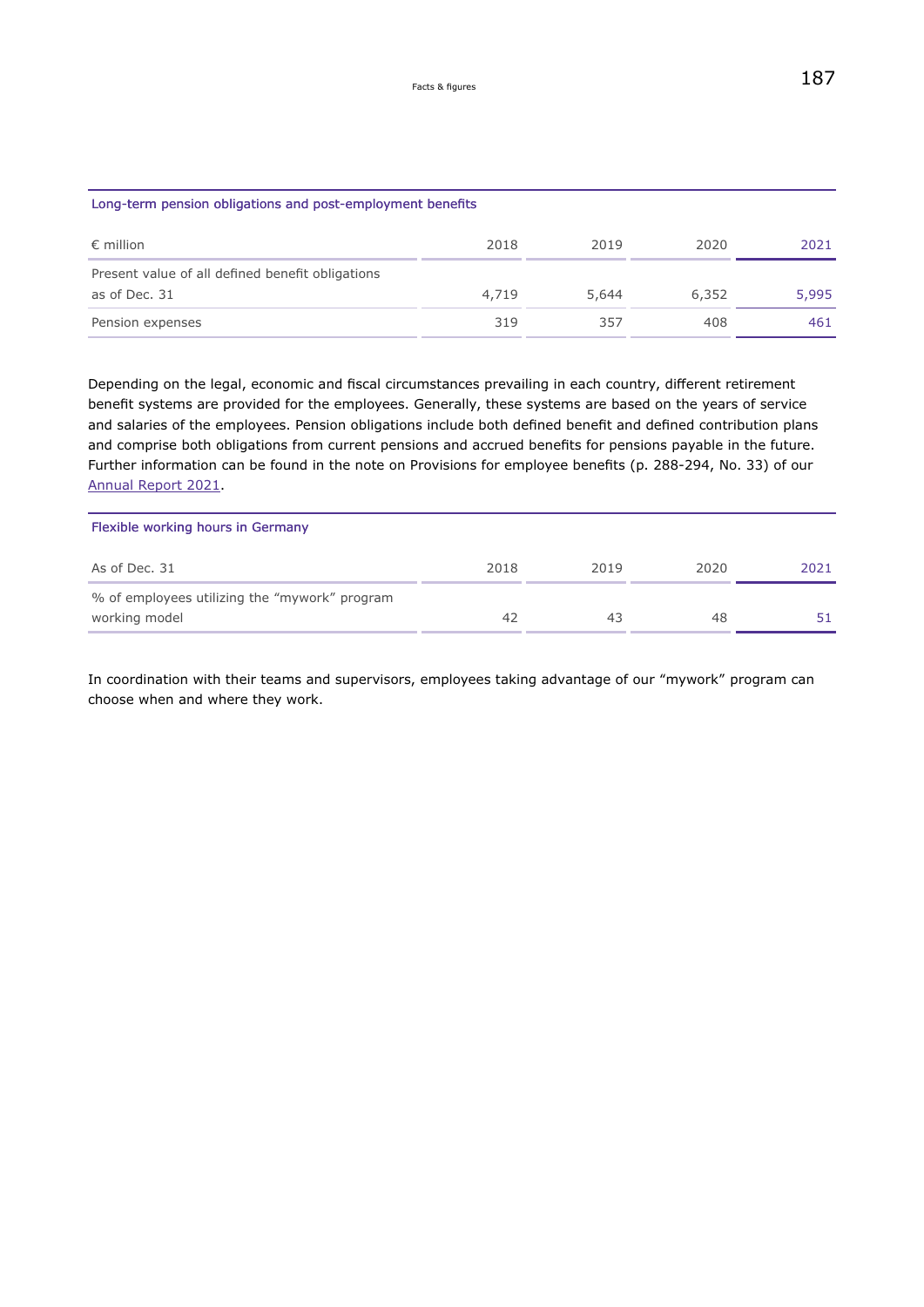### Long-term pension obligations and post-employment benefits

| € million | 2018 | 2019 | 2020 | 2021 |
|---|---|---|---|---|
| Present value of all defined benefit obligations as of Dec. 31 | 4,719 | 5,644 | 6,352 | 5,995 |
| Pension expenses | 319 | 357 | 408 | 461 |

Depending on the legal, economic and fiscal circumstances prevailing in each country, different retirement benefit systems are provided for the employees. Generally, these systems are based on the years of service and salaries of the employees. Pension obligations include both defined benefit and defined contribution plans and comprise both obligations from current pensions and accrued benefits for pensions payable in the future. Further information can be found in the note on Provisions for employee benefits (p. 288-294, No. 33) of our Annual Report 2021.

### Flexible working hours in Germany

| As of Dec. 31 | 2018 | 2019 | 2020 | 2021 |
|---|---|---|---|---|
| % of employees utilizing the "mywork" program working model | 42 | 43 | 48 | 51 |

In coordination with their teams and supervisors, employees taking advantage of our "mywork" program can choose when and where they work.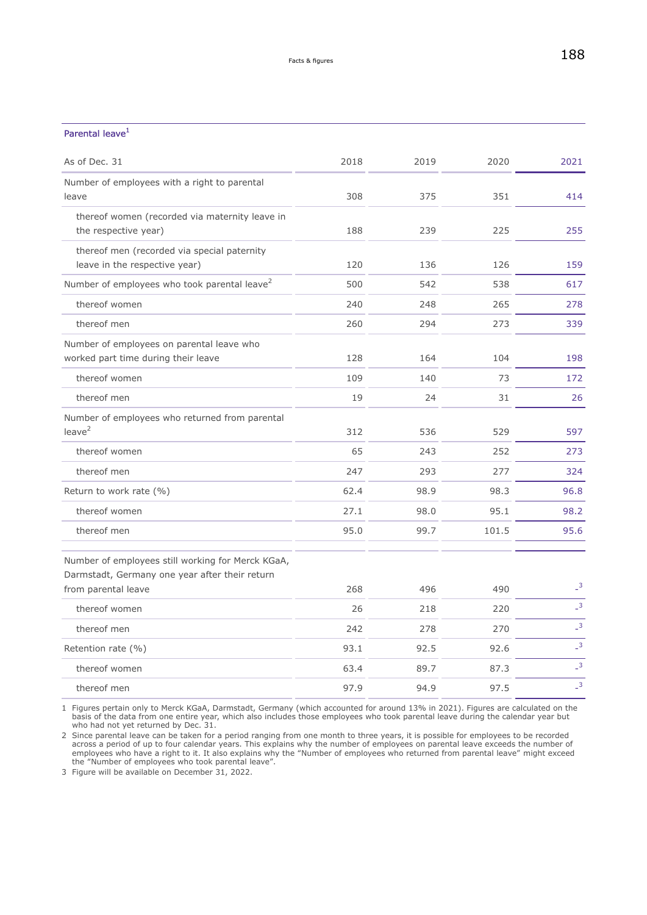## Parental leave[1]

| As of Dec. 31 | 2018 | 2019 | 2020 | 2021 |
|---|---|---|---|---|
| Number of employees with a right to parental leave | 308 | 375 | 351 | 414 |
| thereof women (recorded via maternity leave in the respective year) | 188 | 239 | 225 | 255 |
| thereof men (recorded via special paternity leave in the respective year) | 120 | 136 | 126 | 159 |
| Number of employees who took parental leave[2] | 500 | 542 | 538 | 617 |
| thereof women | 240 | 248 | 265 | 278 |
| thereof men | 260 | 294 | 273 | 339 |
| Number of employees on parental leave who worked part time during their leave | 128 | 164 | 104 | 198 |
| thereof women | 109 | 140 | 73 | 172 |
| thereof men | 19 | 24 | 31 | 26 |
| Number of employees who returned from parental leave[2] | 312 | 536 | 529 | 597 |
| thereof women | 65 | 243 | 252 | 273 |
| thereof men | 247 | 293 | 277 | 324 |
| Return to work rate (%) | 62.4 | 98.9 | 98.3 | 96.8 |
| thereof women | 27.1 | 98.0 | 95.1 | 98.2 |
| thereof men | 95.0 | 99.7 | 101.5 | 95.6 |
| Number of employees still working for Merck KGaA, Darmstadt, Germany one year after their return from parental leave | 268 | 496 | 490 | -[3] |
| thereof women | 26 | 218 | 220 | -[3] |
| thereof men | 242 | 278 | 270 | -[3] |
| Retention rate (%) | 93.1 | 92.5 | 92.6 | -[3] |
| thereof women | 63.4 | 89.7 | 87.3 | -[3] |
| thereof men | 97.9 | 94.9 | 97.5 | -[3] |

1 Figures pertain only to Merck KGaA, Darmstadt, Germany (which accounted for around 13% in 2021). Figures are calculated on the basis of the data from one entire year, which also includes those employees who took parental leave during the calendar year but who had not yet returned by Dec. 31.

2 Since parental leave can be taken for a period ranging from one month to three years, it is possible for employees to be recorded across a period of up to four calendar years. This explains why the number of employees on parental leave exceeds the number of employees who have a right to it. It also explains why the "Number of employees who returned from parental leave" might exceed the "Number of employees who took parental leave".

3 Figure will be available on December 31, 2022.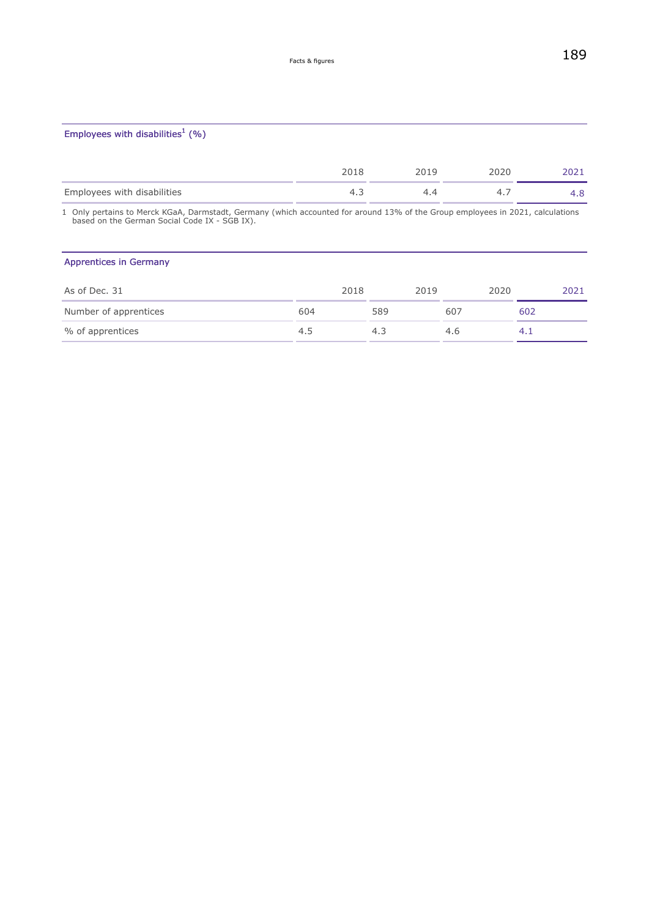### Employees with disabilities[1] (%)

| | 2018 | 2019 | 2020 | 2021 |
|---|---|---|---|---|
| Employees with disabilities | 4.3 | 4.4 | 4.7 | 4.8 |

1 Only pertains to Merck KGaA, Darmstadt, Germany (which accounted for around 13% of the Group employees in 2021, calculations based on the German Social Code IX - SGB IX).

### Apprentices in Germany

| As of Dec. 31 | 2018 | 2019 | 2020 | 2021 |
|---|---|---|---|---|
| Number of apprentices | 604 | 589 | 607 | 602 |
| % of apprentices | 4.5 | 4.3 | 4.6 | 4.1 |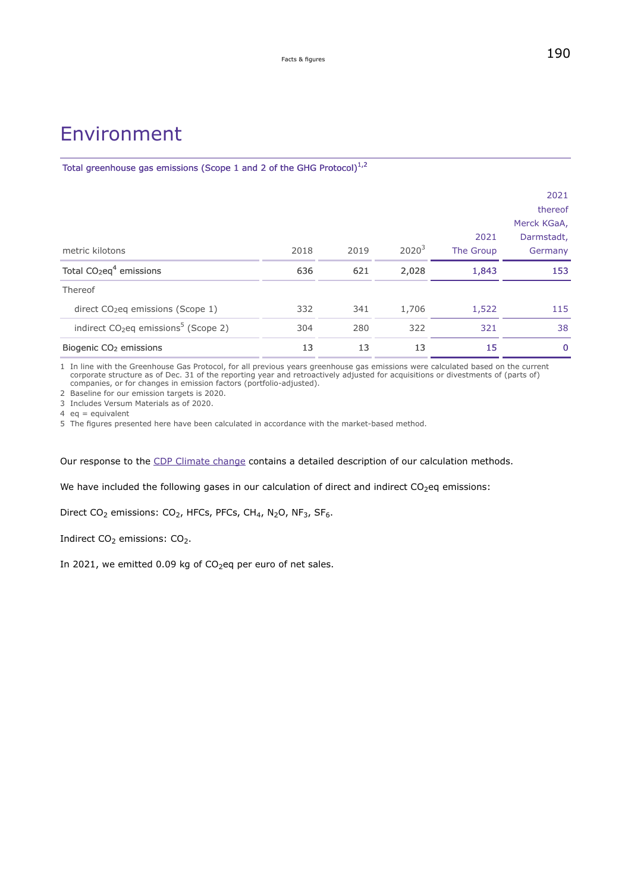# Environment

Total greenhouse gas emissions (Scope 1 and 2 of the GHG Protocol)[1,2]

| metric kilotons | 2018 | 2019 | 2020[3] | 2021 The Group | 2021 thereof Merck KGaA, Darmstadt, Germany |
|---|---|---|---|---|---|
| Total $CO_2$eq[4] emissions | 636 | 621 | 2,028 | 1,843 | 153 |
| Thereof | | | | | |
| direct $CO_2$eq emissions (Scope 1) | 332 | 341 | 1,706 | 1,522 | 115 |
| indirect $CO_2$eq emissions[5] (Scope 2) | 304 | 280 | 322 | 321 | 38 |
| Biogenic $CO_2$ emissions | 13 | 13 | 13 | 15 | 0 |

1 In line with the Greenhouse Gas Protocol, for all previous years greenhouse gas emissions were calculated based on the current corporate structure as of Dec. 31 of the reporting year and retroactively adjusted for acquisitions or divestments of (parts of) companies, or for changes in emission factors (portfolio-adjusted).
2 Baseline for our emission targets is 2020.
3 Includes Versum Materials as of 2020.
4 eq = equivalent
5 The figures presented here have been calculated in accordance with the market-based method.

Our response to the CDP Climate change contains a detailed description of our calculation methods.

We have included the following gases in our calculation of direct and indirect $CO_2$eq emissions:

Direct $CO_2$ emissions: $CO_2$, HFCs, PFCs, $CH_4$, $N_2O$, $NF_3$, $SF_6$.

Indirect $CO_2$ emissions: $CO_2$.

In 2021, we emitted 0.09 kg of $CO_2$eq per euro of net sales.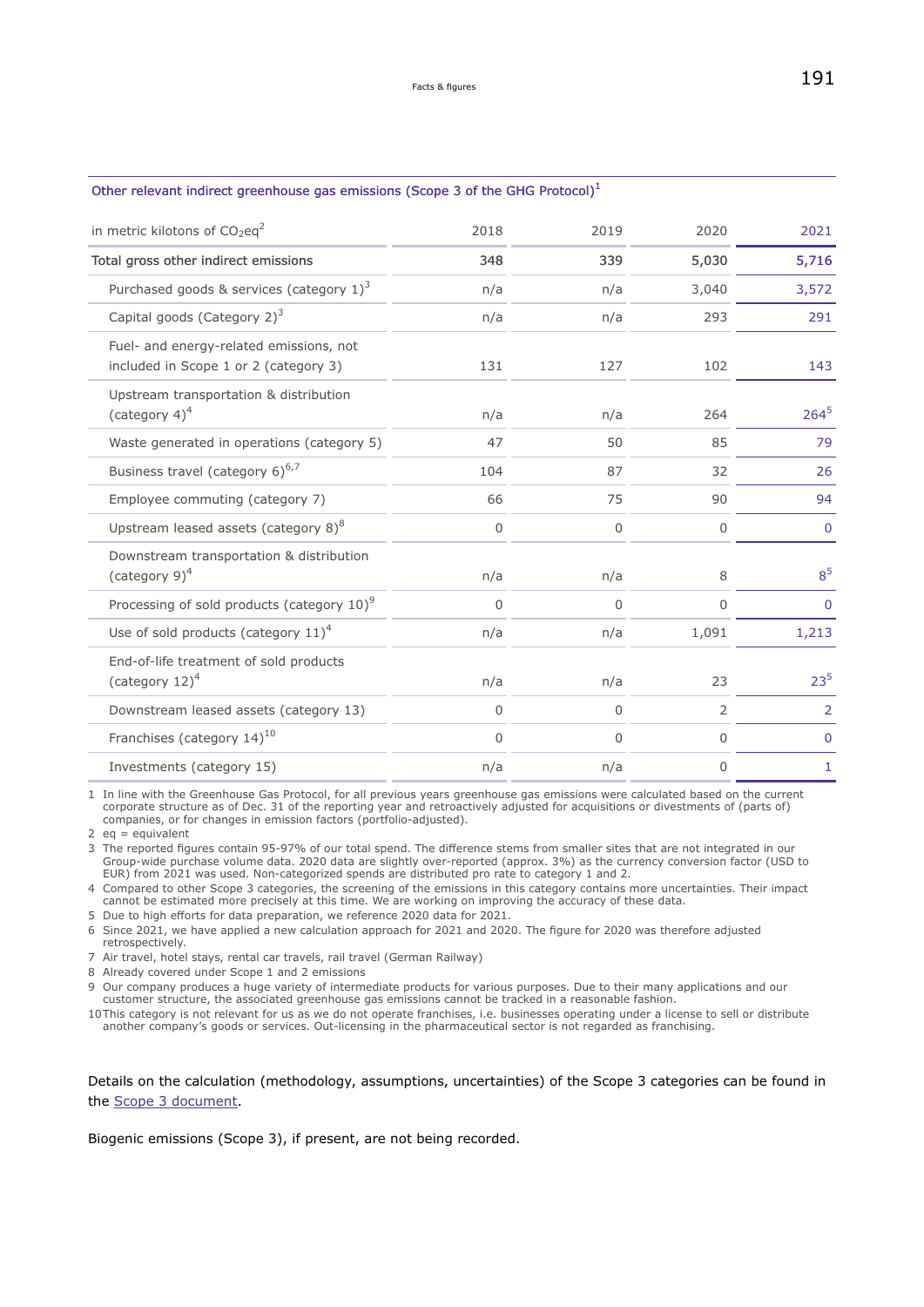### Other relevant indirect greenhouse gas emissions (Scope 3 of the GHG Protocol)[1]

| in metric kilotons of $CO_2eq$[2] | 2018 | 2019 | 2020 | 2021 |
|---|---|---|---|---|
| Total gross other indirect emissions | 348 | 339 | 5,030 | 5,716 |
| Purchased goods & services (category 1)[3] | n/a | n/a | 3,040 | 3,572 |
| Capital goods (Category 2)[3] | n/a | n/a | 293 | 291 |
| Fuel- and energy-related emissions, not included in Scope 1 or 2 (category 3) | 131 | 127 | 102 | 143 |
| Upstream transportation & distribution (category 4)[4] | n/a | n/a | 264 | 264[5] |
| Waste generated in operations (category 5) | 47 | 50 | 85 | 79 |
| Business travel (category 6)[6,7] | 104 | 87 | 32 | 26 |
| Employee commuting (category 7) | 66 | 75 | 90 | 94 |
| Upstream leased assets (category 8)[8] | 0 | 0 | 0 | 0 |
| Downstream transportation & distribution (category 9)[4] | n/a | n/a | 8 | 8[5] |
| Processing of sold products (category 10)[9] | 0 | 0 | 0 | 0 |
| Use of sold products (category 11)[4] | n/a | n/a | 1,091 | 1,213 |
| End-of-life treatment of sold products (category 12)[4] | n/a | n/a | 23 | 23[5] |
| Downstream leased assets (category 13) | 0 | 0 | 2 | 2 |
| Franchises (category 14)[10] | 0 | 0 | 0 | 0 |
| Investments (category 15) | n/a | n/a | 0 | 1 |

1 In line with the Greenhouse Gas Protocol, for all previous years greenhouse gas emissions were calculated based on the current corporate structure as of Dec. 31 of the reporting year and retroactively adjusted for acquisitions or divestments of (parts of) companies, or for changes in emission factors (portfolio-adjusted).

2 eq = equivalent

3 The reported figures contain 95-97% of our total spend. The difference stems from smaller sites that are not integrated in our Group-wide purchase volume data. 2020 data are slightly over-reported (approx. 3%) as the currency conversion factor (USD to EUR) from 2021 was used. Non-categorized spends are distributed pro rata to category 1 and 2.

4 Compared to other Scope 3 categories, the screening of the emissions in this category contains more uncertainties. Their impact cannot be estimated more precisely at this time. We are working on improving the accuracy of these data.

5 Due to high efforts for data preparation, we reference 2020 data for 2021.

6 Since 2021, we have applied a new calculation approach for 2021 and 2020. The figure for 2020 was therefore adjusted retrospectively.

7 Air travel, hotel stays, rental car travels, rail travel (German Railway)

8 Already covered under Scope 1 and 2 emissions

9 Our company produces a huge variety of intermediate products for various purposes. Due to their many applications and our customer structure, the associated greenhouse gas emissions cannot be tracked in a reasonable fashion.

10 This category is not relevant for us as we do not operate franchises, i.e. businesses operating under a license to sell or distribute another company's goods or services. Out-licensing in the pharmaceutical sector is not regarded as franchising.

Details on the calculation (methodology, assumptions, uncertainties) of the Scope 3 categories can be found in the Scope 3 document.

Biogenic emissions (Scope 3), if present, are not being recorded.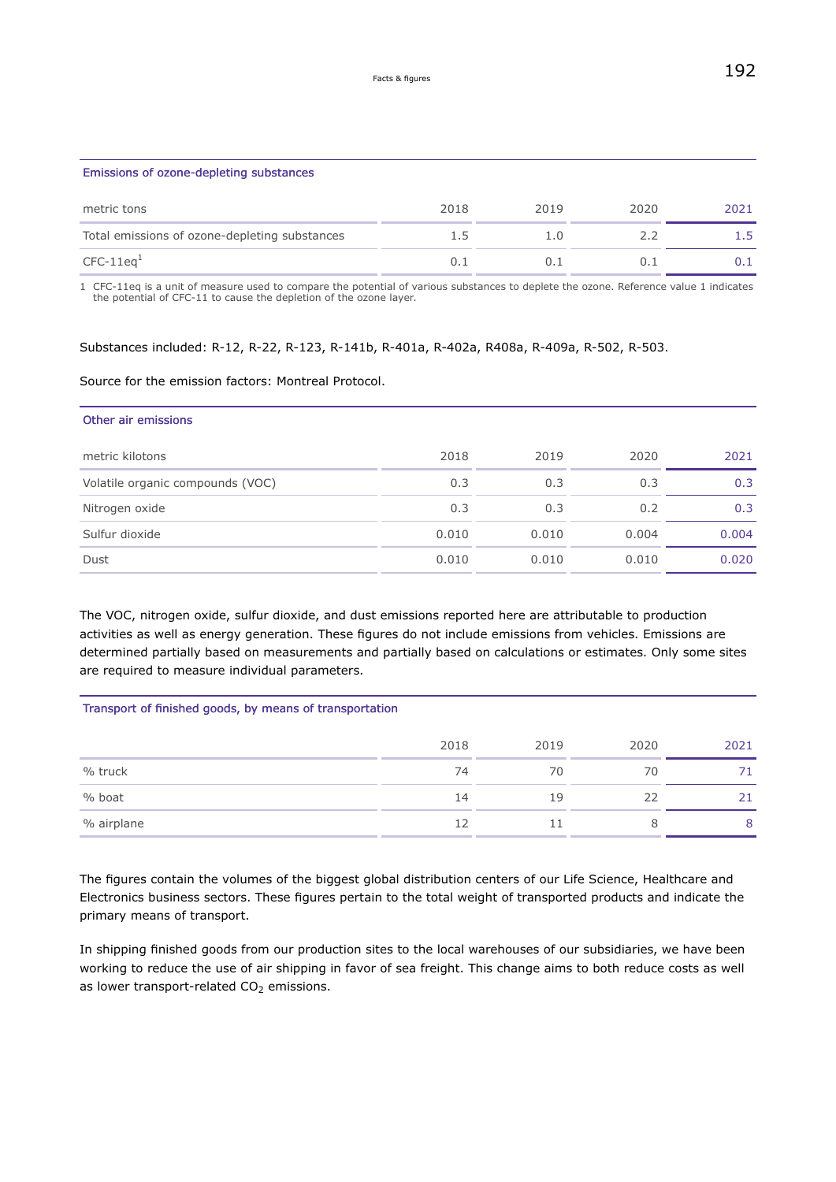### Emissions of ozone-depleting substances

| metric tons | 2018 | 2019 | 2020 | 2021 |
|---|---|---|---|---|
| Total emissions of ozone-depleting substances | 1.5 | 1.0 | 2.2 | 1.5 |
| CFC-11eq[1] | 0.1 | 0.1 | 0.1 | 0.1 |

1 CFC-11eq is a unit of measure used to compare the potential of various substances to deplete the ozone. Reference value 1 indicates the potential of CFC-11 to cause the depletion of the ozone layer.

Substances included: R-12, R-22, R-123, R-141b, R-401a, R-402a, R408a, R-409a, R-502, R-503.

Source for the emission factors: Montreal Protocol.

### Other air emissions

| metric kilotons | 2018 | 2019 | 2020 | 2021 |
|---|---|---|---|---|
| Volatile organic compounds (VOC) | 0.3 | 0.3 | 0.3 | 0.3 |
| Nitrogen oxide | 0.3 | 0.3 | 0.2 | 0.3 |
| Sulfur dioxide | 0.010 | 0.010 | 0.004 | 0.004 |
| Dust | 0.010 | 0.010 | 0.010 | 0.020 |

The VOC, nitrogen oxide, sulfur dioxide, and dust emissions reported here are attributable to production activities as well as energy generation. These figures do not include emissions from vehicles. Emissions are determined partially based on measurements and partially based on calculations or estimates. Only some sites are required to measure individual parameters.

### Transport of finished goods, by means of transportation

| | 2018 | 2019 | 2020 | 2021 |
|---|---|---|---|---|
| % truck | 74 | 70 | 70 | 71 |
| % boat | 14 | 19 | 22 | 21 |
| % airplane | 12 | 11 | 8 | 8 |

The figures contain the volumes of the biggest global distribution centers of our Life Science, Healthcare and Electronics business sectors. These figures pertain to the total weight of transported products and indicate the primary means of transport.

In shipping finished goods from our production sites to the local warehouses of our subsidiaries, we have been working to reduce the use of air shipping in favor of sea freight. This change aims to both reduce costs as well as lower transport-related $CO_2$ emissions.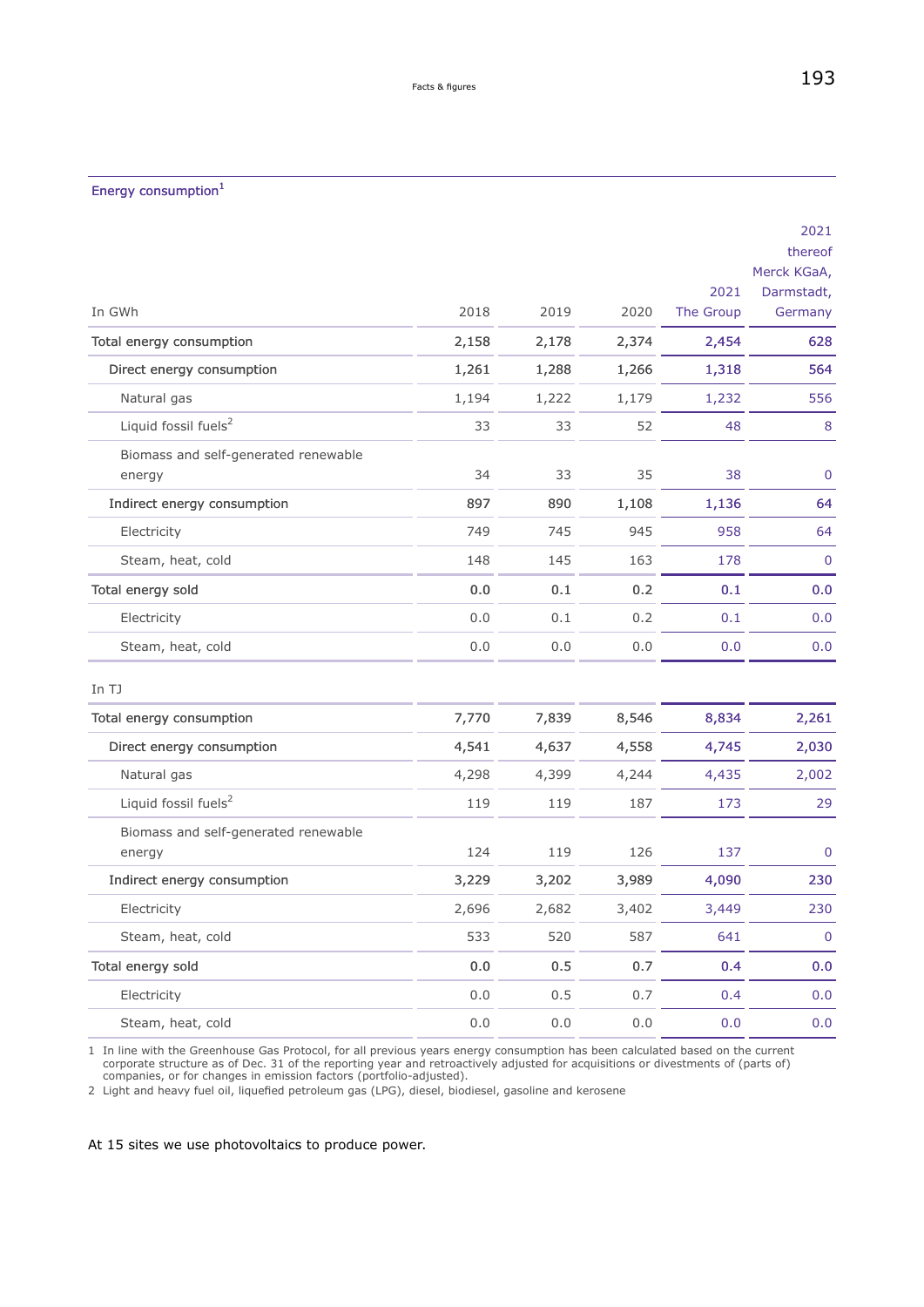## Energy consumption[1]

| In GWh | 2018 | 2019 | 2020 | 2021 The Group | 2021 thereof Merck KGaA, Darmstadt, Germany |
|---|---|---|---|---|---|
| Total energy consumption | 2,158 | 2,178 | 2,374 | 2,454 | 628 |
| Direct energy consumption | 1,261 | 1,288 | 1,266 | 1,318 | 564 |
| Natural gas | 1,194 | 1,222 | 1,179 | 1,232 | 556 |
| Liquid fossil fuels[2] | 33 | 33 | 52 | 48 | 8 |
| Biomass and self-generated renewable energy | 34 | 33 | 35 | 38 | 0 |
| Indirect energy consumption | 897 | 890 | 1,108 | 1,136 | 64 |
| Electricity | 749 | 745 | 945 | 958 | 64 |
| Steam, heat, cold | 148 | 145 | 163 | 178 | 0 |
| Total energy sold | 0.0 | 0.1 | 0.2 | 0.1 | 0.0 |
| Electricity | 0.0 | 0.1 | 0.2 | 0.1 | 0.0 |
| Steam, heat, cold | 0.0 | 0.0 | 0.0 | 0.0 | 0.0 |
| **In TJ** | | | | | |
| Total energy consumption | 7,770 | 7,839 | 8,546 | 8,834 | 2,261 |
| Direct energy consumption | 4,541 | 4,637 | 4,558 | 4,745 | 2,030 |
| Natural gas | 4,298 | 4,399 | 4,244 | 4,435 | 2,002 |
| Liquid fossil fuels[2] | 119 | 119 | 187 | 173 | 29 |
| Biomass and self-generated renewable energy | 124 | 119 | 126 | 137 | 0 |
| Indirect energy consumption | 3,229 | 3,202 | 3,989 | 4,090 | 230 |
| Electricity | 2,696 | 2,682 | 3,402 | 3,449 | 230 |
| Steam, heat, cold | 533 | 520 | 587 | 641 | 0 |
| Total energy sold | 0.0 | 0.5 | 0.7 | 0.4 | 0.0 |
| Electricity | 0.0 | 0.5 | 0.7 | 0.4 | 0.0 |
| Steam, heat, cold | 0.0 | 0.0 | 0.0 | 0.0 | 0.0 |

1 In line with the Greenhouse Gas Protocol, for all previous years energy consumption has been calculated based on the current corporate structure as of Dec. 31 of the reporting year and retroactively adjusted for acquisitions or divestments of (parts of) companies, or for changes in emission factors (portfolio-adjusted).

2 Light and heavy fuel oil, liquefied petroleum gas (LPG), diesel, biodiesel, gasoline and kerosene

At 15 sites we use photovoltaics to produce power.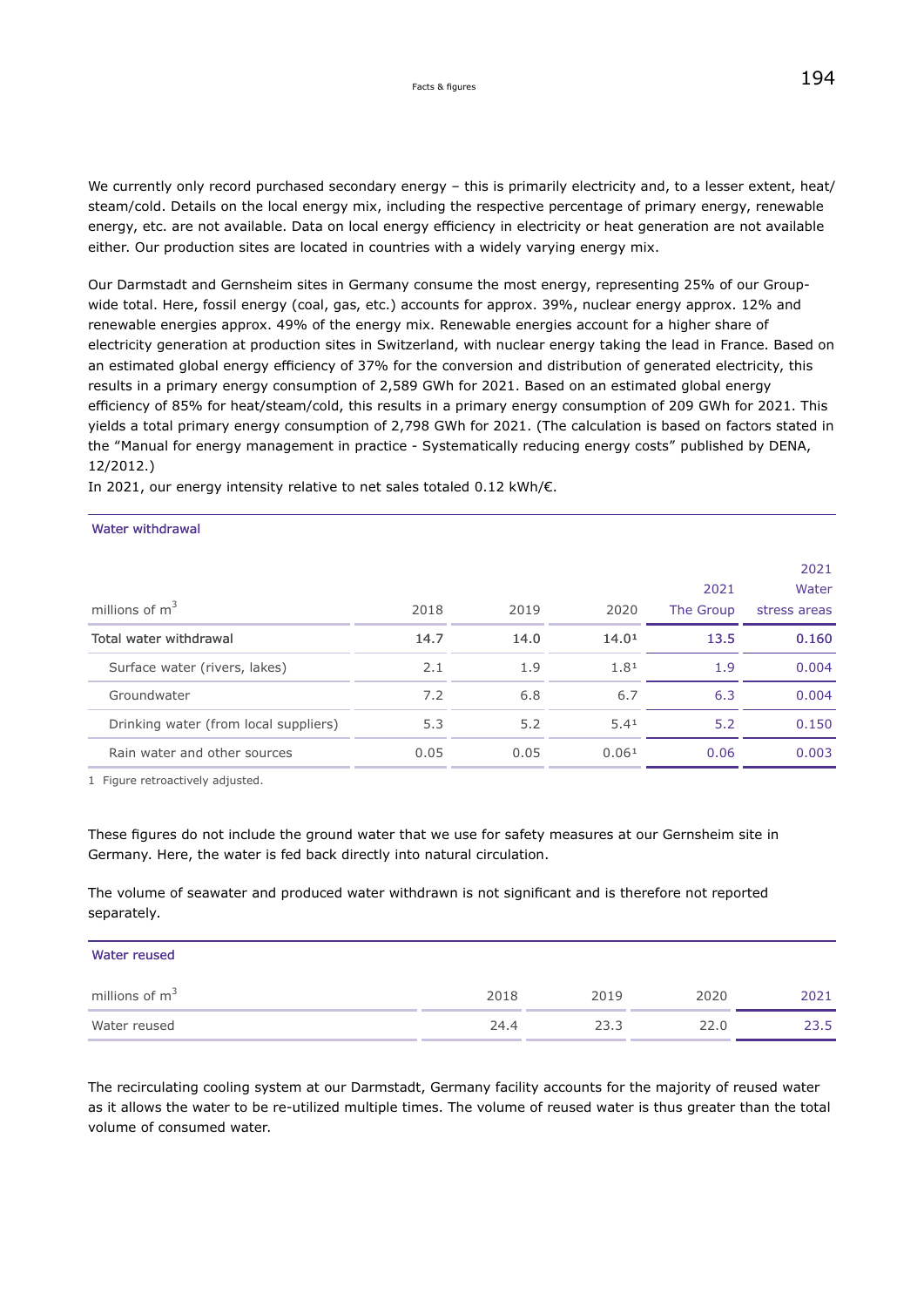We currently only record purchased secondary energy – this is primarily electricity and, to a lesser extent, heat/steam/cold. Details on the local energy mix, including the respective percentage of primary energy, renewable energy, etc. are not available. Data on local energy efficiency in electricity or heat generation are not available either. Our production sites are located in countries with a widely varying energy mix.

Our Darmstadt and Gernsheim sites in Germany consume the most energy, representing 25% of our Group-wide total. Here, fossil energy (coal, gas, etc.) accounts for approx. 39%, nuclear energy approx. 12% and renewable energies approx. 49% of the energy mix. Renewable energies account for a higher share of electricity generation at production sites in Switzerland, with nuclear energy taking the lead in France. Based on an estimated global energy efficiency of 37% for the conversion and distribution of generated electricity, this results in a primary energy consumption of 2,589 GWh for 2021. Based on an estimated global energy efficiency of 85% for heat/steam/cold, this results in a primary energy consumption of 209 GWh for 2021. This yields a total primary energy consumption of 2,798 GWh for 2021. (The calculation is based on factors stated in the "Manual for energy management in practice - Systematically reducing energy costs" published by DENA, 12/2012.)

In 2021, our energy intensity relative to net sales totaled 0.12 kWh/€.

**Water withdrawal**

| millions of $m^3$ | 2018 | 2019 | 2020 | 2021 The Group | 2021 Water stress areas |
|---|---|---|---|---|---|
| **Total water withdrawal** | **14.7** | **14.0** | **14.0**[1] | **13.5** | **0.160** |
| Surface water (rivers, lakes) | 2.1 | 1.9 | 1.8[1] | 1.9 | 0.004 |
| Groundwater | 7.2 | 6.8 | 6.7 | 6.3 | 0.004 |
| Drinking water (from local suppliers) | 5.3 | 5.2 | 5.4[1] | 5.2 | 0.150 |
| Rain water and other sources | 0.05 | 0.05 | 0.06[1] | 0.06 | 0.003 |

1 Figure retroactively adjusted.

These figures do not include the ground water that we use for safety measures at our Gernsheim site in Germany. Here, the water is fed back directly into natural circulation.

The volume of seawater and produced water withdrawn is not significant and is therefore not reported separately.

**Water reused**

| millions of $m^3$ | 2018 | 2019 | 2020 | 2021 |
|---|---|---|---|---|
| Water reused | 24.4 | 23.3 | 22.0 | 23.5 |

The recirculating cooling system at our Darmstadt, Germany facility accounts for the majority of reused water as it allows the water to be re-utilized multiple times. The volume of reused water is thus greater than the total volume of consumed water.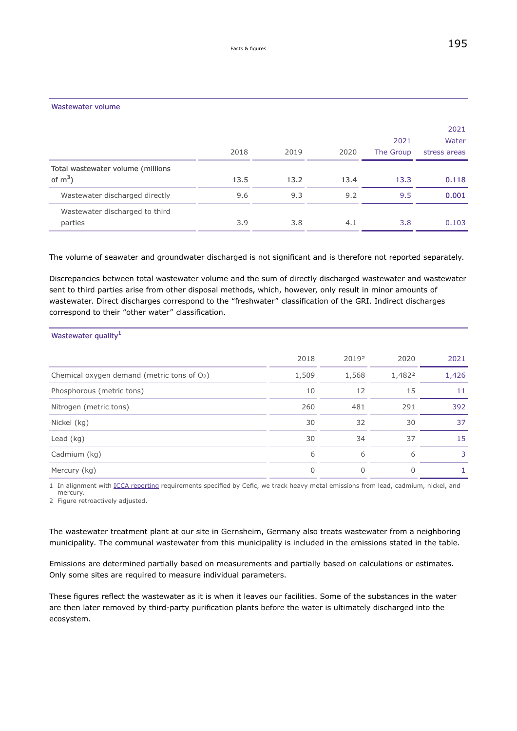## Wastewater volume

| | 2018 | 2019 | 2020 | 2021 The Group | 2021 Water stress areas |
|---|---|---|---|---|---|
| Total wastewater volume (millions of $m^3$) | 13.5 | 13.2 | 13.4 | 13.3 | 0.118 |
| Wastewater discharged directly | 9.6 | 9.3 | 9.2 | 9.5 | 0.001 |
| Wastewater discharged to third parties | 3.9 | 3.8 | 4.1 | 3.8 | 0.103 |

The volume of seawater and groundwater discharged is not significant and is therefore not reported separately.

Discrepancies between total wastewater volume and the sum of directly discharged wastewater and wastewater sent to third parties arise from other disposal methods, which, however, only result in minor amounts of wastewater. Direct discharges correspond to the "freshwater" classification of the GRI. Indirect discharges correspond to their "other water" classification.

## Wastewater quality[1]

| | 2018 | 2019[2] | 2020 | 2021 |
|---|---|---|---|---|
| Chemical oxygen demand (metric tons of $O_2$) | 1,509 | 1,568 | 1,482[2] | 1,426 |
| Phosphorous (metric tons) | 10 | 12 | 15 | 11 |
| Nitrogen (metric tons) | 260 | 481 | 291 | 392 |
| Nickel (kg) | 30 | 32 | 30 | 37 |
| Lead (kg) | 30 | 34 | 37 | 15 |
| Cadmium (kg) | 6 | 6 | 6 | 3 |
| Mercury (kg) | 0 | 0 | 0 | 1 |

1 In alignment with ICCA reporting requirements specified by Cefic, we track heavy metal emissions from lead, cadmium, nickel, and mercury.
2 Figure retroactively adjusted.

The wastewater treatment plant at our site in Gernsheim, Germany also treats wastewater from a neighboring municipality. The communal wastewater from this municipality is included in the emissions stated in the table.

Emissions are determined partially based on measurements and partially based on calculations or estimates. Only some sites are required to measure individual parameters.

These figures reflect the wastewater as it is when it leaves our facilities. Some of the substances in the water are then later removed by third-party purification plants before the water is ultimately discharged into the ecosystem.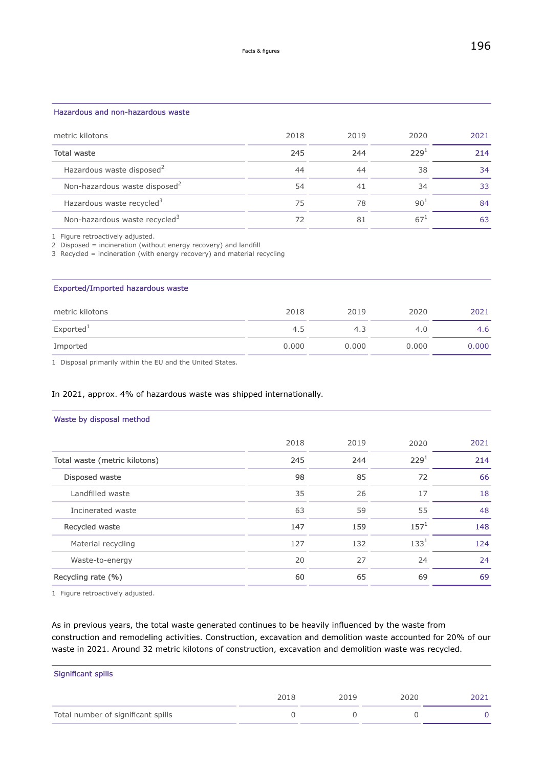### Hazardous and non-hazardous waste

| metric kilotons | 2018 | 2019 | 2020 | 2021 |
|---|---|---|---|---|
| Total waste | 245 | 244 | 229[1] | 214 |
| Hazardous waste disposed[2] | 44 | 44 | 38 | 34 |
| Non-hazardous waste disposed[2] | 54 | 41 | 34 | 33 |
| Hazardous waste recycled[3] | 75 | 78 | 90[1] | 84 |
| Non-hazardous waste recycled[3] | 72 | 81 | 67[1] | 63 |

1 Figure retroactively adjusted.
2 Disposed = incineration (without energy recovery) and landfill
3 Recycled = incineration (with energy recovery) and material recycling

### Exported/Imported hazardous waste

| metric kilotons | 2018 | 2019 | 2020 | 2021 |
|---|---|---|---|---|
| Exported[1] | 4.5 | 4.3 | 4.0 | 4.6 |
| Imported | 0.000 | 0.000 | 0.000 | 0.000 |

1 Disposal primarily within the EU and the United States.

In 2021, approx. 4% of hazardous waste was shipped internationally.

### Waste by disposal method

| | 2018 | 2019 | 2020 | 2021 |
|---|---|---|---|---|
| Total waste (metric kilotons) | 245 | 244 | 229[1] | 214 |
| Disposed waste | 98 | 85 | 72 | 66 |
| Landfilled waste | 35 | 26 | 17 | 18 |
| Incinerated waste | 63 | 59 | 55 | 48 |
| Recycled waste | 147 | 159 | 157[1] | 148 |
| Material recycling | 127 | 132 | 133[1] | 124 |
| Waste-to-energy | 20 | 27 | 24 | 24 |
| Recycling rate (%) | 60 | 65 | 69 | 69 |

1 Figure retroactively adjusted.

As in previous years, the total waste generated continues to be heavily influenced by the waste from construction and remodeling activities. Construction, excavation and demolition waste accounted for 20% of our waste in 2021. Around 32 metric kilotons of construction, excavation and demolition waste was recycled.

### Significant spills

| | 2018 | 2019 | 2020 | 2021 |
|---|---|---|---|---|
| Total number of significant spills | 0 | 0 | 0 | 0 |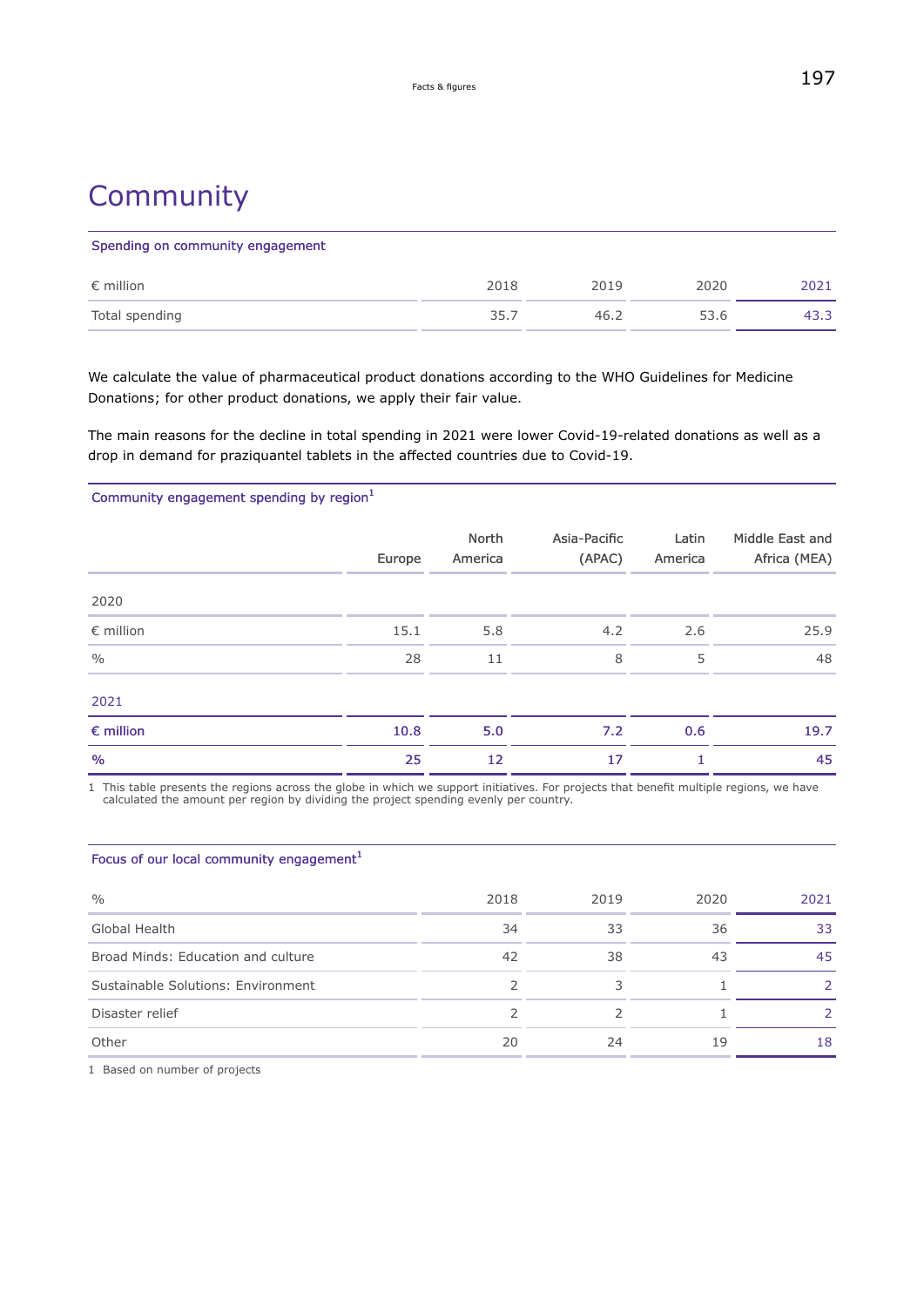# Community

Spending on community engagement

| € million | 2018 | 2019 | 2020 | 2021 |
|---|---|---|---|---|
| Total spending | 35.7 | 46.2 | 53.6 | 43.3 |

We calculate the value of pharmaceutical product donations according to the WHO Guidelines for Medicine Donations; for other product donations, we apply their fair value.

The main reasons for the decline in total spending in 2021 were lower Covid-19-related donations as well as a drop in demand for praziquantel tablets in the affected countries due to Covid-19.

Community engagement spending by region[1]

| | Europe | North America | Asia-Pacific (APAC) | Latin America | Middle East and Africa (MEA) |
|---|---|---|---|---|---|
| 2020 | | | | | |
| € million | 15.1 | 5.8 | 4.2 | 2.6 | 25.9 |
| % | 28 | 11 | 8 | 5 | 48 |
| 2021 | | | | | |
| **€ million** | **10.8** | **5.0** | **7.2** | **0.6** | **19.7** |
| **%** | **25** | **12** | **17** | **1** | **45** |

1 This table presents the regions across the globe in which we support initiatives. For projects that benefit multiple regions, we have calculated the amount per region by dividing the project spending evenly per country.

Focus of our local community engagement[1]

| % | 2018 | 2019 | 2020 | 2021 |
|---|---|---|---|---|
| Global Health | 34 | 33 | 36 | 33 |
| Broad Minds: Education and culture | 42 | 38 | 43 | 45 |
| Sustainable Solutions: Environment | 2 | 3 | 1 | 2 |
| Disaster relief | 2 | 2 | 1 | 2 |
| Other | 20 | 24 | 19 | 18 |

1 Based on number of projects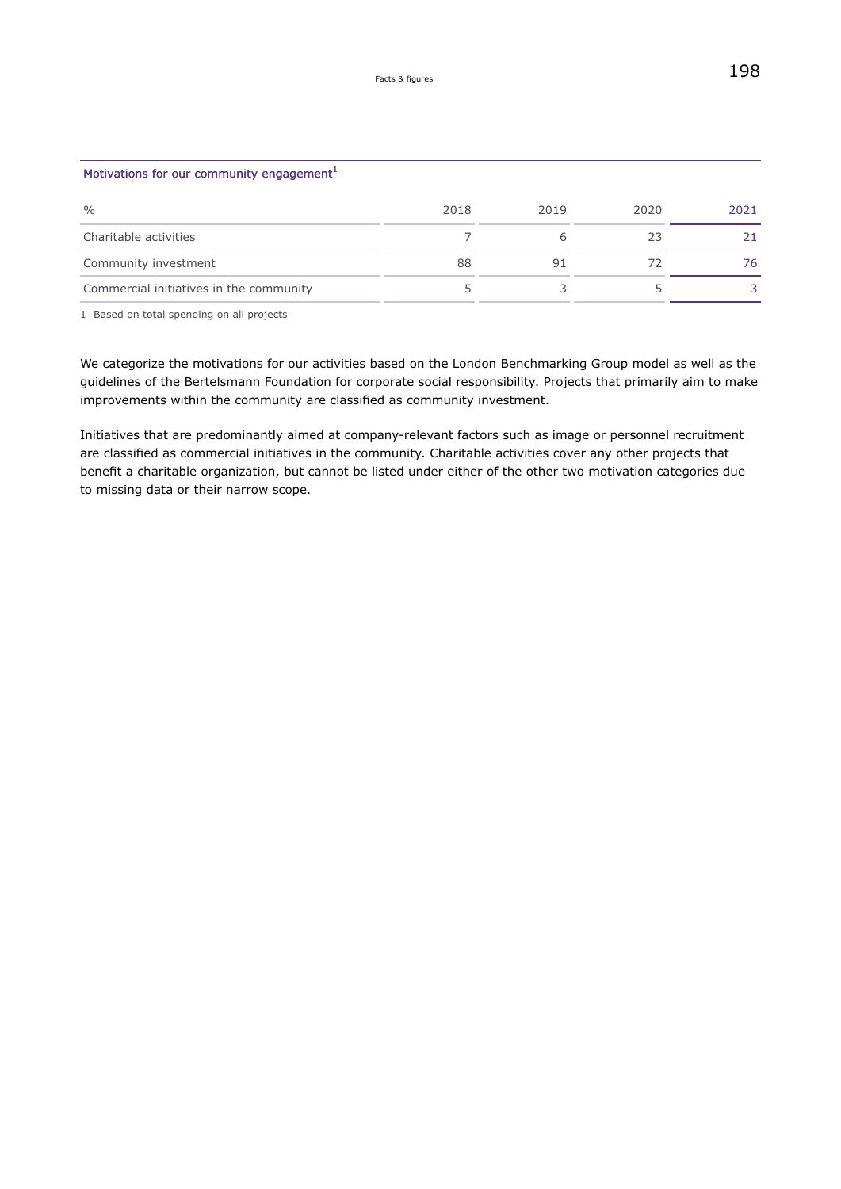## Motivations for our community engagement[1]

| % | 2018 | 2019 | 2020 | 2021 |
|---|---|---|---|---|
| Charitable activities | 7 | 6 | 23 | 21 |
| Community investment | 88 | 91 | 72 | 76 |
| Commercial initiatives in the community | 5 | 3 | 5 | 3 |

1 Based on total spending on all projects

We categorize the motivations for our activities based on the London Benchmarking Group model as well as the guidelines of the Bertelsmann Foundation for corporate social responsibility. Projects that primarily aim to make improvements within the community are classified as community investment.

Initiatives that are predominantly aimed at company-relevant factors such as image or personnel recruitment are classified as commercial initiatives in the community. Charitable activities cover any other projects that benefit a charitable organization, but cannot be listed under either of the other two motivation categories due to missing data or their narrow scope.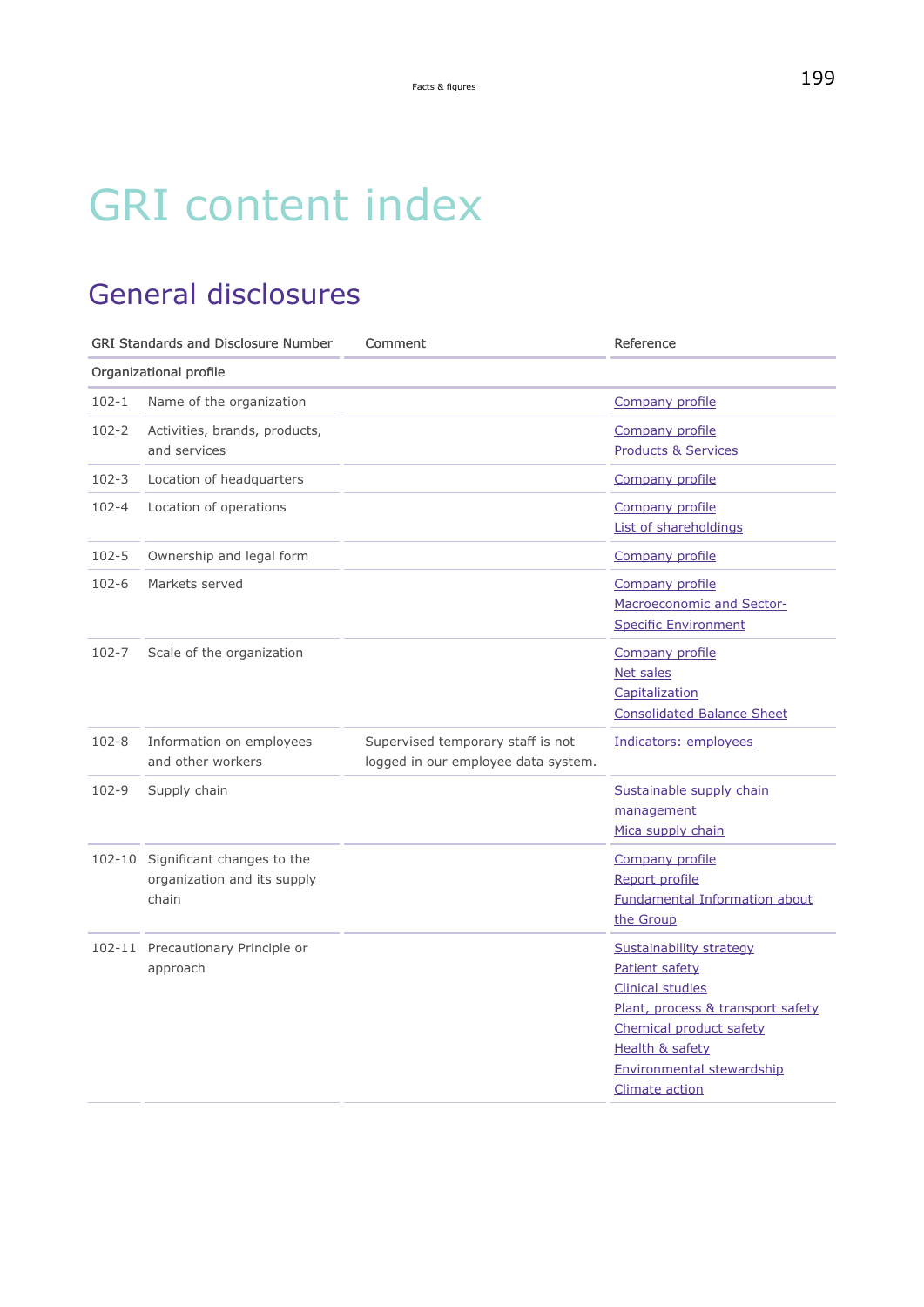# GRI content index

## General disclosures

| GRI Standards and Disclosure Number | | Comment | Reference |
|---|---|---|---|
| Organizational profile | | | |
| 102-1 | Name of the organization | | Company profile |
| 102-2 | Activities, brands, products, and services | | Company profile<br>Products & Services |
| 102-3 | Location of headquarters | | Company profile |
| 102-4 | Location of operations | | Company profile<br>List of shareholdings |
| 102-5 | Ownership and legal form | | Company profile |
| 102-6 | Markets served | | Company profile<br>Macroeconomic and Sector-Specific Environment |
| 102-7 | Scale of the organization | | Company profile<br>Net sales<br>Capitalization<br>Consolidated Balance Sheet |
| 102-8 | Information on employees and other workers | Supervised temporary staff is not logged in our employee data system. | Indicators: employees |
| 102-9 | Supply chain | | Sustainable supply chain management<br>Mica supply chain |
| 102-10 | Significant changes to the organization and its supply chain | | Company profile<br>Report profile<br>Fundamental Information about the Group |
| 102-11 | Precautionary Principle or approach | | Sustainability strategy<br>Patient safety<br>Clinical studies<br>Plant, process & transport safety<br>Chemical product safety<br>Health & safety<br>Environmental stewardship<br>Climate action |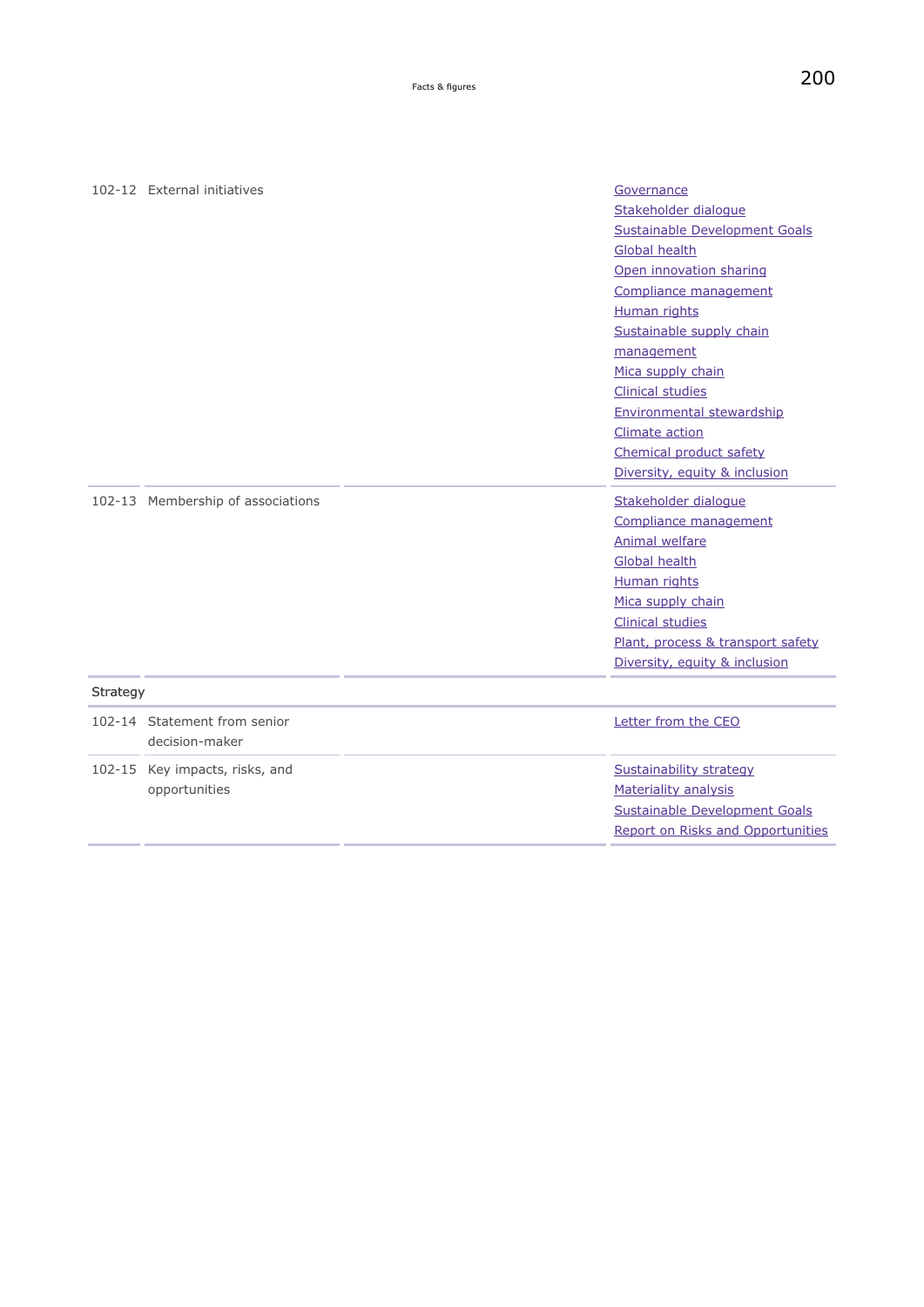| | | | |
|---|---|---|---|
| 102-12 | External initiatives | | Governance<br>Stakeholder dialogue<br>Sustainable Development Goals<br>Global health<br>Open innovation sharing<br>Compliance management<br>Human rights<br>Sustainable supply chain management<br>Mica supply chain<br>Clinical studies<br>Environmental stewardship<br>Climate action<br>Chemical product safety<br>Diversity, equity & inclusion |
| 102-13 | Membership of associations | | Stakeholder dialogue<br>Compliance management<br>Animal welfare<br>Global health<br>Human rights<br>Mica supply chain<br>Clinical studies<br>Plant, process & transport safety<br>Diversity, equity & inclusion |
| **Strategy** | | | |
| 102-14 | Statement from senior decision-maker | | Letter from the CEO |
| 102-15 | Key impacts, risks, and opportunities | | Sustainability strategy<br>Materiality analysis<br>Sustainable Development Goals<br>Report on Risks and Opportunities |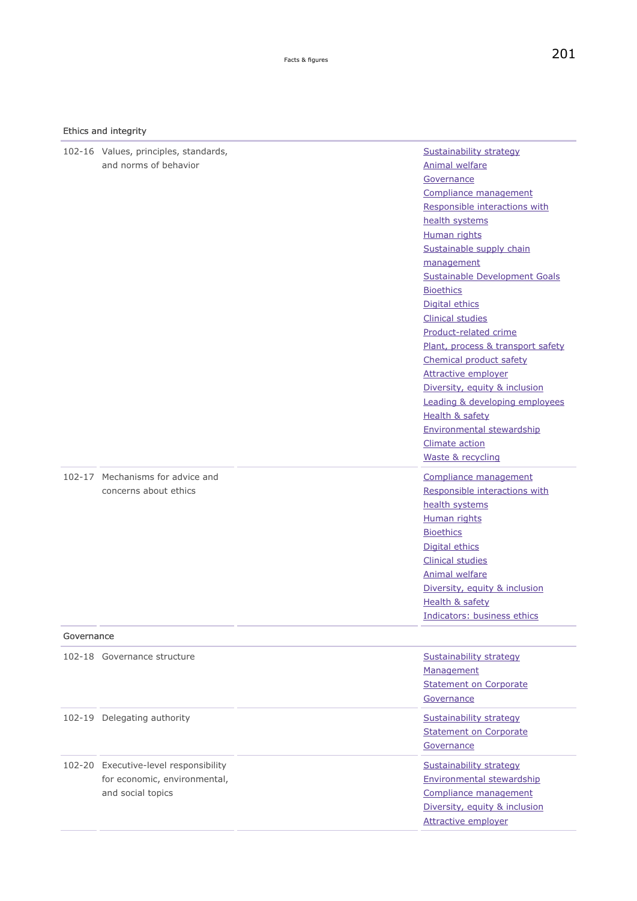| Ethics and integrity | | | |
|---|---|---|---|
| 102-16 | Values, principles, standards, and norms of behavior | | Sustainability strategy<br>Animal welfare<br>Governance<br>Compliance management<br>Responsible interactions with health systems<br>Human rights<br>Sustainable supply chain management<br>Sustainable Development Goals<br>Bioethics<br>Digital ethics<br>Clinical studies<br>Product-related crime<br>Plant, process & transport safety<br>Chemical product safety<br>Attractive employer<br>Diversity, equity & inclusion<br>Leading & developing employees<br>Health & safety<br>Environmental stewardship<br>Climate action<br>Waste & recycling |
| 102-17 | Mechanisms for advice and concerns about ethics | | Compliance management<br>Responsible interactions with health systems<br>Human rights<br>Bioethics<br>Digital ethics<br>Clinical studies<br>Animal welfare<br>Diversity, equity & inclusion<br>Health & safety<br>Indicators: business ethics |
| **Governance** | | | |
| 102-18 | Governance structure | | Sustainability strategy<br>Management<br>Statement on Corporate Governance |
| 102-19 | Delegating authority | | Sustainability strategy<br>Statement on Corporate Governance |
| 102-20 | Executive-level responsibility for economic, environmental, and social topics | | Sustainability strategy<br>Environmental stewardship<br>Compliance management<br>Diversity, equity & inclusion<br>Attractive employer |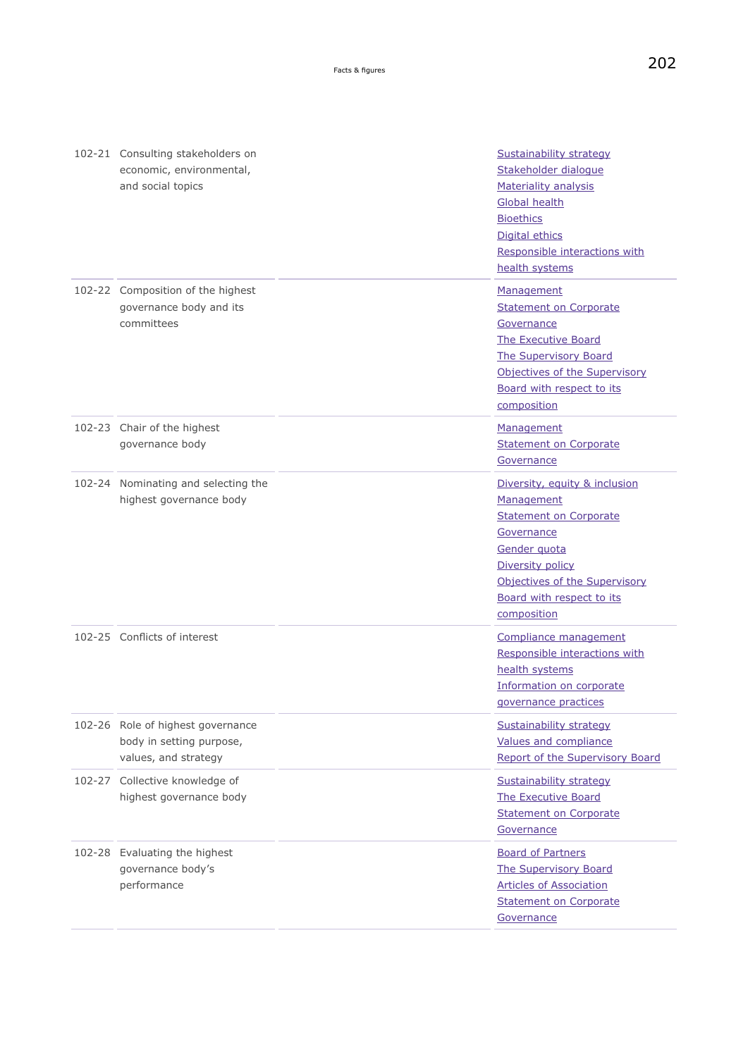| | | | |
|---|---|---|---|
| 102-21 | Consulting stakeholders on economic, environmental, and social topics | | Sustainability strategy<br>Stakeholder dialogue<br>Materiality analysis<br>Global health<br>Bioethics<br>Digital ethics<br>Responsible interactions with health systems |
| 102-22 | Composition of the highest governance body and its committees | | Management<br>Statement on Corporate Governance<br>The Executive Board<br>The Supervisory Board<br>Objectives of the Supervisory Board with respect to its composition |
| 102-23 | Chair of the highest governance body | | Management<br>Statement on Corporate Governance |
| 102-24 | Nominating and selecting the highest governance body | | Diversity, equity & inclusion<br>Management<br>Statement on Corporate Governance<br>Gender quota<br>Diversity policy<br>Objectives of the Supervisory Board with respect to its composition |
| 102-25 | Conflicts of interest | | Compliance management<br>Responsible interactions with health systems<br>Information on corporate governance practices |
| 102-26 | Role of highest governance body in setting purpose, values, and strategy | | Sustainability strategy<br>Values and compliance<br>Report of the Supervisory Board |
| 102-27 | Collective knowledge of highest governance body | | Sustainability strategy<br>The Executive Board<br>Statement on Corporate Governance |
| 102-28 | Evaluating the highest governance body's performance | | Board of Partners<br>The Supervisory Board<br>Articles of Association<br>Statement on Corporate Governance |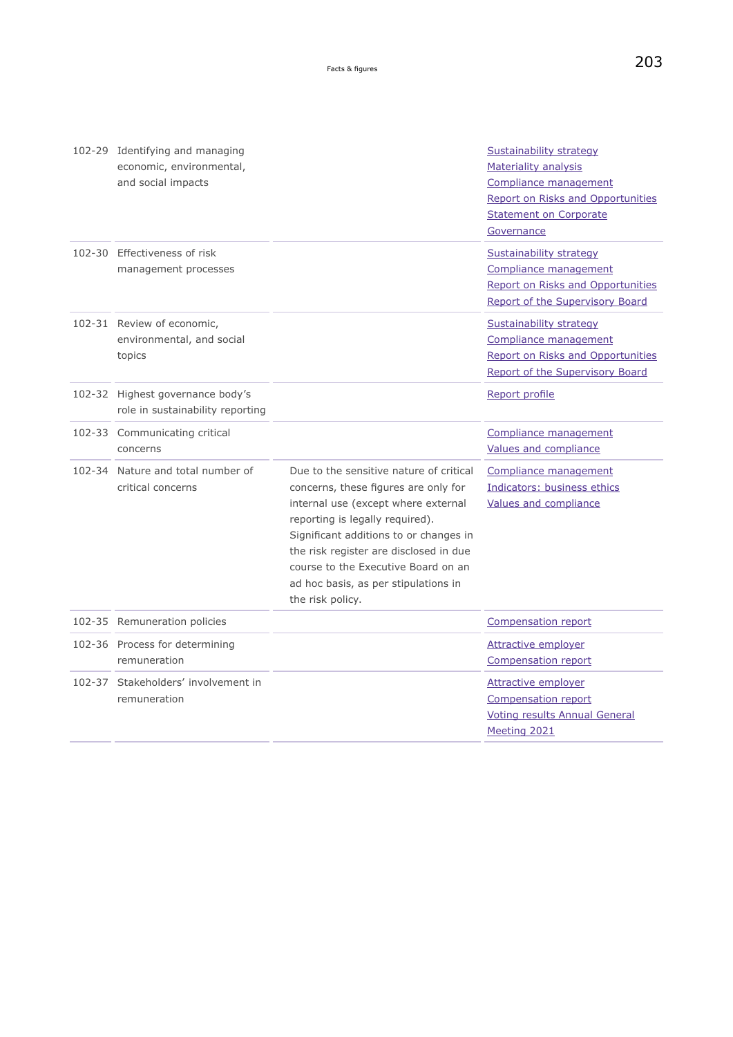| | | | |
|---|---|---|---|
| 102-29 | Identifying and managing economic, environmental, and social impacts | | Sustainability strategy<br>Materiality analysis<br>Compliance management<br>Report on Risks and Opportunities<br>Statement on Corporate Governance |
| 102-30 | Effectiveness of risk management processes | | Sustainability strategy<br>Compliance management<br>Report on Risks and Opportunities<br>Report of the Supervisory Board |
| 102-31 | Review of economic, environmental, and social topics | | Sustainability strategy<br>Compliance management<br>Report on Risks and Opportunities<br>Report of the Supervisory Board |
| 102-32 | Highest governance body's role in sustainability reporting | | Report profile |
| 102-33 | Communicating critical concerns | | Compliance management<br>Values and compliance |
| 102-34 | Nature and total number of critical concerns | Due to the sensitive nature of critical concerns, these figures are only for internal use (except where external reporting is legally required). Significant additions to or changes in the risk register are disclosed in due course to the Executive Board on an ad hoc basis, as per stipulations in the risk policy. | Compliance management<br>Indicators: business ethics<br>Values and compliance |
| 102-35 | Remuneration policies | | Compensation report |
| 102-36 | Process for determining remuneration | | Attractive employer<br>Compensation report |
| 102-37 | Stakeholders' involvement in remuneration | | Attractive employer<br>Compensation report<br>Voting results Annual General Meeting 2021 |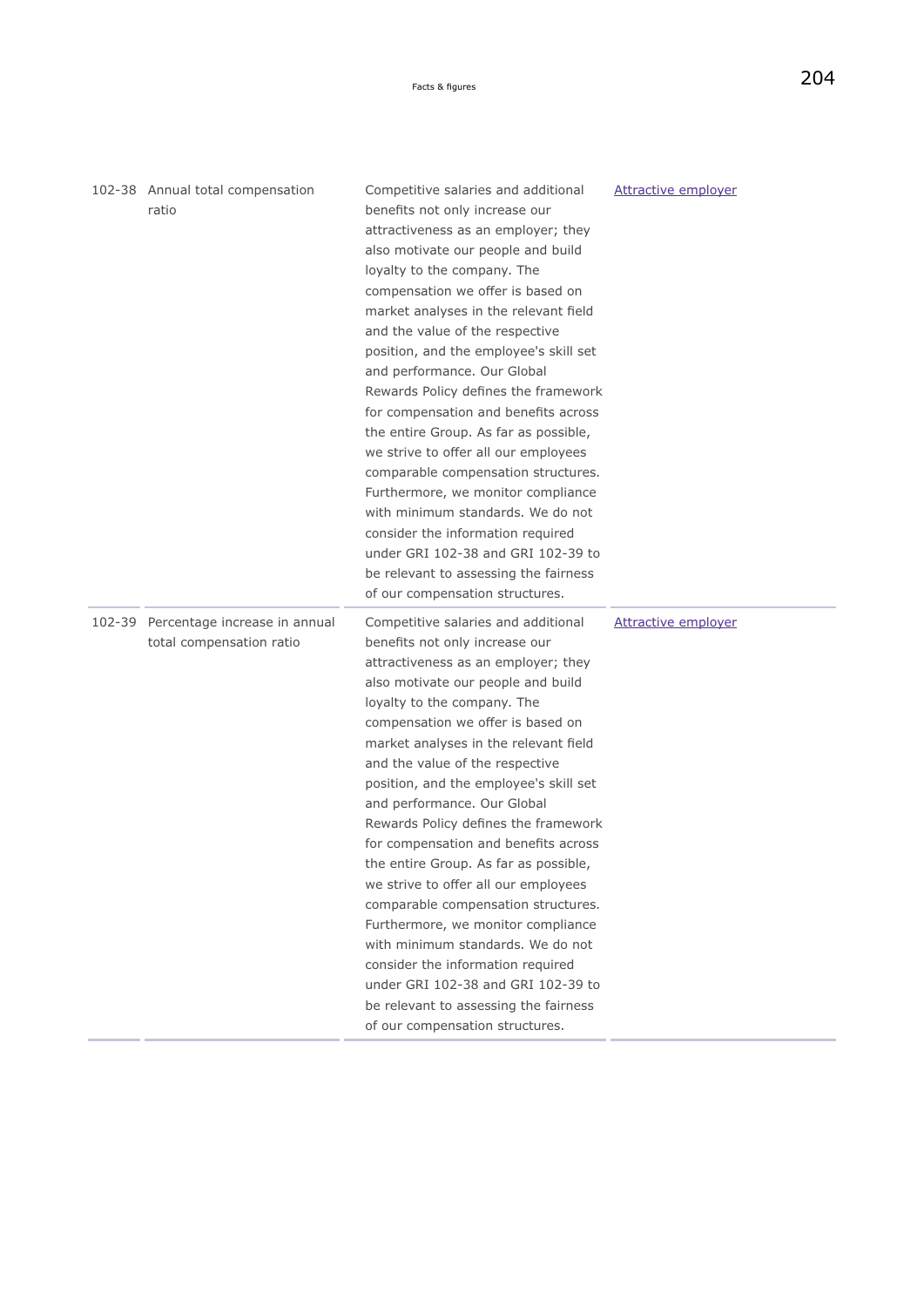| | | | |
|---|---|---|---|
| 102-38 | Annual total compensation ratio | Competitive salaries and additional benefits not only increase our attractiveness as an employer; they also motivate our people and build loyalty to the company. The compensation we offer is based on market analyses in the relevant field and the value of the respective position, and the employee's skill set and performance. Our Global Rewards Policy defines the framework for compensation and benefits across the entire Group. As far as possible, we strive to offer all our employees comparable compensation structures. Furthermore, we monitor compliance with minimum standards. We do not consider the information required under GRI 102-38 and GRI 102-39 to be relevant to assessing the fairness of our compensation structures. | Attractive employer |
| 102-39 | Percentage increase in annual total compensation ratio | Competitive salaries and additional benefits not only increase our attractiveness as an employer; they also motivate our people and build loyalty to the company. The compensation we offer is based on market analyses in the relevant field and the value of the respective position, and the employee's skill set and performance. Our Global Rewards Policy defines the framework for compensation and benefits across the entire Group. As far as possible, we strive to offer all our employees comparable compensation structures. Furthermore, we monitor compliance with minimum standards. We do not consider the information required under GRI 102-38 and GRI 102-39 to be relevant to assessing the fairness of our compensation structures. | Attractive employer |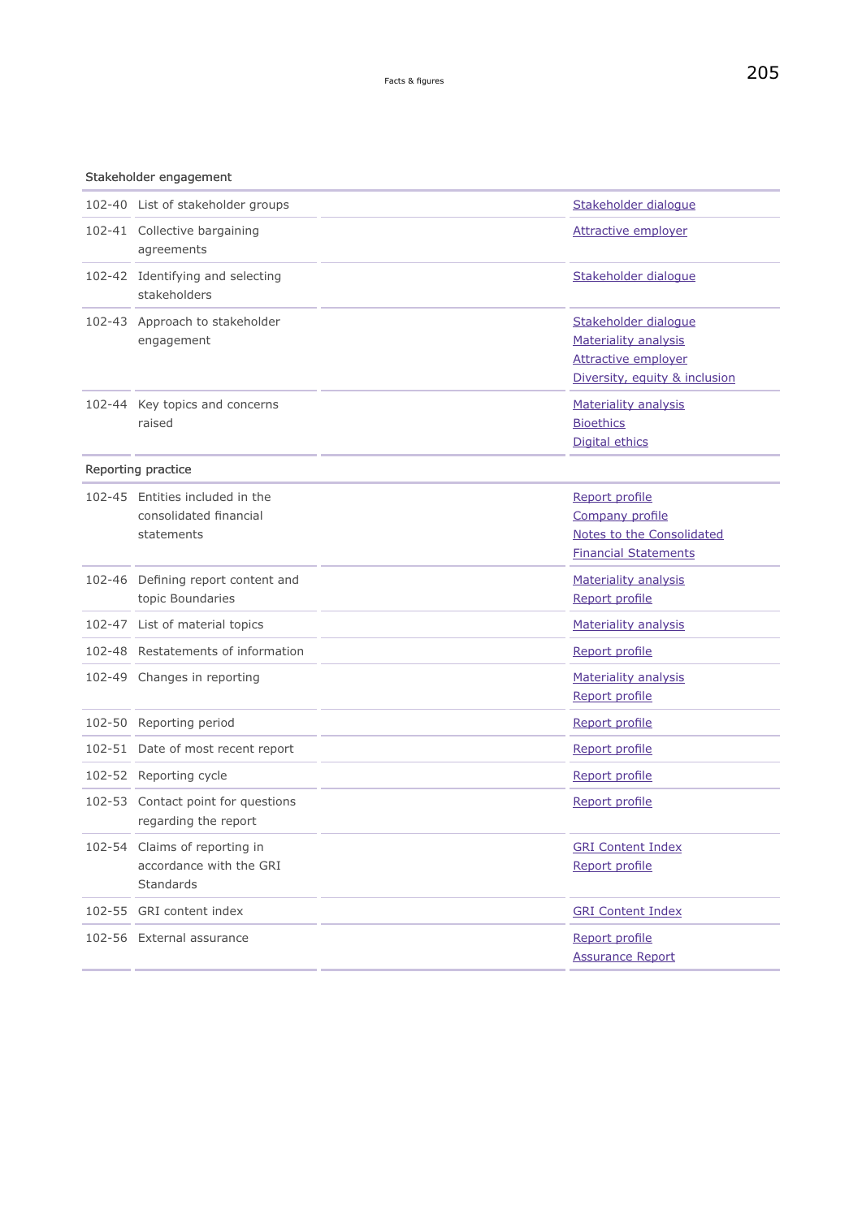| | Stakeholder engagement | | |
|---|---|---|---|
| 102-40 | List of stakeholder groups | | Stakeholder dialogue |
| 102-41 | Collective bargaining agreements | | Attractive employer |
| 102-42 | Identifying and selecting stakeholders | | Stakeholder dialogue |
| 102-43 | Approach to stakeholder engagement | | Stakeholder dialogue<br>Materiality analysis<br>Attractive employer<br>Diversity, equity & inclusion |
| 102-44 | Key topics and concerns raised | | Materiality analysis<br>Bioethics<br>Digital ethics |
| | **Reporting practice** | | |
| 102-45 | Entities included in the consolidated financial statements | | Report profile<br>Company profile<br>Notes to the Consolidated Financial Statements |
| 102-46 | Defining report content and topic Boundaries | | Materiality analysis<br>Report profile |
| 102-47 | List of material topics | | Materiality analysis |
| 102-48 | Restatements of information | | Report profile |
| 102-49 | Changes in reporting | | Materiality analysis<br>Report profile |
| 102-50 | Reporting period | | Report profile |
| 102-51 | Date of most recent report | | Report profile |
| 102-52 | Reporting cycle | | Report profile |
| 102-53 | Contact point for questions regarding the report | | Report profile |
| 102-54 | Claims of reporting in accordance with the GRI Standards | | GRI Content Index<br>Report profile |
| 102-55 | GRI content index | | GRI Content Index |
| 102-56 | External assurance | | Report profile<br>Assurance Report |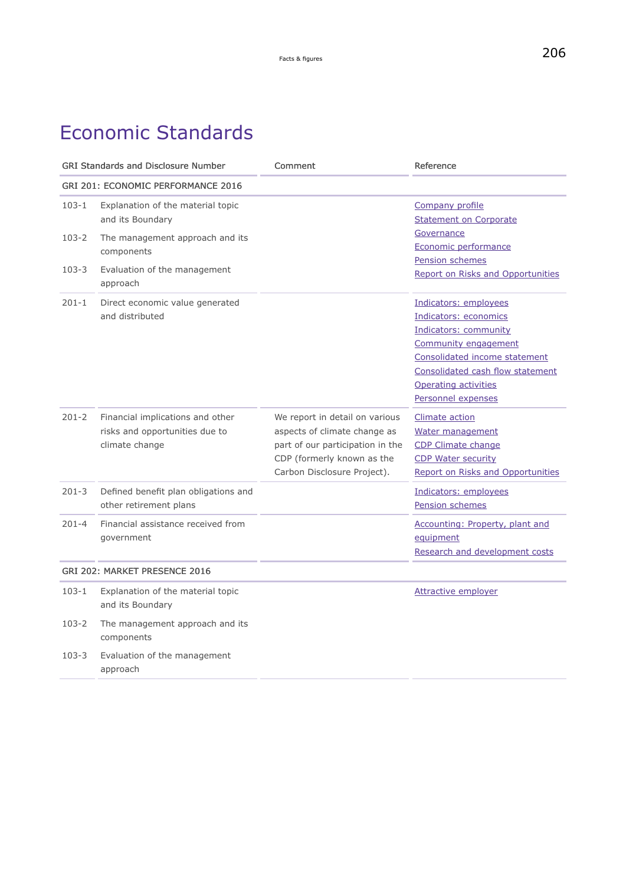# Economic Standards

| GRI Standards and Disclosure Number | | Comment | Reference |
|---|---|---|---|
| GRI 201: ECONOMIC PERFORMANCE 2016 | | | |
| 103-1 | Explanation of the material topic and its Boundary | | Company profile<br>Statement on Corporate Governance<br>Economic performance<br>Pension schemes<br>Report on Risks and Opportunities |
| 103-2 | The management approach and its components | | |
| 103-3 | Evaluation of the management approach | | |
| 201-1 | Direct economic value generated and distributed | | Indicators: employees<br>Indicators: economics<br>Indicators: community<br>Community engagement<br>Consolidated income statement<br>Consolidated cash flow statement<br>Operating activities<br>Personnel expenses |
| 201-2 | Financial implications and other risks and opportunities due to climate change | We report in detail on various aspects of climate change as part of our participation in the CDP (formerly known as the Carbon Disclosure Project). | Climate action<br>Water management<br>CDP Climate change<br>CDP Water security<br>Report on Risks and Opportunities |
| 201-3 | Defined benefit plan obligations and other retirement plans | | Indicators: employees<br>Pension schemes |
| 201-4 | Financial assistance received from government | | Accounting: Property, plant and equipment<br>Research and development costs |
| GRI 202: MARKET PRESENCE 2016 | | | |
| 103-1 | Explanation of the material topic and its Boundary | | Attractive employer |
| 103-2 | The management approach and its components | | |
| 103-3 | Evaluation of the management approach | | |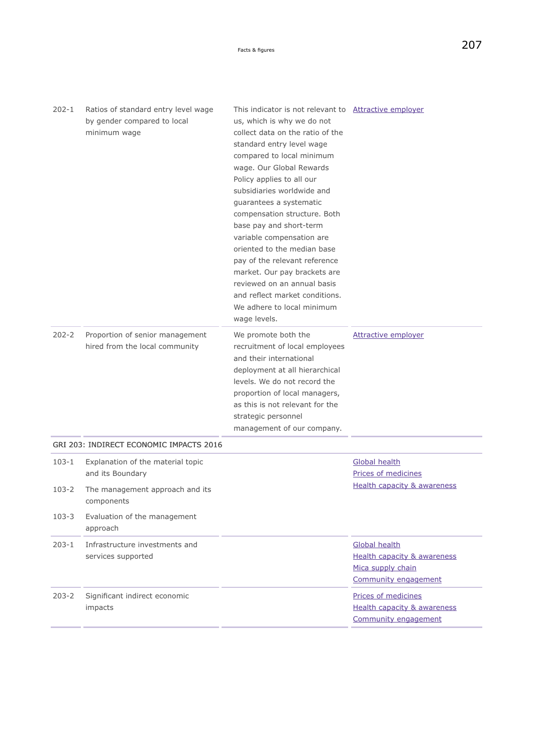| | | | |
|---|---|---|---|
| 202-1 | Ratios of standard entry level wage by gender compared to local minimum wage | This indicator is not relevant to us, which is why we do not collect data on the ratio of the standard entry level wage compared to local minimum wage. Our Global Rewards Policy applies to all our subsidiaries worldwide and guarantees a systematic compensation structure. Both base pay and short-term variable compensation are oriented to the median base pay of the relevant reference market. Our pay brackets are reviewed on an annual basis and reflect market conditions. We adhere to local minimum wage levels. | Attractive employer |
| 202-2 | Proportion of senior management hired from the local community | We promote both the recruitment of local employees and their international deployment at all hierarchical levels. We do not record the proportion of local managers, as this is not relevant for the strategic personnel management of our company. | Attractive employer |
| **GRI 203: INDIRECT ECONOMIC IMPACTS 2016** | | | |
| 103-1 | Explanation of the material topic and its Boundary | | Global health<br>Prices of medicines<br>Health capacity & awareness |
| 103-2 | The management approach and its components | | |
| 103-3 | Evaluation of the management approach | | |
| 203-1 | Infrastructure investments and services supported | | Global health<br>Health capacity & awareness<br>Mica supply chain<br>Community engagement |
| 203-2 | Significant indirect economic impacts | | Prices of medicines<br>Health capacity & awareness<br>Community engagement |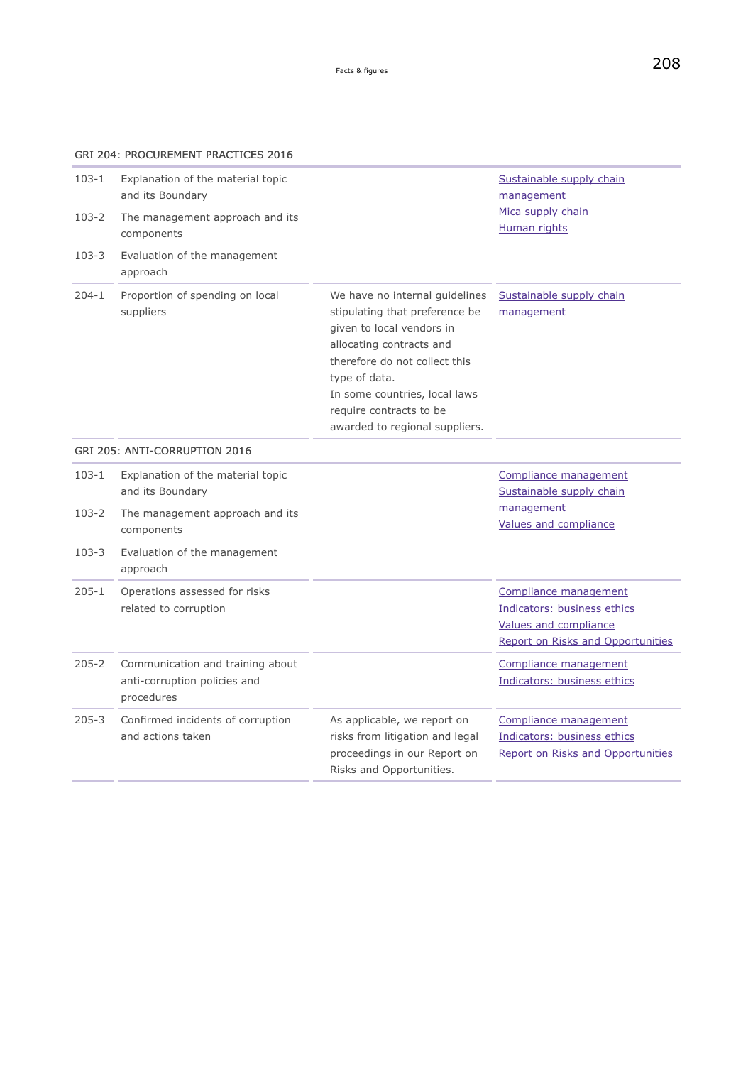| GRI 204: PROCUREMENT PRACTICES 2016 | | | |
|---|---|---|---|
| 103-1 | Explanation of the material topic and its Boundary | | Sustainable supply chain management<br>Mica supply chain<br>Human rights |
| 103-2 | The management approach and its components | | |
| 103-3 | Evaluation of the management approach | | |
| 204-1 | Proportion of spending on local suppliers | We have no internal guidelines stipulating that preference be given to local vendors in allocating contracts and therefore do not collect this type of data.<br>In some countries, local laws require contracts to be awarded to regional suppliers. | Sustainable supply chain management |
| **GRI 205: ANTI-CORRUPTION 2016** | | | |
| 103-1 | Explanation of the material topic and its Boundary | | Compliance management<br>Sustainable supply chain management<br>Values and compliance |
| 103-2 | The management approach and its components | | |
| 103-3 | Evaluation of the management approach | | |
| 205-1 | Operations assessed for risks related to corruption | | Compliance management<br>Indicators: business ethics<br>Values and compliance<br>Report on Risks and Opportunities |
| 205-2 | Communication and training about anti-corruption policies and procedures | | Compliance management<br>Indicators: business ethics |
| 205-3 | Confirmed incidents of corruption and actions taken | As applicable, we report on risks from litigation and legal proceedings in our Report on Risks and Opportunities. | Compliance management<br>Indicators: business ethics<br>Report on Risks and Opportunities |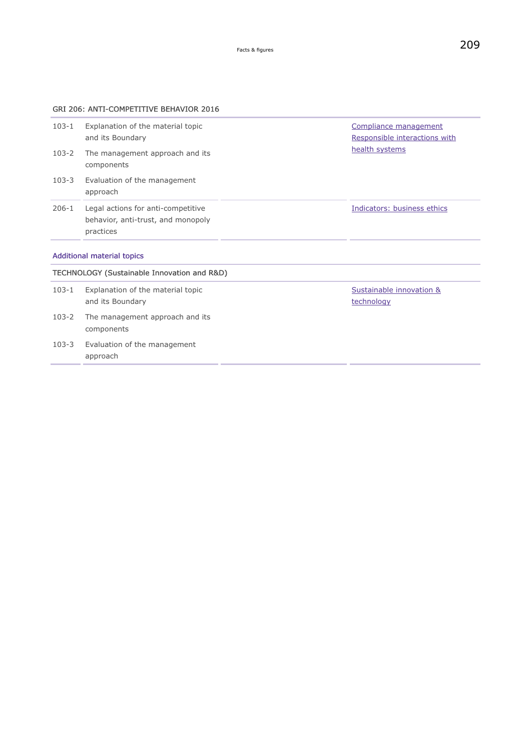GRI 206: ANTI-COMPETITIVE BEHAVIOR 2016

| | | | |
|---|---|---|---|
| 103-1 | Explanation of the material topic and its Boundary | | Compliance management<br>Responsible interactions with health systems |
| 103-2 | The management approach and its components | | |
| 103-3 | Evaluation of the management approach | | |
| 206-1 | Legal actions for anti-competitive behavior, anti-trust, and monopoly practices | | Indicators: business ethics |

## Additional material topics

TECHNOLOGY (Sustainable Innovation and R&D)

| | | | |
|---|---|---|---|
| 103-1 | Explanation of the material topic and its Boundary | | Sustainable innovation & technology |
| 103-2 | The management approach and its components | | |
| 103-3 | Evaluation of the management approach | | |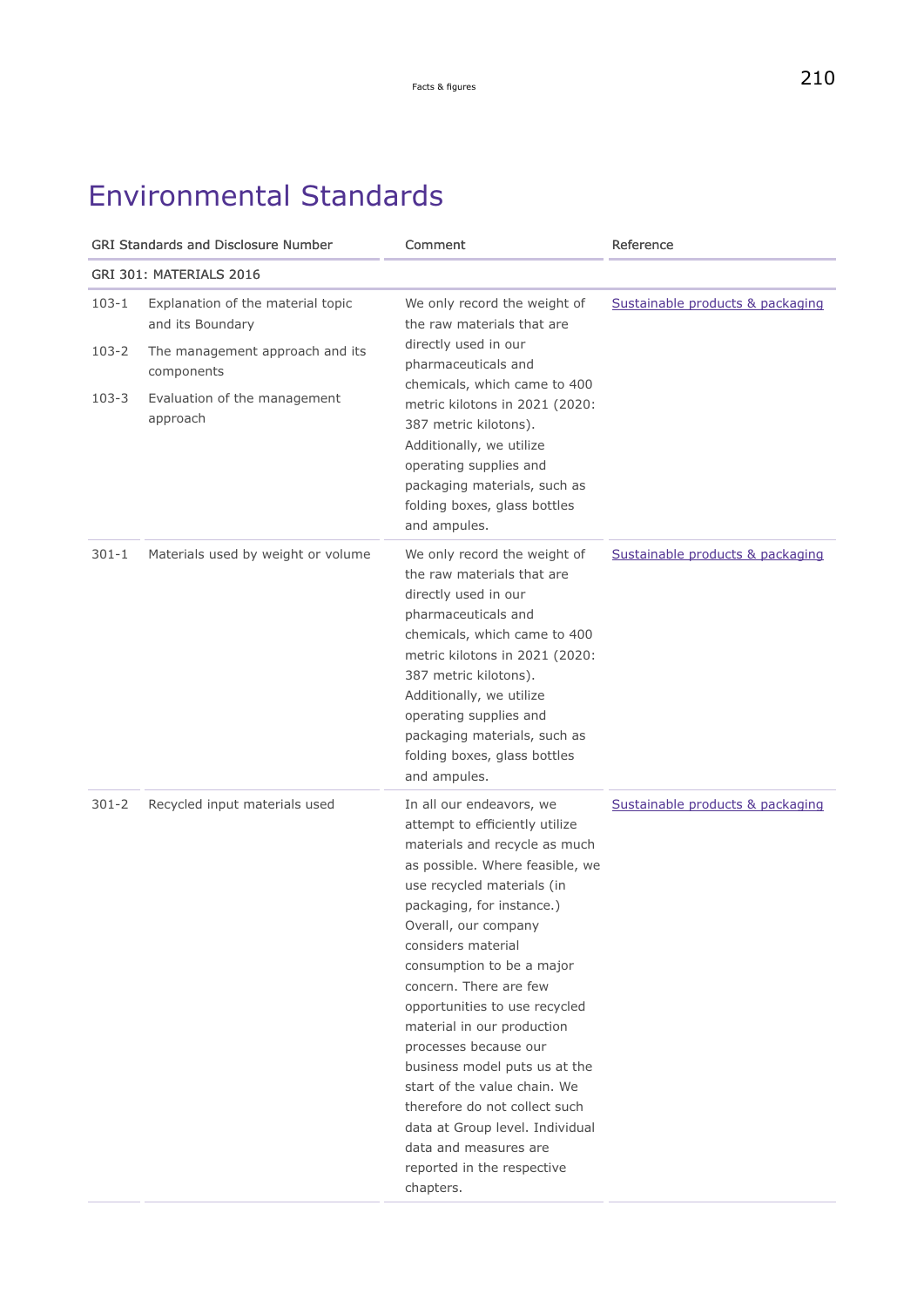# Environmental Standards

| GRI Standards and Disclosure Number | | Comment | Reference |
|---|---|---|---|
| GRI 301: MATERIALS 2016 | | | |
| 103-1 | Explanation of the material topic and its Boundary | We only record the weight of the raw materials that are directly used in our pharmaceuticals and chemicals, which came to 400 metric kilotons in 2021 (2020: 387 metric kilotons). Additionally, we utilize operating supplies and packaging materials, such as folding boxes, glass bottles and ampules. | Sustainable products & packaging |
| 103-2 | The management approach and its components | | |
| 103-3 | Evaluation of the management approach | | |
| 301-1 | Materials used by weight or volume | We only record the weight of the raw materials that are directly used in our pharmaceuticals and chemicals, which came to 400 metric kilotons in 2021 (2020: 387 metric kilotons). Additionally, we utilize operating supplies and packaging materials, such as folding boxes, glass bottles and ampules. | Sustainable products & packaging |
| 301-2 | Recycled input materials used | In all our endeavors, we attempt to efficiently utilize materials and recycle as much as possible. Where feasible, we use recycled materials (in packaging, for instance.) Overall, our company considers material consumption to be a major concern. There are few opportunities to use recycled material in our production processes because our business model puts us at the start of the value chain. We therefore do not collect such data at Group level. Individual data and measures are reported in the respective chapters. | Sustainable products & packaging |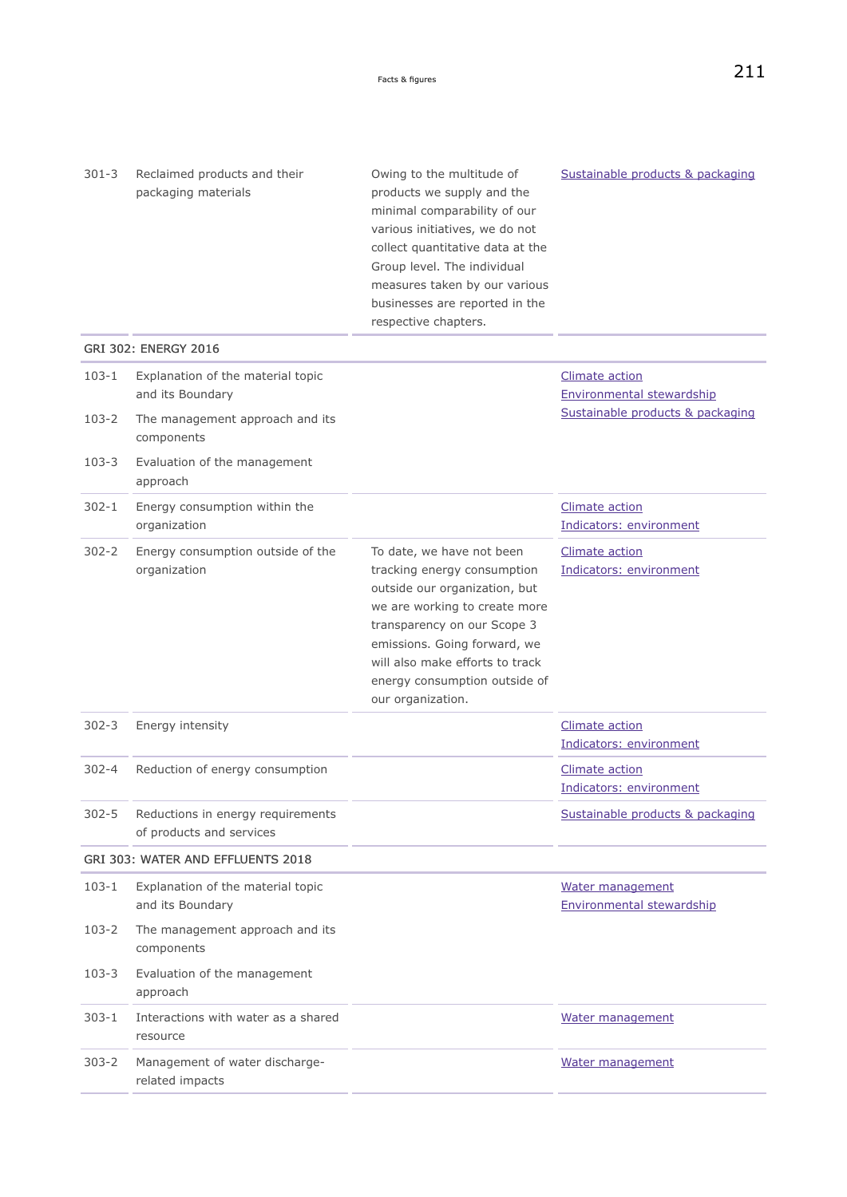| | | | |
|---|---|---|---|
| 301-3 | Reclaimed products and their packaging materials | Owing to the multitude of products we supply and the minimal comparability of our various initiatives, we do not collect quantitative data at the Group level. The individual measures taken by our various businesses are reported in the respective chapters. | Sustainable products & packaging |
| **GRI 302: ENERGY 2016** | | | |
| 103-1 | Explanation of the material topic and its Boundary | | Climate action<br>Environmental stewardship<br>Sustainable products & packaging |
| 103-2 | The management approach and its components | | |
| 103-3 | Evaluation of the management approach | | |
| 302-1 | Energy consumption within the organization | | Climate action<br>Indicators: environment |
| 302-2 | Energy consumption outside of the organization | To date, we have not been tracking energy consumption outside our organization, but we are working to create more transparency on our Scope 3 emissions. Going forward, we will also make efforts to track energy consumption outside of our organization. | Climate action<br>Indicators: environment |
| 302-3 | Energy intensity | | Climate action<br>Indicators: environment |
| 302-4 | Reduction of energy consumption | | Climate action<br>Indicators: environment |
| 302-5 | Reductions in energy requirements of products and services | | Sustainable products & packaging |
| **GRI 303: WATER AND EFFLUENTS 2018** | | | |
| 103-1 | Explanation of the material topic and its Boundary | | Water management<br>Environmental stewardship |
| 103-2 | The management approach and its components | | |
| 103-3 | Evaluation of the management approach | | |
| 303-1 | Interactions with water as a shared resource | | Water management |
| 303-2 | Management of water discharge-related impacts | | Water management |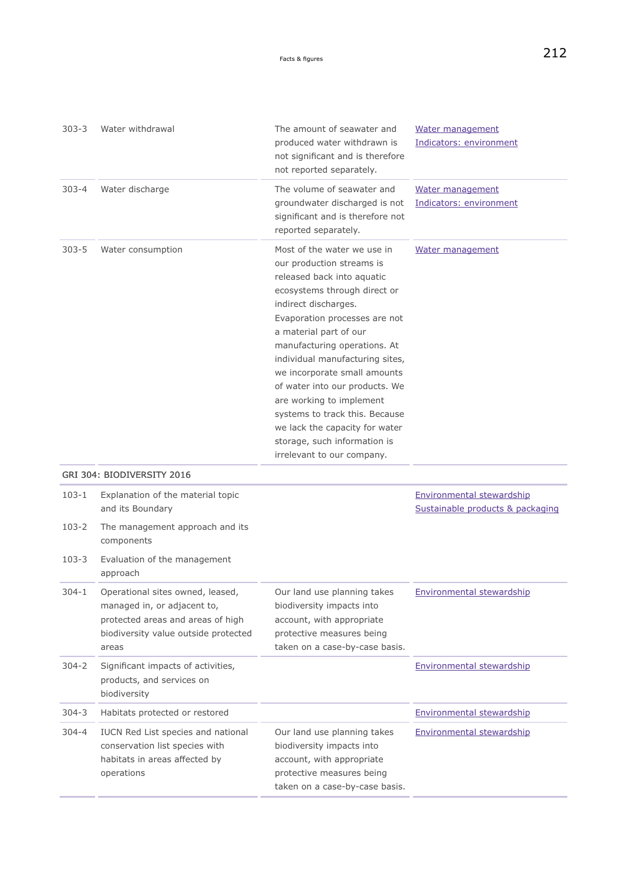| | | | |
|---|---|---|---|
| 303-3 | Water withdrawal | The amount of seawater and produced water withdrawn is not significant and is therefore not reported separately. | Water management<br>Indicators: environment |
| 303-4 | Water discharge | The volume of seawater and groundwater discharged is not significant and is therefore not reported separately. | Water management<br>Indicators: environment |
| 303-5 | Water consumption | Most of the water we use in our production streams is released back into aquatic ecosystems through direct or indirect discharges. Evaporation processes are not a material part of our manufacturing operations. At individual manufacturing sites, we incorporate small amounts of water into our products. We are working to implement systems to track this. Because we lack the capacity for water storage, such information is irrelevant to our company. | Water management |
| GRI 304: BIODIVERSITY 2016 | | | |
| 103-1 | Explanation of the material topic and its Boundary | | Environmental stewardship<br>Sustainable products & packaging |
| 103-2 | The management approach and its components | | |
| 103-3 | Evaluation of the management approach | | |
| 304-1 | Operational sites owned, leased, managed in, or adjacent to, protected areas and areas of high biodiversity value outside protected areas | Our land use planning takes biodiversity impacts into account, with appropriate protective measures being taken on a case-by-case basis. | Environmental stewardship |
| 304-2 | Significant impacts of activities, products, and services on biodiversity | | Environmental stewardship |
| 304-3 | Habitats protected or restored | | Environmental stewardship |
| 304-4 | IUCN Red List species and national conservation list species with habitats in areas affected by operations | Our land use planning takes biodiversity impacts into account, with appropriate protective measures being taken on a case-by-case basis. | Environmental stewardship |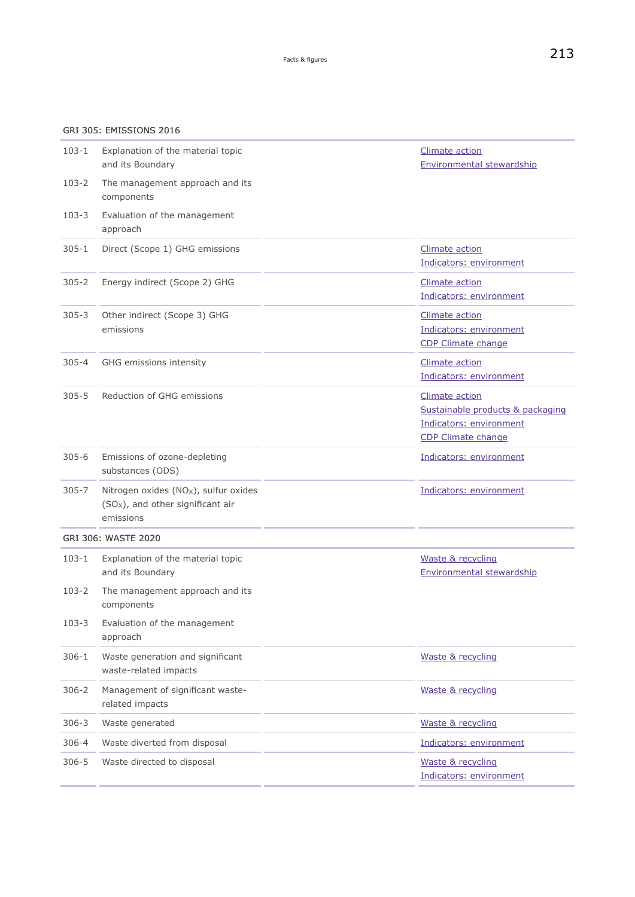## GRI 305: EMISSIONS 2016

| | | | |
|---|---|---|---|
| 103-1 | Explanation of the material topic and its Boundary | | Climate action<br>Environmental stewardship |
| 103-2 | The management approach and its components | | |
| 103-3 | Evaluation of the management approach | | |
| 305-1 | Direct (Scope 1) GHG emissions | | Climate action<br>Indicators: environment |
| 305-2 | Energy indirect (Scope 2) GHG | | Climate action<br>Indicators: environment |
| 305-3 | Other indirect (Scope 3) GHG emissions | | Climate action<br>Indicators: environment<br>CDP Climate change |
| 305-4 | GHG emissions intensity | | Climate action<br>Indicators: environment |
| 305-5 | Reduction of GHG emissions | | Climate action<br>Sustainable products & packaging<br>Indicators: environment<br>CDP Climate change |
| 305-6 | Emissions of ozone-depleting substances (ODS) | | Indicators: environment |
| 305-7 | Nitrogen oxides ($NO_X$), sulfur oxides ($SO_X$), and other significant air emissions | | Indicators: environment |

## GRI 306: WASTE 2020

| | | | |
|---|---|---|---|
| 103-1 | Explanation of the material topic and its Boundary | | Waste & recycling<br>Environmental stewardship |
| 103-2 | The management approach and its components | | |
| 103-3 | Evaluation of the management approach | | |
| 306-1 | Waste generation and significant waste-related impacts | | Waste & recycling |
| 306-2 | Management of significant waste-related impacts | | Waste & recycling |
| 306-3 | Waste generated | | Waste & recycling |
| 306-4 | Waste diverted from disposal | | Indicators: environment |
| 306-5 | Waste directed to disposal | | Waste & recycling<br>Indicators: environment |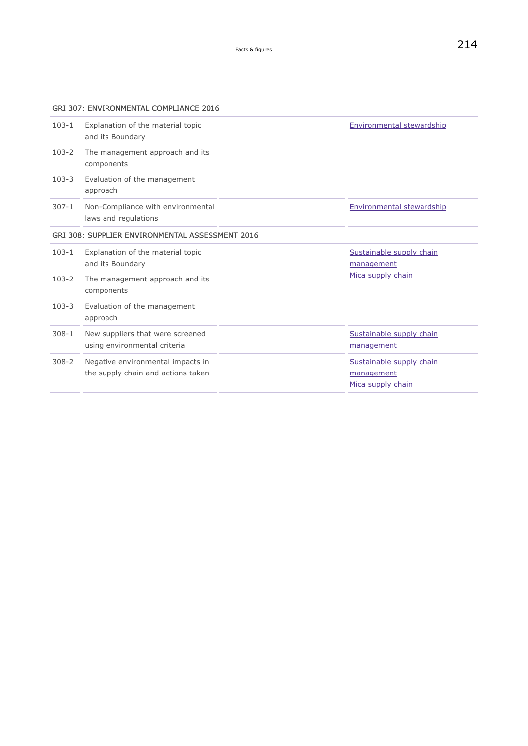GRI 307: ENVIRONMENTAL COMPLIANCE 2016

| | | | |
|---|---|---|---|
| 103-1 | Explanation of the material topic and its Boundary | | Environmental stewardship |
| 103-2 | The management approach and its components | | |
| 103-3 | Evaluation of the management approach | | |
| 307-1 | Non-Compliance with environmental laws and regulations | | Environmental stewardship |

GRI 308: SUPPLIER ENVIRONMENTAL ASSESSMENT 2016

| | | | |
|---|---|---|---|
| 103-1 | Explanation of the material topic and its Boundary | | Sustainable supply chain management<br>Mica supply chain |
| 103-2 | The management approach and its components | | |
| 103-3 | Evaluation of the management approach | | |
| 308-1 | New suppliers that were screened using environmental criteria | | Sustainable supply chain management |
| 308-2 | Negative environmental impacts in the supply chain and actions taken | | Sustainable supply chain management<br>Mica supply chain |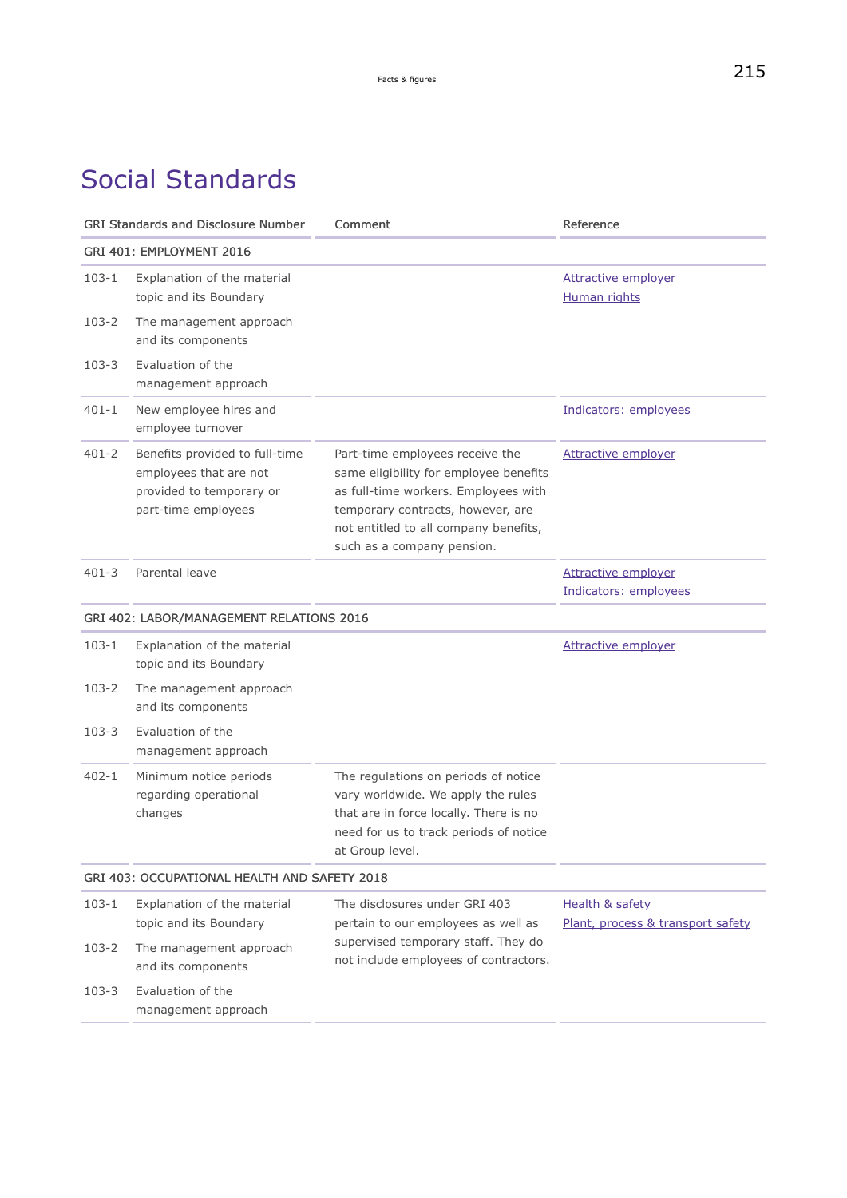# Social Standards

| GRI Standards and Disclosure Number | | Comment | Reference |
|---|---|---|---|
| GRI 401: EMPLOYMENT 2016 | | | |
| 103-1 | Explanation of the material topic and its Boundary | | Attractive employer<br>Human rights |
| 103-2 | The management approach and its components | | |
| 103-3 | Evaluation of the management approach | | |
| 401-1 | New employee hires and employee turnover | | Indicators: employees |
| 401-2 | Benefits provided to full-time employees that are not provided to temporary or part-time employees | Part-time employees receive the same eligibility for employee benefits as full-time workers. Employees with temporary contracts, however, are not entitled to all company benefits, such as a company pension. | Attractive employer |
| 401-3 | Parental leave | | Attractive employer<br>Indicators: employees |
| GRI 402: LABOR/MANAGEMENT RELATIONS 2016 | | | |
| 103-1 | Explanation of the material topic and its Boundary | | Attractive employer |
| 103-2 | The management approach and its components | | |
| 103-3 | Evaluation of the management approach | | |
| 402-1 | Minimum notice periods regarding operational changes | The regulations on periods of notice vary worldwide. We apply the rules that are in force locally. There is no need for us to track periods of notice at Group level. | |
| GRI 403: OCCUPATIONAL HEALTH AND SAFETY 2018 | | | |
| 103-1 | Explanation of the material topic and its Boundary | The disclosures under GRI 403 pertain to our employees as well as supervised temporary staff. They do not include employees of contractors. | Health & safety<br>Plant, process & transport safety |
| 103-2 | The management approach and its components | | |
| 103-3 | Evaluation of the management approach | | |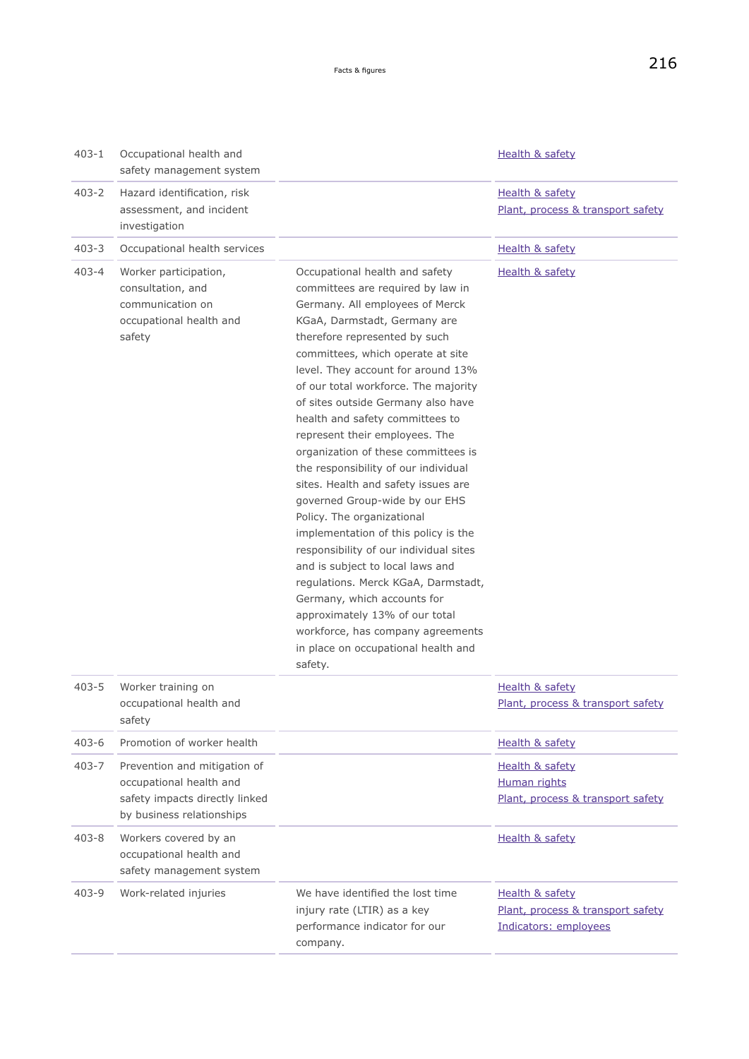| | | | |
|---|---|---|---|
| 403-1 | Occupational health and safety management system | | Health & safety |
| 403-2 | Hazard identification, risk assessment, and incident investigation | | Health & safety<br>Plant, process & transport safety |
| 403-3 | Occupational health services | | Health & safety |
| 403-4 | Worker participation, consultation, and communication on occupational health and safety | Occupational health and safety committees are required by law in Germany. All employees of Merck KGaA, Darmstadt, Germany are therefore represented by such committees, which operate at site level. They account for around 13% of our total workforce. The majority of sites outside Germany also have health and safety committees to represent their employees. The organization of these committees is the responsibility of our individual sites. Health and safety issues are governed Group-wide by our EHS Policy. The organizational implementation of this policy is the responsibility of our individual sites and is subject to local laws and regulations. Merck KGaA, Darmstadt, Germany, which accounts for approximately 13% of our total workforce, has company agreements in place on occupational health and safety. | Health & safety |
| 403-5 | Worker training on occupational health and safety | | Health & safety<br>Plant, process & transport safety |
| 403-6 | Promotion of worker health | | Health & safety |
| 403-7 | Prevention and mitigation of occupational health and safety impacts directly linked by business relationships | | Health & safety<br>Human rights<br>Plant, process & transport safety |
| 403-8 | Workers covered by an occupational health and safety management system | | Health & safety |
| 403-9 | Work-related injuries | We have identified the lost time injury rate (LTIR) as a key performance indicator for our company. | Health & safety<br>Plant, process & transport safety<br>Indicators: employees |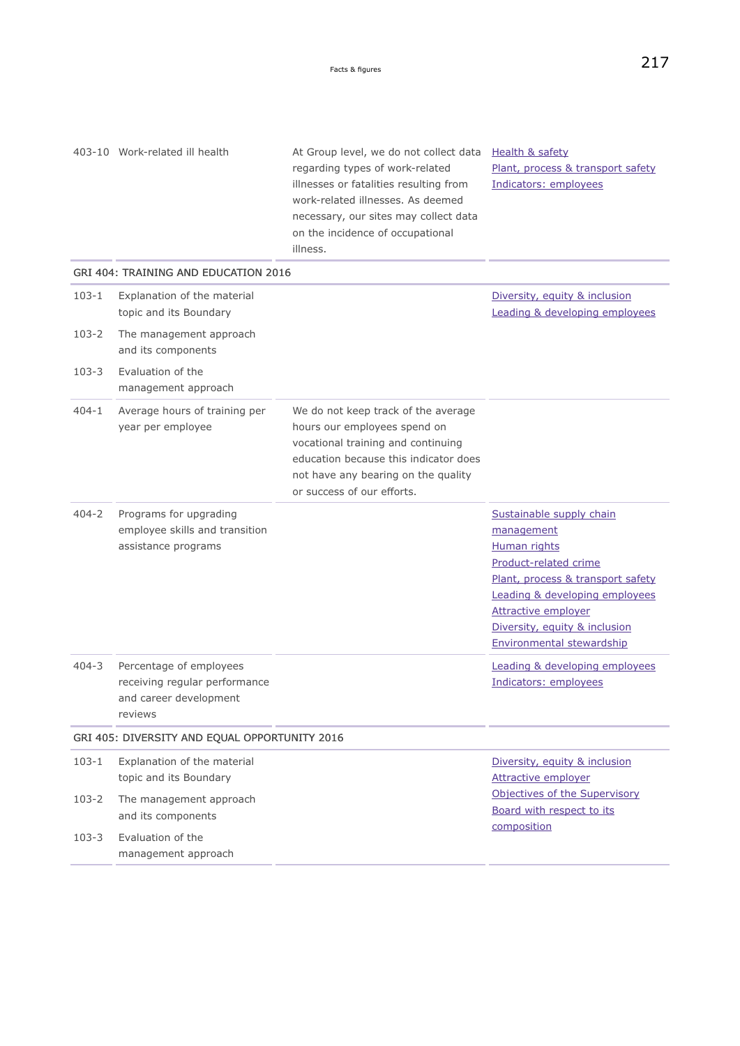| | | | |
|---|---|---|---|
| 403-10 | Work-related ill health | At Group level, we do not collect data regarding types of work-related illnesses or fatalities resulting from work-related illnesses. As deemed necessary, our sites may collect data on the incidence of occupational illness. | Health & safety<br>Plant, process & transport safety<br>Indicators: employees |
| **GRI 404: TRAINING AND EDUCATION 2016** | | | |
| 103-1 | Explanation of the material topic and its Boundary | | Diversity, equity & inclusion<br>Leading & developing employees |
| 103-2 | The management approach and its components | | |
| 103-3 | Evaluation of the management approach | | |
| 404-1 | Average hours of training per year per employee | We do not keep track of the average hours our employees spend on vocational training and continuing education because this indicator does not have any bearing on the quality or success of our efforts. | |
| 404-2 | Programs for upgrading employee skills and transition assistance programs | | Sustainable supply chain management<br>Human rights<br>Product-related crime<br>Plant, process & transport safety<br>Leading & developing employees<br>Attractive employer<br>Diversity, equity & inclusion<br>Environmental stewardship |
| 404-3 | Percentage of employees receiving regular performance and career development reviews | | Leading & developing employees<br>Indicators: employees |
| **GRI 405: DIVERSITY AND EQUAL OPPORTUNITY 2016** | | | |
| 103-1 | Explanation of the material topic and its Boundary | | Diversity, equity & inclusion<br>Attractive employer<br>Objectives of the Supervisory Board with respect to its composition |
| 103-2 | The management approach and its components | | |
| 103-3 | Evaluation of the management approach | | |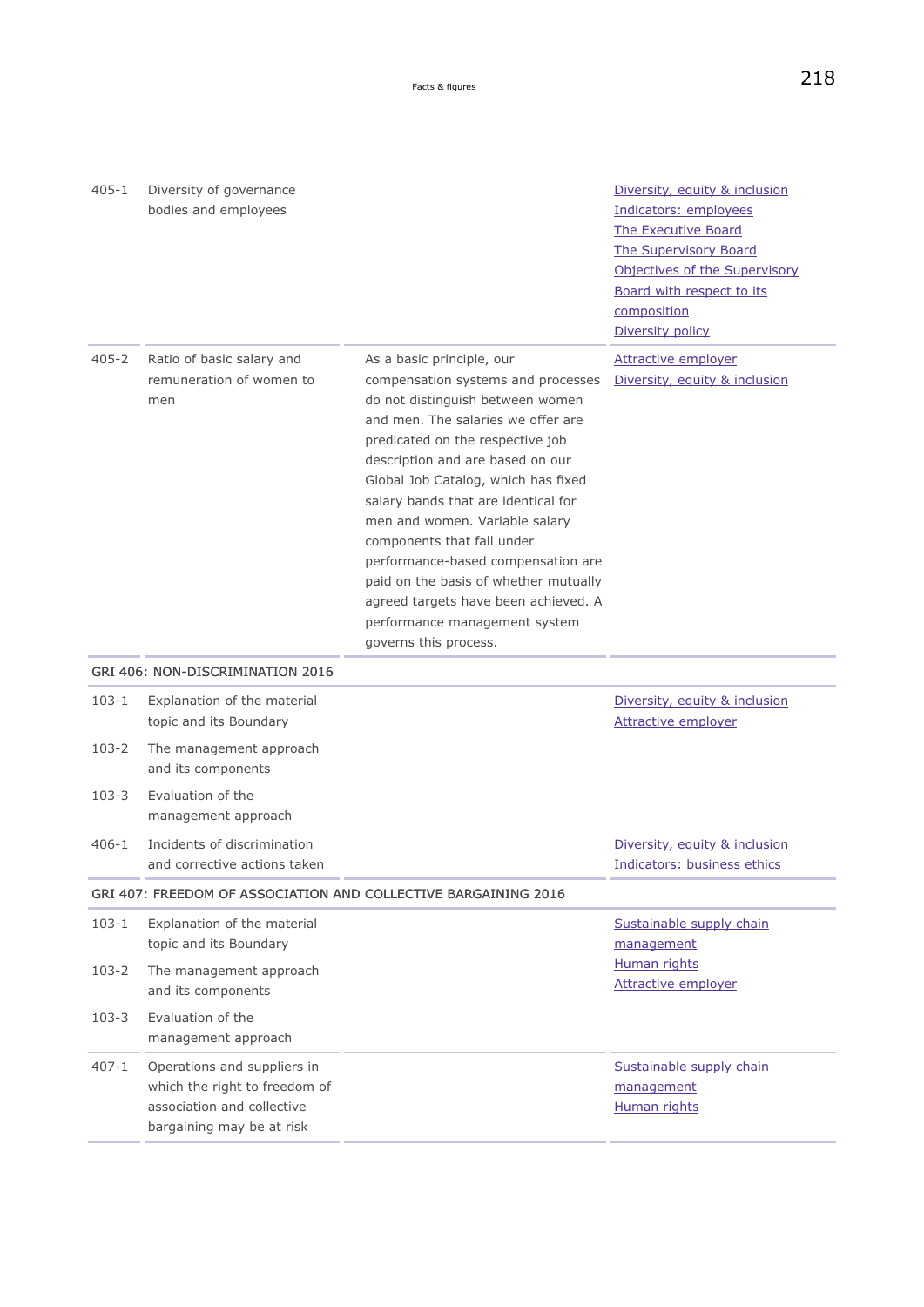| | | | |
|---|---|---|---|
| 405-1 | Diversity of governance bodies and employees | | Diversity, equity & inclusion<br>Indicators: employees<br>The Executive Board<br>The Supervisory Board<br>Objectives of the Supervisory Board with respect to its composition<br>Diversity policy |
| 405-2 | Ratio of basic salary and remuneration of women to men | As a basic principle, our compensation systems and processes do not distinguish between women and men. The salaries we offer are predicated on the respective job description and are based on our Global Job Catalog, which has fixed salary bands that are identical for men and women. Variable salary components that fall under performance-based compensation are paid on the basis of whether mutually agreed targets have been achieved. A performance management system governs this process. | Attractive employer<br>Diversity, equity & inclusion |
| **GRI 406: NON-DISCRIMINATION 2016** | | | |
| 103-1 | Explanation of the material topic and its Boundary | | Diversity, equity & inclusion<br>Attractive employer |
| 103-2 | The management approach and its components | | |
| 103-3 | Evaluation of the management approach | | |
| 406-1 | Incidents of discrimination and corrective actions taken | | Diversity, equity & inclusion<br>Indicators: business ethics |
| **GRI 407: FREEDOM OF ASSOCIATION AND COLLECTIVE BARGAINING 2016** | | | |
| 103-1 | Explanation of the material topic and its Boundary | | Sustainable supply chain management<br>Human rights<br>Attractive employer |
| 103-2 | The management approach and its components | | |
| 103-3 | Evaluation of the management approach | | |
| 407-1 | Operations and suppliers in which the right to freedom of association and collective bargaining may be at risk | | Sustainable supply chain management<br>Human rights |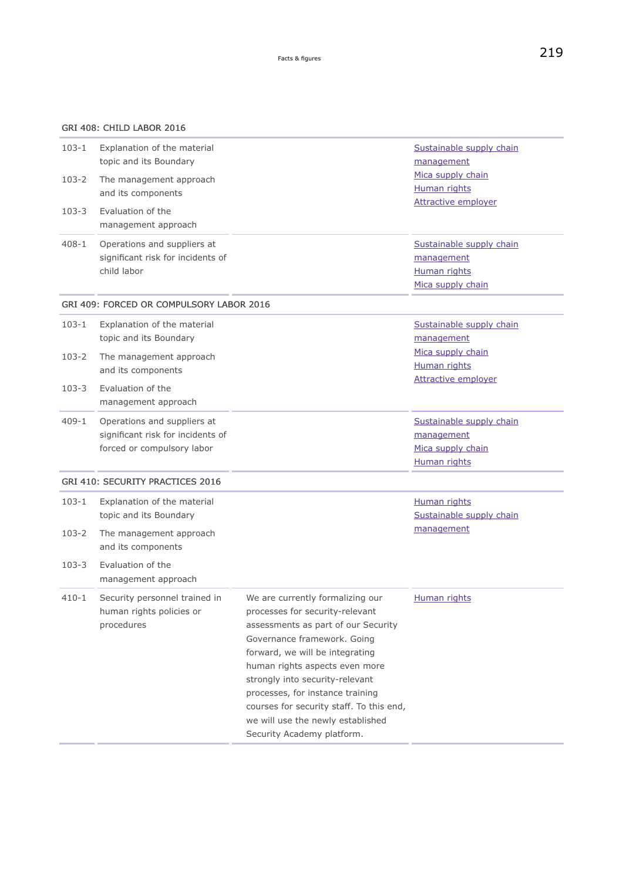| GRI 408: CHILD LABOR 2016 | | | |
|---|---|---|---|
| 103-1 | Explanation of the material topic and its Boundary | | Sustainable supply chain management<br>Mica supply chain<br>Human rights<br>Attractive employer |
| 103-2 | The management approach and its components | | |
| 103-3 | Evaluation of the management approach | | |
| 408-1 | Operations and suppliers at significant risk for incidents of child labor | | Sustainable supply chain management<br>Human rights<br>Mica supply chain |

| GRI 409: FORCED OR COMPULSORY LABOR 2016 | | | |
|---|---|---|---|
| 103-1 | Explanation of the material topic and its Boundary | | Sustainable supply chain management<br>Mica supply chain<br>Human rights<br>Attractive employer |
| 103-2 | The management approach and its components | | |
| 103-3 | Evaluation of the management approach | | |
| 409-1 | Operations and suppliers at significant risk for incidents of forced or compulsory labor | | Sustainable supply chain management<br>Mica supply chain<br>Human rights |

| GRI 410: SECURITY PRACTICES 2016 | | | |
|---|---|---|---|
| 103-1 | Explanation of the material topic and its Boundary | | Human rights<br>Sustainable supply chain management |
| 103-2 | The management approach and its components | | |
| 103-3 | Evaluation of the management approach | | |
| 410-1 | Security personnel trained in human rights policies or procedures | We are currently formalizing our processes for security-relevant assessments as part of our Security Governance framework. Going forward, we will be integrating human rights aspects even more strongly into security-relevant processes, for instance training courses for security staff. To this end, we will use the newly established Security Academy platform. | Human rights |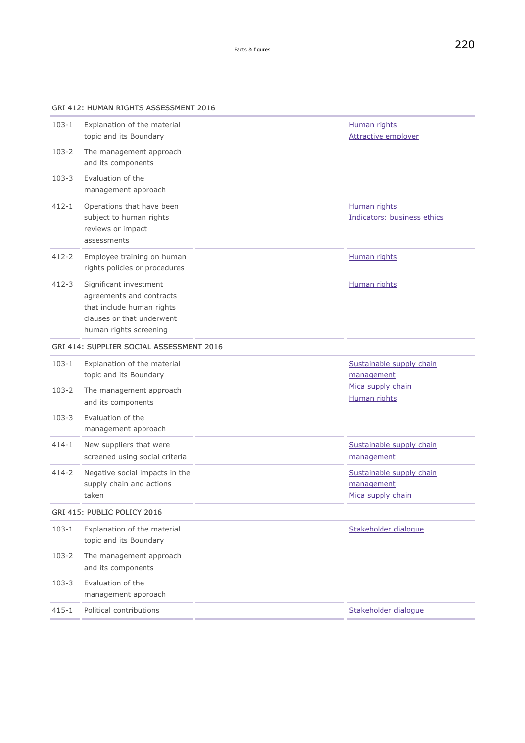| GRI 412: HUMAN RIGHTS ASSESSMENT 2016 | | | |
|---|---|---|---|
| 103-1 | Explanation of the material topic and its Boundary | | Human rights<br>Attractive employer |
| 103-2 | The management approach and its components | | |
| 103-3 | Evaluation of the management approach | | |
| 412-1 | Operations that have been subject to human rights reviews or impact assessments | | Human rights<br>Indicators: business ethics |
| 412-2 | Employee training on human rights policies or procedures | | Human rights |
| 412-3 | Significant investment agreements and contracts that include human rights clauses or that underwent human rights screening | | Human rights |
| **GRI 414: SUPPLIER SOCIAL ASSESSMENT 2016** | | | |
| 103-1 | Explanation of the material topic and its Boundary | | Sustainable supply chain management<br>Mica supply chain<br>Human rights |
| 103-2 | The management approach and its components | | |
| 103-3 | Evaluation of the management approach | | |
| 414-1 | New suppliers that were screened using social criteria | | Sustainable supply chain management |
| 414-2 | Negative social impacts in the supply chain and actions taken | | Sustainable supply chain management<br>Mica supply chain |
| **GRI 415: PUBLIC POLICY 2016** | | | |
| 103-1 | Explanation of the material topic and its Boundary | | Stakeholder dialogue |
| 103-2 | The management approach and its components | | |
| 103-3 | Evaluation of the management approach | | |
| 415-1 | Political contributions | | Stakeholder dialogue |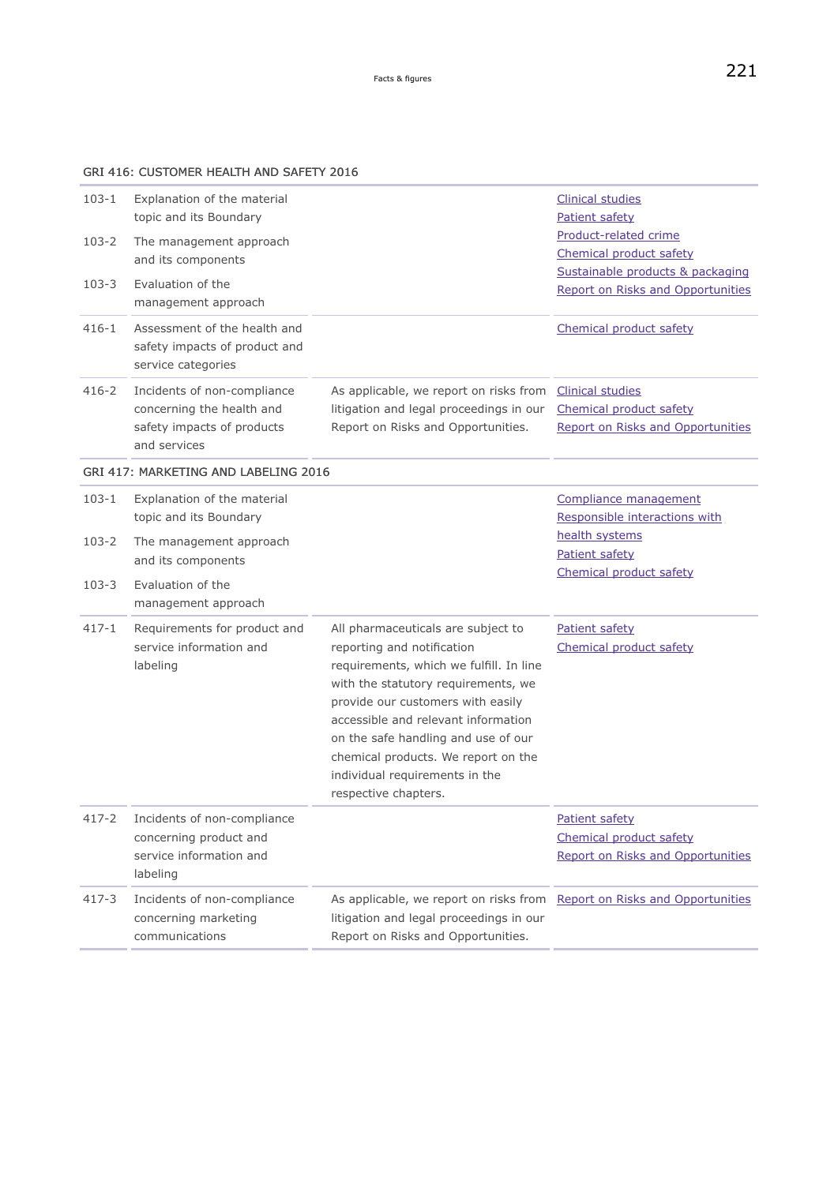## GRI 416: CUSTOMER HEALTH AND SAFETY 2016

| | | | |
|---|---|---|---|
| 103-1 | Explanation of the material topic and its Boundary | | Clinical studies<br>Patient safety<br>Product-related crime<br>Chemical product safety<br>Sustainable products & packaging<br>Report on Risks and Opportunities |
| 103-2 | The management approach and its components | | |
| 103-3 | Evaluation of the management approach | | |
| 416-1 | Assessment of the health and safety impacts of product and service categories | | Chemical product safety |
| 416-2 | Incidents of non-compliance concerning the health and safety impacts of products and services | As applicable, we report on risks from litigation and legal proceedings in our Report on Risks and Opportunities. | Clinical studies<br>Chemical product safety<br>Report on Risks and Opportunities |

## GRI 417: MARKETING AND LABELING 2016

| | | | |
|---|---|---|---|
| 103-1 | Explanation of the material topic and its Boundary | | Compliance management<br>Responsible interactions with health systems<br>Patient safety<br>Chemical product safety |
| 103-2 | The management approach and its components | | |
| 103-3 | Evaluation of the management approach | | |
| 417-1 | Requirements for product and service information and labeling | All pharmaceuticals are subject to reporting and notification requirements, which we fulfill. In line with the statutory requirements, we provide our customers with easily accessible and relevant information on the safe handling and use of our chemical products. We report on the individual requirements in the respective chapters. | Patient safety<br>Chemical product safety |
| 417-2 | Incidents of non-compliance concerning product and service information and labeling | | Patient safety<br>Chemical product safety<br>Report on Risks and Opportunities |
| 417-3 | Incidents of non-compliance concerning marketing communications | As applicable, we report on risks from litigation and legal proceedings in our Report on Risks and Opportunities. | Report on Risks and Opportunities |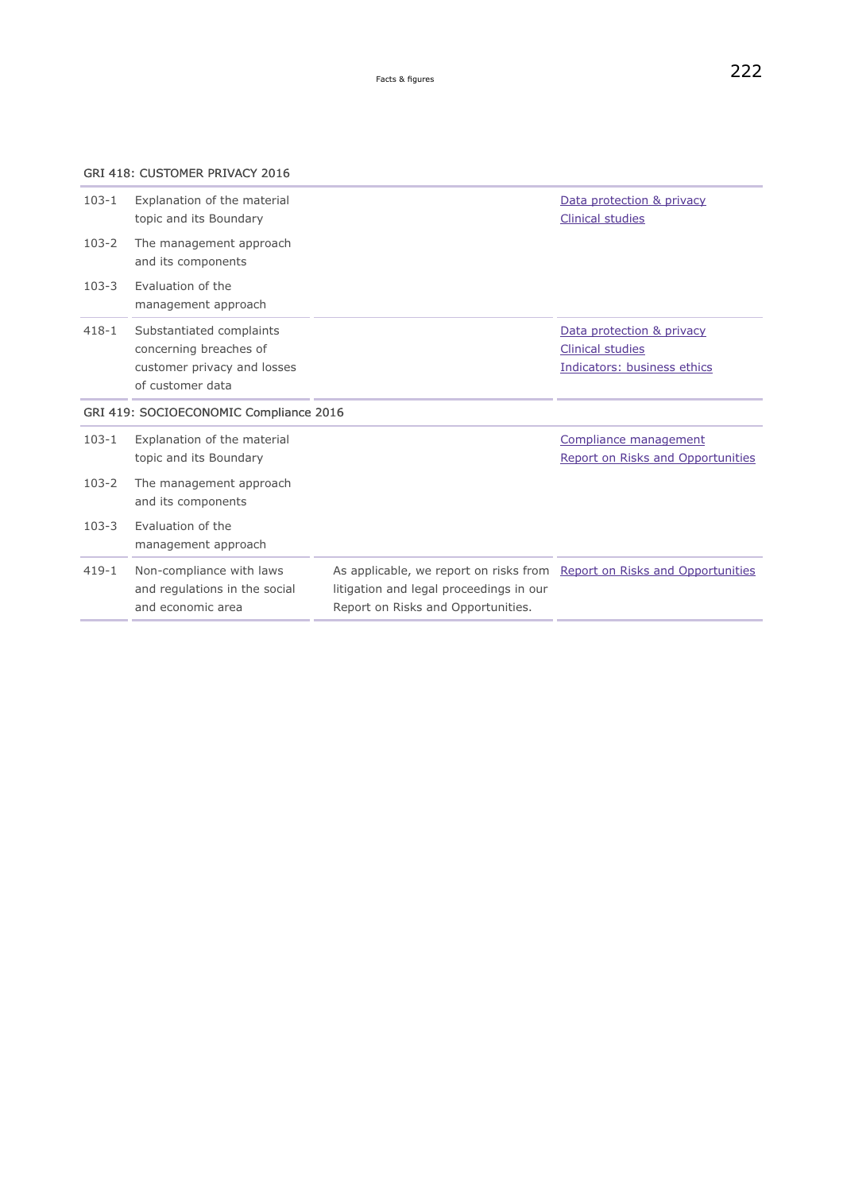GRI 418: CUSTOMER PRIVACY 2016

| | | | |
|---|---|---|---|
| 103-1 | Explanation of the material topic and its Boundary | | Data protection & privacy<br>Clinical studies |
| 103-2 | The management approach and its components | | |
| 103-3 | Evaluation of the management approach | | |
| 418-1 | Substantiated complaints concerning breaches of customer privacy and losses of customer data | | Data protection & privacy<br>Clinical studies<br>Indicators: business ethics |

GRI 419: SOCIOECONOMIC Compliance 2016

| | | | |
|---|---|---|---|
| 103-1 | Explanation of the material topic and its Boundary | | Compliance management<br>Report on Risks and Opportunities |
| 103-2 | The management approach and its components | | |
| 103-3 | Evaluation of the management approach | | |
| 419-1 | Non-compliance with laws and regulations in the social and economic area | As applicable, we report on risks from litigation and legal proceedings in our Report on Risks and Opportunities. | Report on Risks and Opportunities |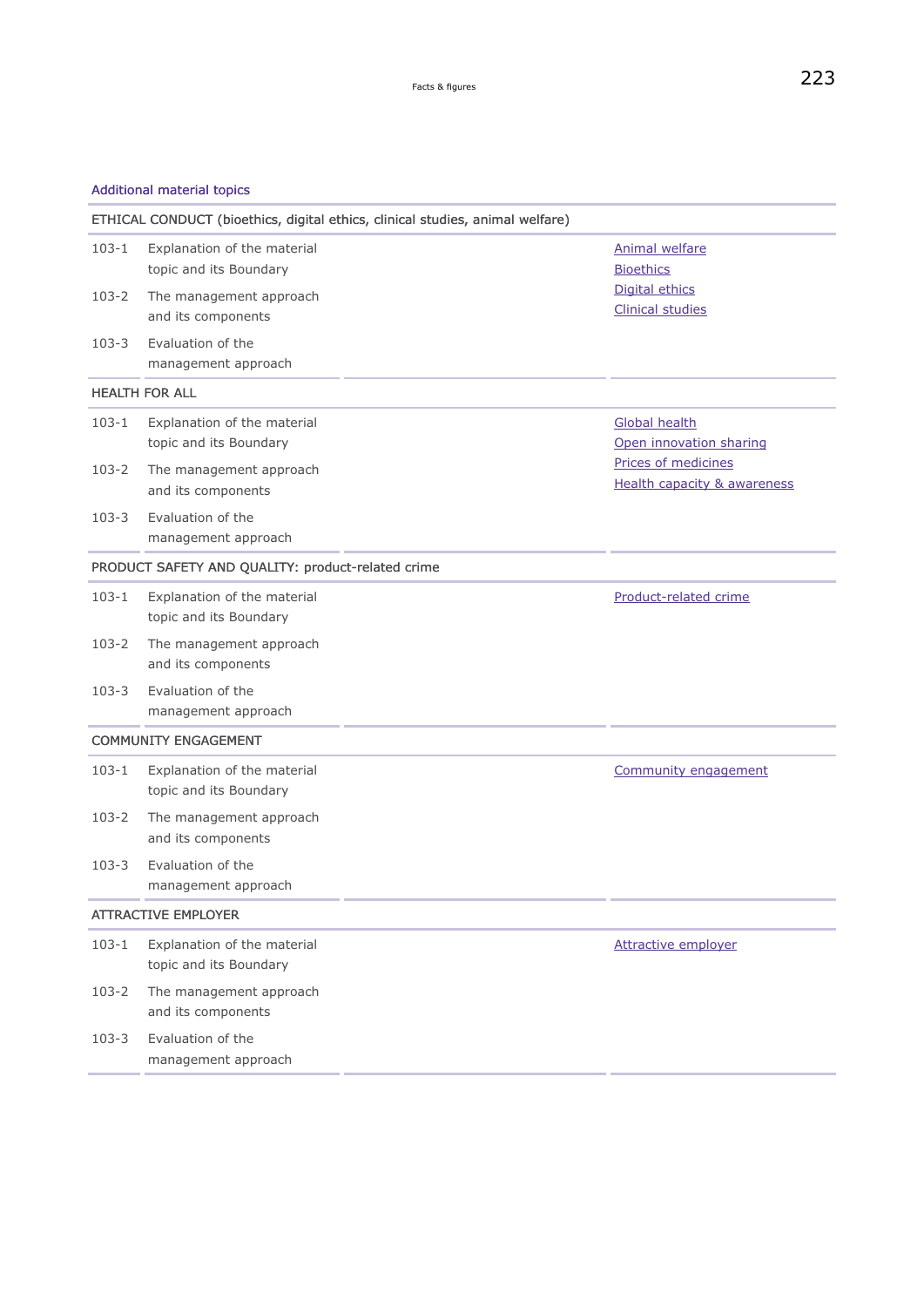## Additional material topics

| | | |
|---|---|---|
| **ETHICAL CONDUCT (bioethics, digital ethics, clinical studies, animal welfare)** | | |
| 103-1 | Explanation of the material topic and its Boundary | Animal welfare<br>Bioethics<br>Digital ethics<br>Clinical studies |
| 103-2 | The management approach and its components | |
| 103-3 | Evaluation of the management approach | |
| **HEALTH FOR ALL** | | |
| 103-1 | Explanation of the material topic and its Boundary | Global health<br>Open innovation sharing<br>Prices of medicines<br>Health capacity & awareness |
| 103-2 | The management approach and its components | |
| 103-3 | Evaluation of the management approach | |
| **PRODUCT SAFETY AND QUALITY: product-related crime** | | |
| 103-1 | Explanation of the material topic and its Boundary | Product-related crime |
| 103-2 | The management approach and its components | |
| 103-3 | Evaluation of the management approach | |
| **COMMUNITY ENGAGEMENT** | | |
| 103-1 | Explanation of the material topic and its Boundary | Community engagement |
| 103-2 | The management approach and its components | |
| 103-3 | Evaluation of the management approach | |
| **ATTRACTIVE EMPLOYER** | | |
| 103-1 | Explanation of the material topic and its Boundary | Attractive employer |
| 103-2 | The management approach and its components | |
| 103-3 | Evaluation of the management approach | |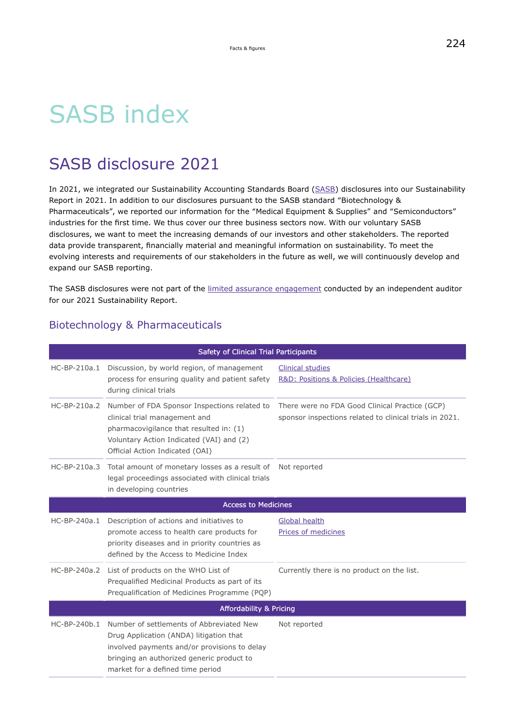# SASB index

## SASB disclosure 2021

In 2021, we integrated our Sustainability Accounting Standards Board (SASB) disclosures into our Sustainability Report in 2021. In addition to our disclosures pursuant to the SASB standard "Biotechnology & Pharmaceuticals", we reported our information for the "Medical Equipment & Supplies" and "Semiconductors" industries for the first time. We thus cover our three business sectors now. With our voluntary SASB disclosures, we want to meet the increasing demands of our investors and other stakeholders. The reported data provide transparent, financially material and meaningful information on sustainability. To meet the evolving interests and requirements of our stakeholders in the future as well, we will continuously develop and expand our SASB reporting.

The SASB disclosures were not part of the limited assurance engagement conducted by an independent auditor for our 2021 Sustainability Report.

### Biotechnology & Pharmaceuticals

| Safety of Clinical Trial Participants | | |
|---|---|---|
| HC-BP-210a.1 | Discussion, by world region, of management process for ensuring quality and patient safety during clinical trials | Clinical studies<br>R&D: Positions & Policies (Healthcare) |
| HC-BP-210a.2 | Number of FDA Sponsor Inspections related to clinical trial management and pharmacovigilance that resulted in: (1) Voluntary Action Indicated (VAI) and (2) Official Action Indicated (OAI) | There were no FDA Good Clinical Practice (GCP) sponsor inspections related to clinical trials in 2021. |
| HC-BP-210a.3 | Total amount of monetary losses as a result of legal proceedings associated with clinical trials in developing countries | Not reported |
| **Access to Medicines** | | |
| HC-BP-240a.1 | Description of actions and initiatives to promote access to health care products for priority diseases and in priority countries as defined by the Access to Medicine Index | Global health<br>Prices of medicines |
| HC-BP-240a.2 | List of products on the WHO List of Prequalified Medicinal Products as part of its Prequalification of Medicines Programme (PQP) | Currently there is no product on the list. |
| **Affordability & Pricing** | | |
| HC-BP-240b.1 | Number of settlements of Abbreviated New Drug Application (ANDA) litigation that involved payments and/or provisions to delay bringing an authorized generic product to market for a defined time period | Not reported |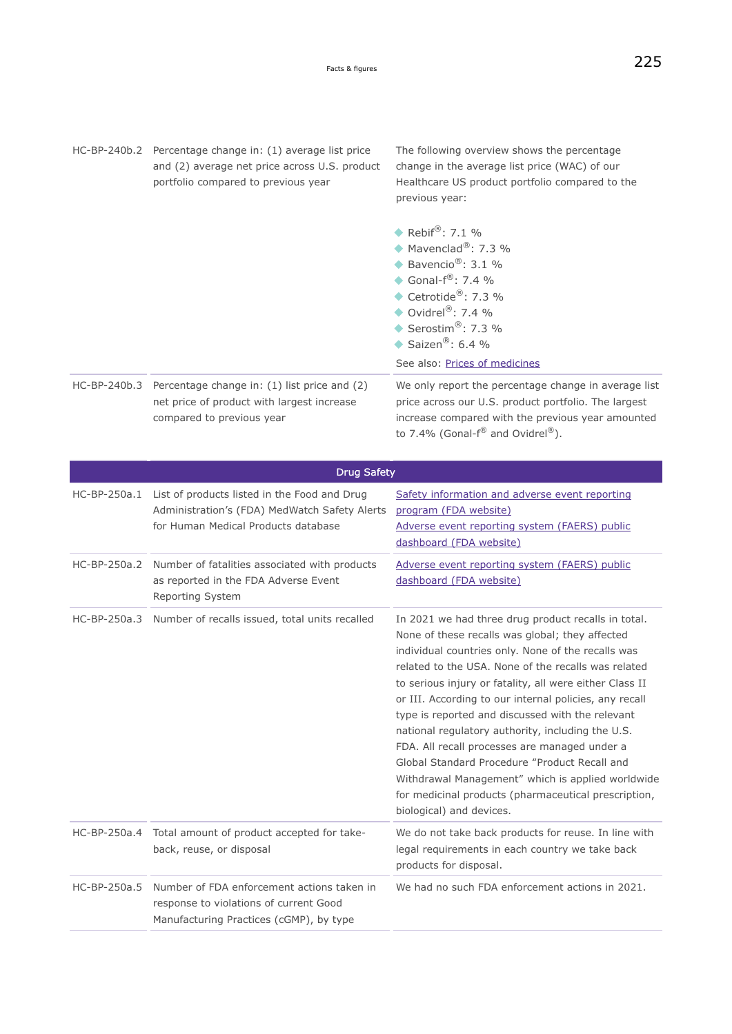| | | |
|---|---|---|
| HC-BP-240b.2 | Percentage change in: (1) average list price and (2) average net price across U.S. product portfolio compared to previous year | The following overview shows the percentage change in the average list price (WAC) of our Healthcare US product portfolio compared to the previous year:<br><br>- Rebif®: 7.1 %<br>- Mavenclad®: 7.3 %<br>- Bavencio®: 3.1 %<br>- Gonal-f®: 7.4 %<br>- Cetrotide®: 7.3 %<br>- Ovidrel®: 7.4 %<br>- Serostim®: 7.3 %<br>- Saizen®: 6.4 %<br><br>See also: Prices of medicines |
| HC-BP-240b.3 | Percentage change in: (1) list price and (2) net price of product with largest increase compared to previous year | We only report the percentage change in average list price across our U.S. product portfolio. The largest increase compared with the previous year amounted to 7.4% (Gonal-f® and Ovidrel®). |

| Drug Safety | | |
|---|---|---|
| HC-BP-250a.1 | List of products listed in the Food and Drug Administration's (FDA) MedWatch Safety Alerts for Human Medical Products database | Safety information and adverse event reporting program (FDA website)<br>Adverse event reporting system (FAERS) public dashboard (FDA website) |
| HC-BP-250a.2 | Number of fatalities associated with products as reported in the FDA Adverse Event Reporting System | Adverse event reporting system (FAERS) public dashboard (FDA website) |
| HC-BP-250a.3 | Number of recalls issued, total units recalled | In 2021 we had three drug product recalls in total. None of these recalls was global; they affected individual countries only. None of the recalls was related to the USA. None of the recalls was related to serious injury or fatality, all were either Class II or III. According to our internal policies, any recall type is reported and discussed with the relevant national regulatory authority, including the U.S. FDA. All recall processes are managed under a Global Standard Procedure "Product Recall and Withdrawal Management" which is applied worldwide for medicinal products (pharmaceutical prescription, biological) and devices. |
| HC-BP-250a.4 | Total amount of product accepted for take-back, reuse, or disposal | We do not take back products for reuse. In line with legal requirements in each country we take back products for disposal. |
| HC-BP-250a.5 | Number of FDA enforcement actions taken in response to violations of current Good Manufacturing Practices (cGMP), by type | We had no such FDA enforcement actions in 2021. |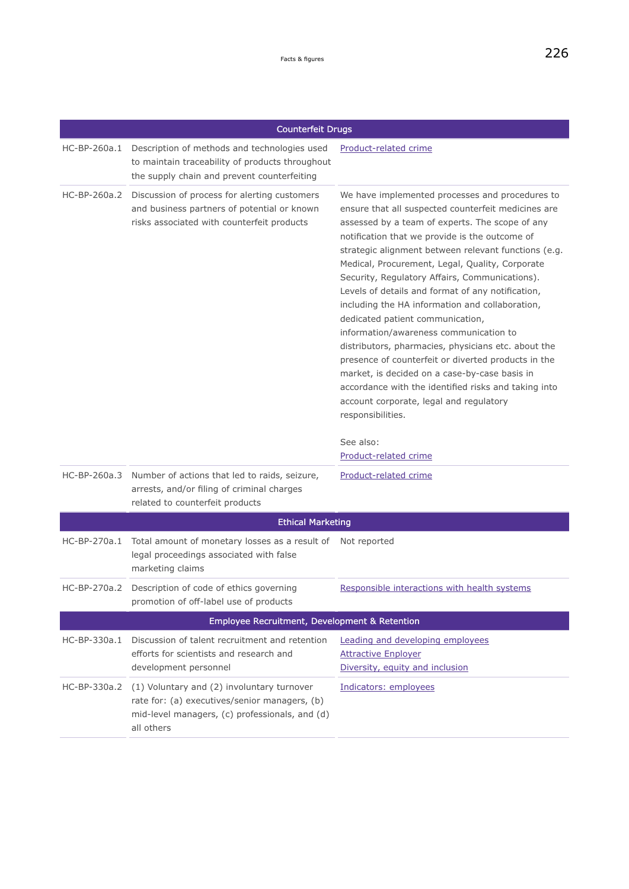| Counterfeit Drugs | | |
|---|---|---|
| HC-BP-260a.1 | Description of methods and technologies used to maintain traceability of products throughout the supply chain and prevent counterfeiting | Product-related crime |
| HC-BP-260a.2 | Discussion of process for alerting customers and business partners of potential or known risks associated with counterfeit products | We have implemented processes and procedures to ensure that all suspected counterfeit medicines are assessed by a team of experts. The scope of any notification that we provide is the outcome of strategic alignment between relevant functions (e.g. Medical, Procurement, Legal, Quality, Corporate Security, Regulatory Affairs, Communications). Levels of details and format of any notification, including the HA information and collaboration, dedicated patient communication, information/awareness communication to distributors, pharmacies, physicians etc. about the presence of counterfeit or diverted products in the market, is decided on a case-by-case basis in accordance with the identified risks and taking into account corporate, legal and regulatory responsibilities.<br><br>See also:<br>Product-related crime |
| HC-BP-260a.3 | Number of actions that led to raids, seizure, arrests, and/or filing of criminal charges related to counterfeit products | Product-related crime |
| **Ethical Marketing** | | |
| HC-BP-270a.1 | Total amount of monetary losses as a result of legal proceedings associated with false marketing claims | Not reported |
| HC-BP-270a.2 | Description of code of ethics governing promotion of off-label use of products | Responsible interactions with health systems |
| **Employee Recruitment, Development & Retention** | | |
| HC-BP-330a.1 | Discussion of talent recruitment and retention efforts for scientists and research and development personnel | Leading and developing employees<br>Attractive Enployer<br>Diversity, equity and inclusion |
| HC-BP-330a.2 | (1) Voluntary and (2) involuntary turnover rate for: (a) executives/senior managers, (b) mid-level managers, (c) professionals, and (d) all others | Indicators: employees |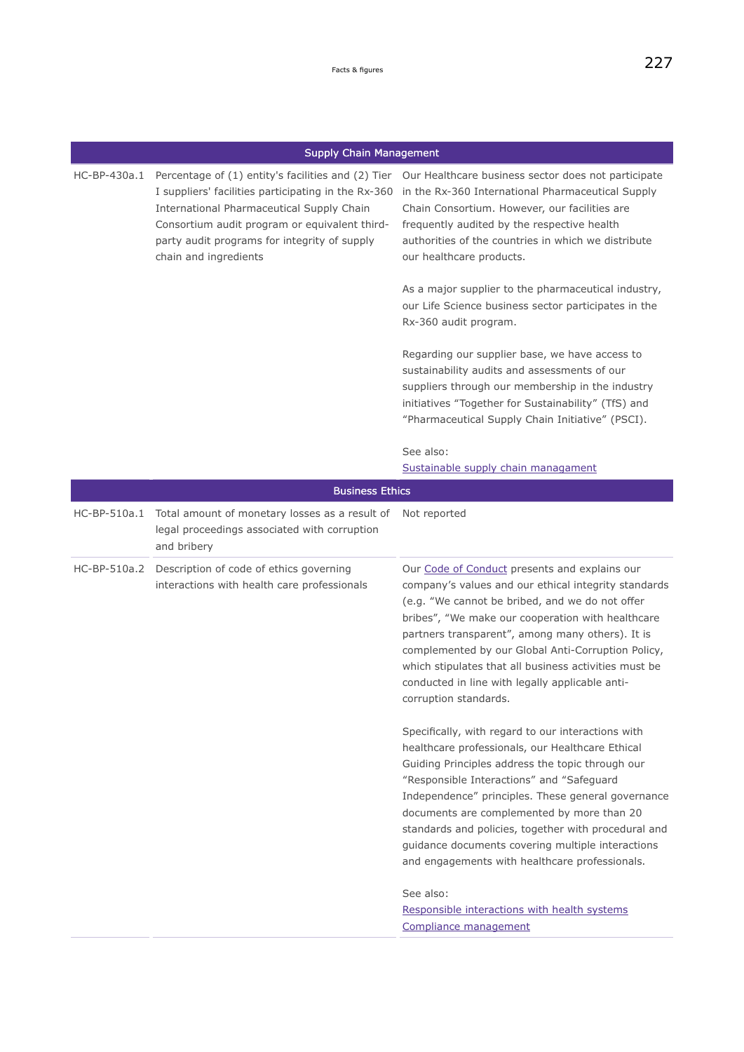| | | |
|---|---|---|
| **Supply Chain Management** | | |
| HC-BP-430a.1 | Percentage of (1) entity's facilities and (2) Tier I suppliers' facilities participating in the Rx-360 International Pharmaceutical Supply Chain Consortium audit program or equivalent third-party audit programs for integrity of supply chain and ingredients | Our Healthcare business sector does not participate in the Rx-360 International Pharmaceutical Supply Chain Consortium. However, our facilities are frequently audited by the respective health authorities of the countries in which we distribute our healthcare products.<br><br>As a major supplier to the pharmaceutical industry, our Life Science business sector participates in the Rx-360 audit program.<br><br>Regarding our supplier base, we have access to sustainability audits and assessments of our suppliers through our membership in the industry initiatives "Together for Sustainability" (TfS) and "Pharmaceutical Supply Chain Initiative" (PSCI).<br><br>See also:<br>Sustainable supply chain managament |
| **Business Ethics** | | |
| HC-BP-510a.1 | Total amount of monetary losses as a result of legal proceedings associated with corruption and bribery | Not reported |
| HC-BP-510a.2 | Description of code of ethics governing interactions with health care professionals | Our Code of Conduct presents and explains our company's values and our ethical integrity standards (e.g. "We cannot be bribed, and we do not offer bribes", "We make our cooperation with healthcare partners transparent", among many others). It is complemented by our Global Anti-Corruption Policy, which stipulates that all business activities must be conducted in line with legally applicable anti-corruption standards.<br><br>Specifically, with regard to our interactions with healthcare professionals, our Healthcare Ethical Guiding Principles address the topic through our "Responsible Interactions" and "Safeguard Independence" principles. These general governance documents are complemented by more than 20 standards and policies, together with procedural and guidance documents covering multiple interactions and engagements with healthcare professionals.<br><br>See also:<br>Responsible interactions with health systems<br>Compliance management |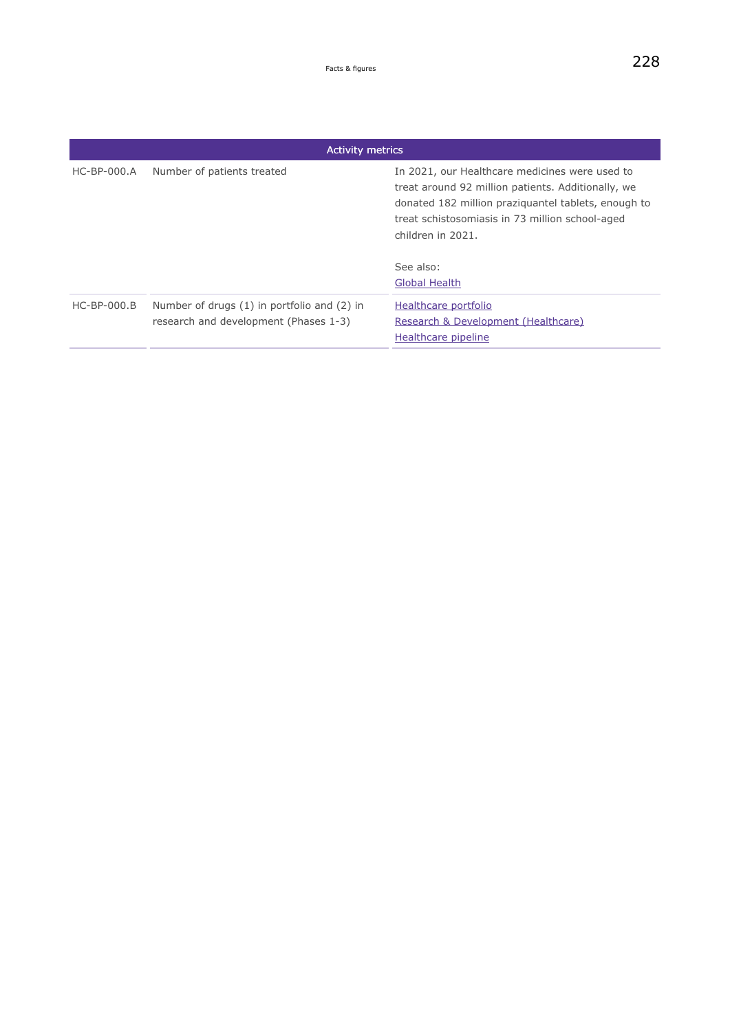| Activity metrics | | |
|---|---|---|
| HC-BP-000.A | Number of patients treated | In 2021, our Healthcare medicines were used to treat around 92 million patients. Additionally, we donated 182 million praziquantel tablets, enough to treat schistosomiasis in 73 million school-aged children in 2021.<br><br>See also:<br>Global Health |
| HC-BP-000.B | Number of drugs (1) in portfolio and (2) in research and development (Phases 1-3) | Healthcare portfolio<br>Research & Development (Healthcare)<br>Healthcare pipeline |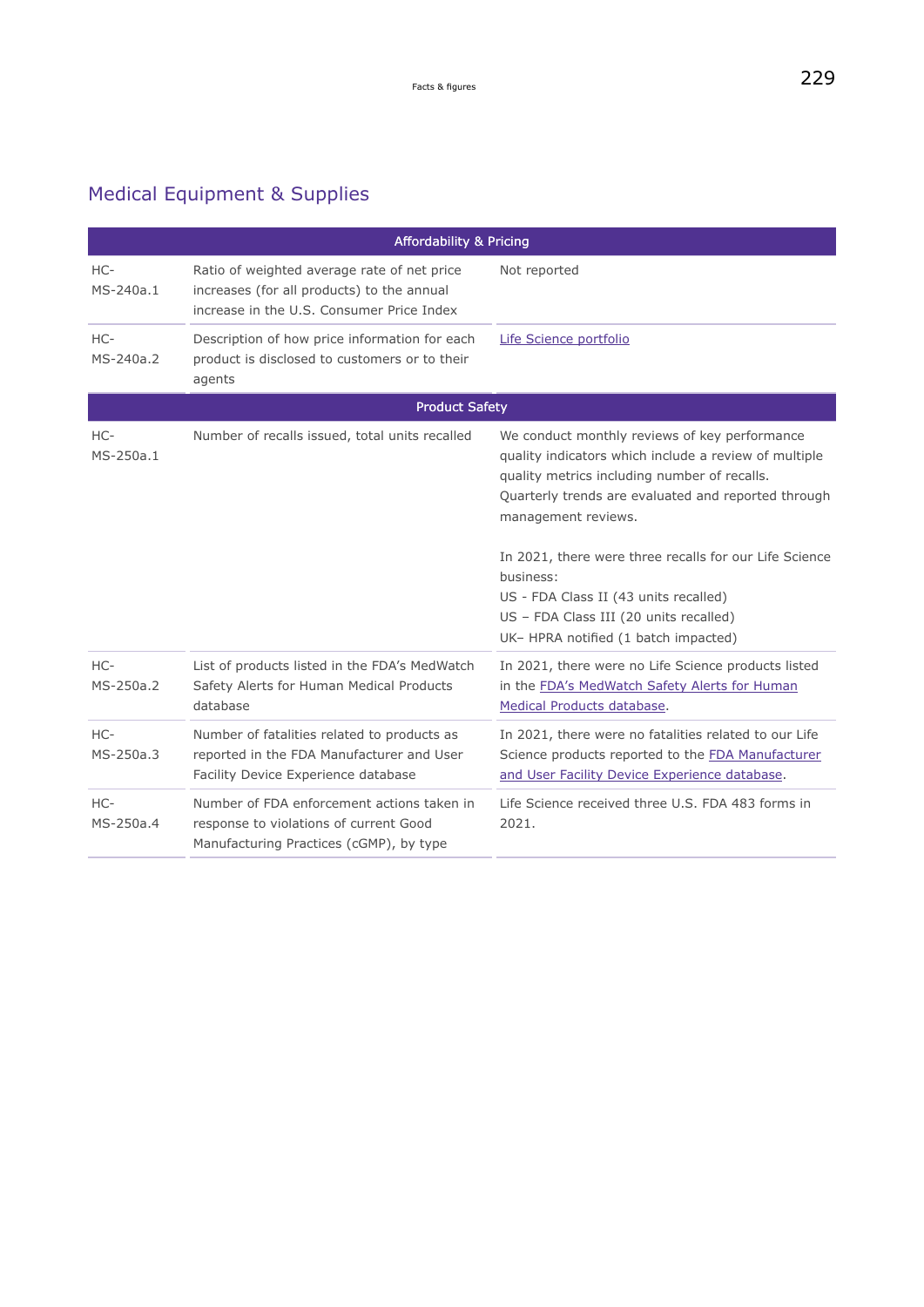## Medical Equipment & Supplies

| Affordability & Pricing | | |
|---|---|---|
| HC-MS-240a.1 | Ratio of weighted average rate of net price increases (for all products) to the annual increase in the U.S. Consumer Price Index | Not reported |
| HC-MS-240a.2 | Description of how price information for each product is disclosed to customers or to their agents | Life Science portfolio |
| **Product Safety** | | |
| HC-MS-250a.1 | Number of recalls issued, total units recalled | We conduct monthly reviews of key performance quality indicators which include a review of multiple quality metrics including number of recalls. Quarterly trends are evaluated and reported through management reviews.<br><br>In 2021, there were three recalls for our Life Science business:<br>US - FDA Class II (43 units recalled)<br>US – FDA Class III (20 units recalled)<br>UK– HPRA notified (1 batch impacted) |
| HC-MS-250a.2 | List of products listed in the FDA's MedWatch Safety Alerts for Human Medical Products database | In 2021, there were no Life Science products listed in the FDA's MedWatch Safety Alerts for Human Medical Products database. |
| HC-MS-250a.3 | Number of fatalities related to products as reported in the FDA Manufacturer and User Facility Device Experience database | In 2021, there were no fatalities related to our Life Science products reported to the FDA Manufacturer and User Facility Device Experience database. |
| HC-MS-250a.4 | Number of FDA enforcement actions taken in response to violations of current Good Manufacturing Practices (cGMP), by type | Life Science received three U.S. FDA 483 forms in 2021. |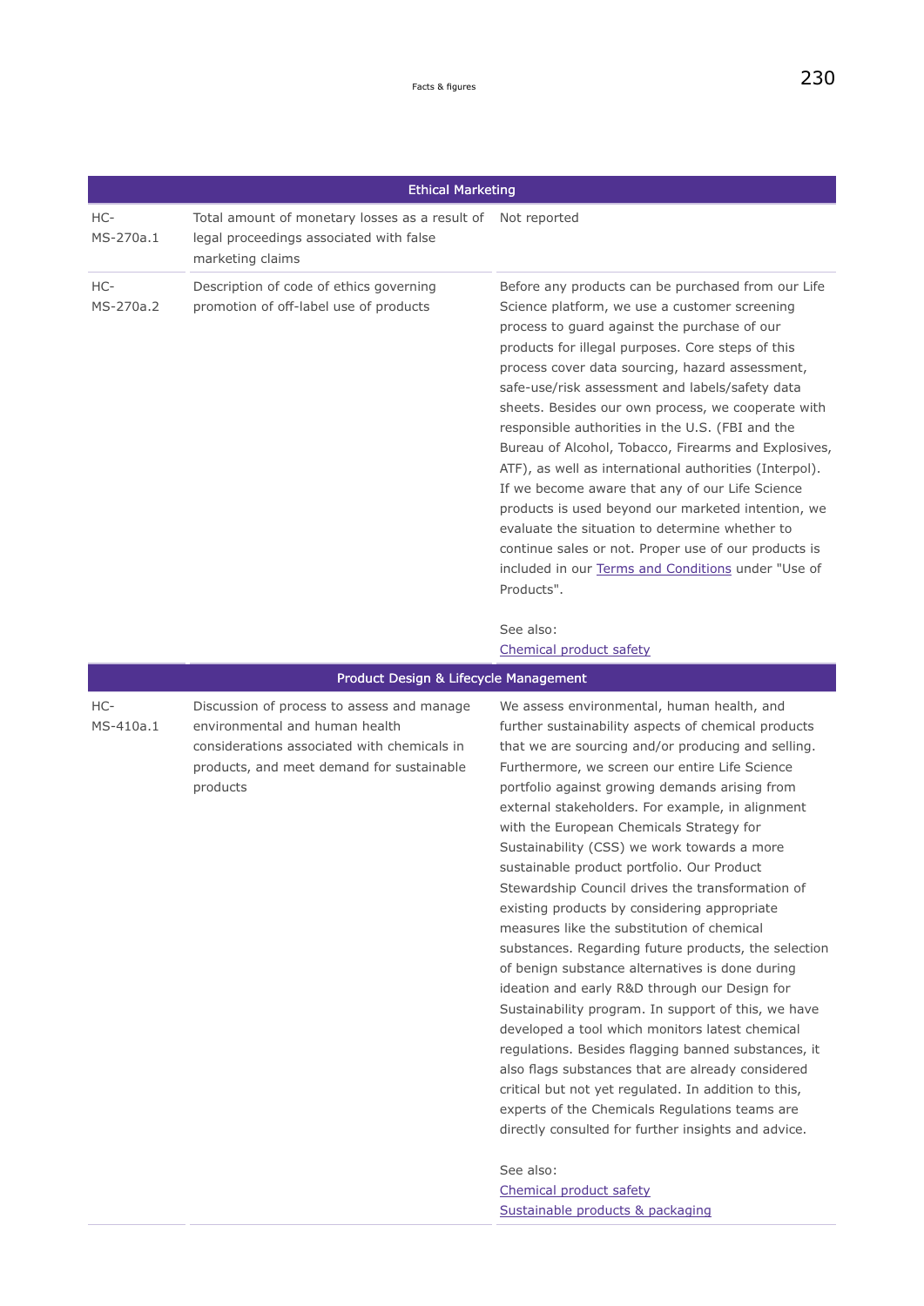| Ethical Marketing | | |
|---|---|---|
| HC-MS-270a.1 | Total amount of monetary losses as a result of legal proceedings associated with false marketing claims | Not reported |
| HC-MS-270a.2 | Description of code of ethics governing promotion of off-label use of products | Before any products can be purchased from our Life Science platform, we use a customer screening process to guard against the purchase of our products for illegal purposes. Core steps of this process cover data sourcing, hazard assessment, safe-use/risk assessment and labels/safety data sheets. Besides our own process, we cooperate with responsible authorities in the U.S. (FBI and the Bureau of Alcohol, Tobacco, Firearms and Explosives, ATF), as well as international authorities (Interpol). If we become aware that any of our Life Science products is used beyond our marketed intention, we evaluate the situation to determine whether to continue sales or not. Proper use of our products is included in our Terms and Conditions under "Use of Products".<br><br>See also:<br>Chemical product safety |

| Product Design & Lifecycle Management | | |
|---|---|---|
| HC-MS-410a.1 | Discussion of process to assess and manage environmental and human health considerations associated with chemicals in products, and meet demand for sustainable products | We assess environmental, human health, and further sustainability aspects of chemical products that we are sourcing and/or producing and selling. Furthermore, we screen our entire Life Science portfolio against growing demands arising from external stakeholders. For example, in alignment with the European Chemicals Strategy for Sustainability (CSS) we work towards a more sustainable product portfolio. Our Product Stewardship Council drives the transformation of existing products by considering appropriate measures like the substitution of chemical substances. Regarding future products, the selection of benign substance alternatives is done during ideation and early R&D through our Design for Sustainability program. In support of this, we have developed a tool which monitors latest chemical regulations. Besides flagging banned substances, it also flags substances that are already considered critical but not yet regulated. In addition to this, experts of the Chemicals Regulations teams are directly consulted for further insights and advice.<br><br>See also:<br>Chemical product safety<br>Sustainable products & packaging |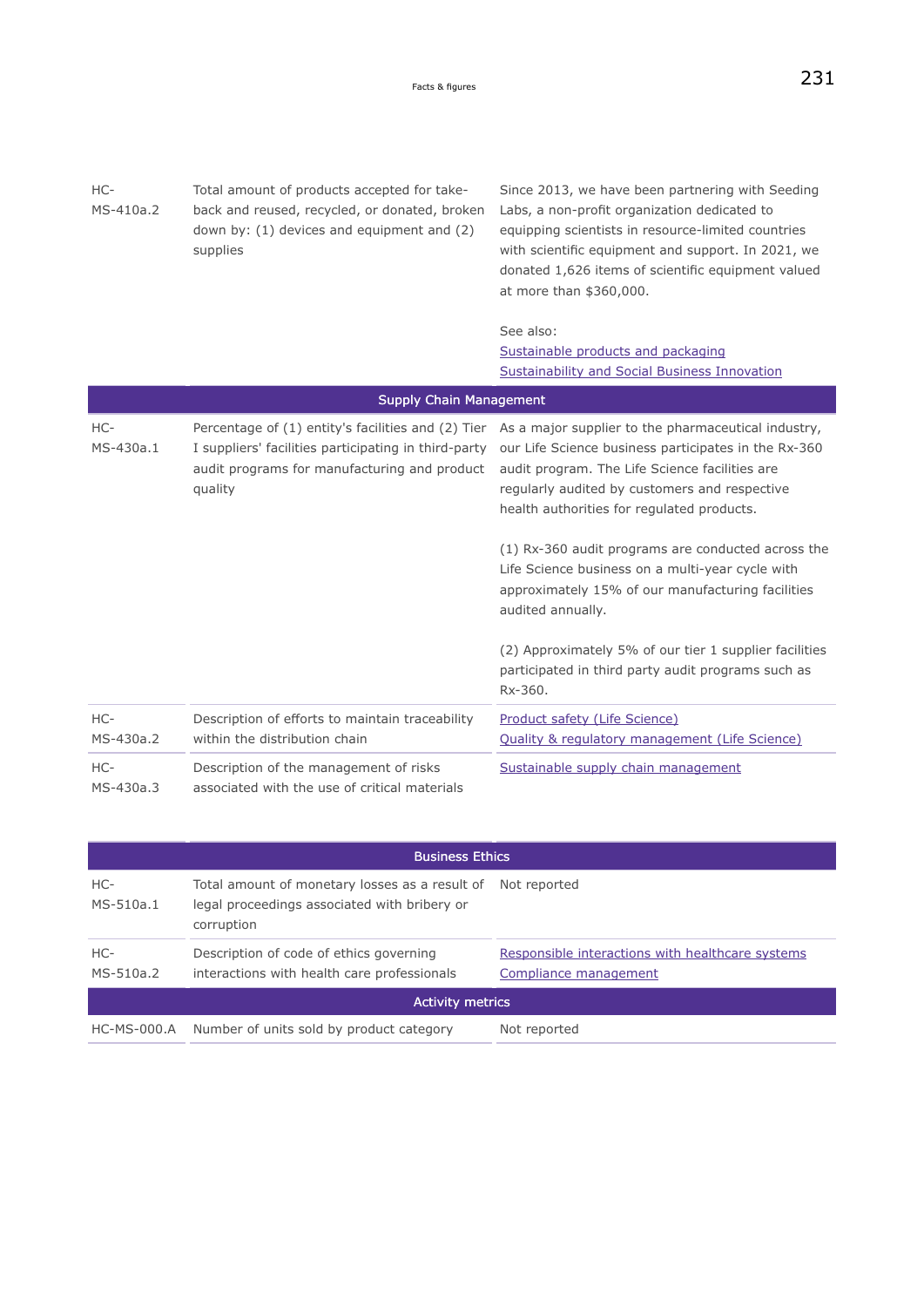| | | |
|---|---|---|
| HC-MS-410a.2 | Total amount of products accepted for take-back and reused, recycled, or donated, broken down by: (1) devices and equipment and (2) supplies | Since 2013, we have been partnering with Seeding Labs, a non-profit organization dedicated to equipping scientists in resource-limited countries with scientific equipment and support. In 2021, we donated 1,626 items of scientific equipment valued at more than $360,000.<br><br>See also:<br>Sustainable products and packaging<br>Sustainability and Social Business Innovation |
| **Supply Chain Management** | | |
| HC-MS-430a.1 | Percentage of (1) entity's facilities and (2) Tier I suppliers' facilities participating in third-party audit programs for manufacturing and product quality | As a major supplier to the pharmaceutical industry, our Life Science business participates in the Rx-360 audit program. The Life Science facilities are regularly audited by customers and respective health authorities for regulated products.<br><br>(1) Rx-360 audit programs are conducted across the Life Science business on a multi-year cycle with approximately 15% of our manufacturing facilities audited annually.<br><br>(2) Approximately 5% of our tier 1 supplier facilities participated in third party audit programs such as Rx-360. |
| HC-MS-430a.2 | Description of efforts to maintain traceability within the distribution chain | Product safety (Life Science)<br>Quality & regulatory management (Life Science) |
| HC-MS-430a.3 | Description of the management of risks associated with the use of critical materials | Sustainable supply chain management |

| | | |
|---|---|---|
| **Business Ethics** | | |
| HC-MS-510a.1 | Total amount of monetary losses as a result of legal proceedings associated with bribery or corruption | Not reported |
| HC-MS-510a.2 | Description of code of ethics governing interactions with health care professionals | Responsible interactions with healthcare systems<br>Compliance management |
| **Activity metrics** | | |
| HC-MS-000.A | Number of units sold by product category | Not reported |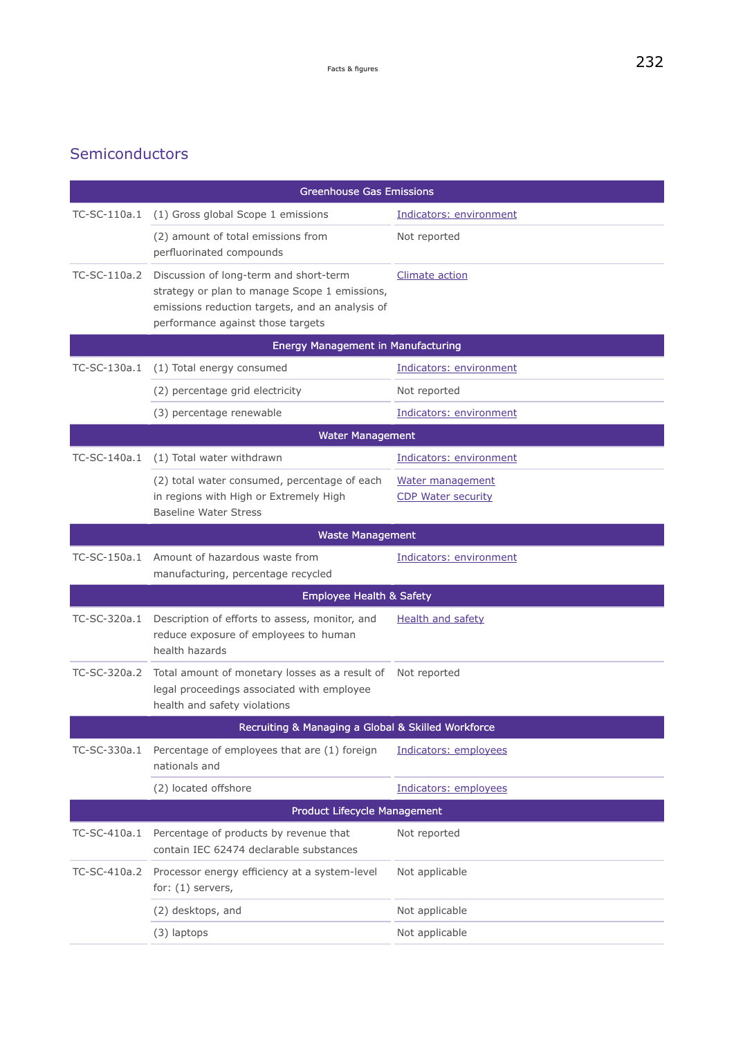## Semiconductors

| Greenhouse Gas Emissions | | |
|---|---|---|
| TC-SC-110a.1 | (1) Gross global Scope 1 emissions | Indicators: environment |
| | (2) amount of total emissions from perfluorinated compounds | Not reported |
| TC-SC-110a.2 | Discussion of long-term and short-term strategy or plan to manage Scope 1 emissions, emissions reduction targets, and an analysis of performance against those targets | Climate action |
| **Energy Management in Manufacturing** | | |
| TC-SC-130a.1 | (1) Total energy consumed | Indicators: environment |
| | (2) percentage grid electricity | Not reported |
| | (3) percentage renewable | Indicators: environment |
| **Water Management** | | |
| TC-SC-140a.1 | (1) Total water withdrawn | Indicators: environment |
| | (2) total water consumed, percentage of each in regions with High or Extremely High Baseline Water Stress | Water management<br>CDP Water security |
| **Waste Management** | | |
| TC-SC-150a.1 | Amount of hazardous waste from manufacturing, percentage recycled | Indicators: environment |
| **Employee Health & Safety** | | |
| TC-SC-320a.1 | Description of efforts to assess, monitor, and reduce exposure of employees to human health hazards | Health and safety |
| TC-SC-320a.2 | Total amount of monetary losses as a result of legal proceedings associated with employee health and safety violations | Not reported |
| **Recruiting & Managing a Global & Skilled Workforce** | | |
| TC-SC-330a.1 | Percentage of employees that are (1) foreign nationals and | Indicators: employees |
| | (2) located offshore | Indicators: employees |
| **Product Lifecycle Management** | | |
| TC-SC-410a.1 | Percentage of products by revenue that contain IEC 62474 declarable substances | Not reported |
| TC-SC-410a.2 | Processor energy efficiency at a system-level for: (1) servers, | Not applicable |
| | (2) desktops, and | Not applicable |
| | (3) laptops | Not applicable |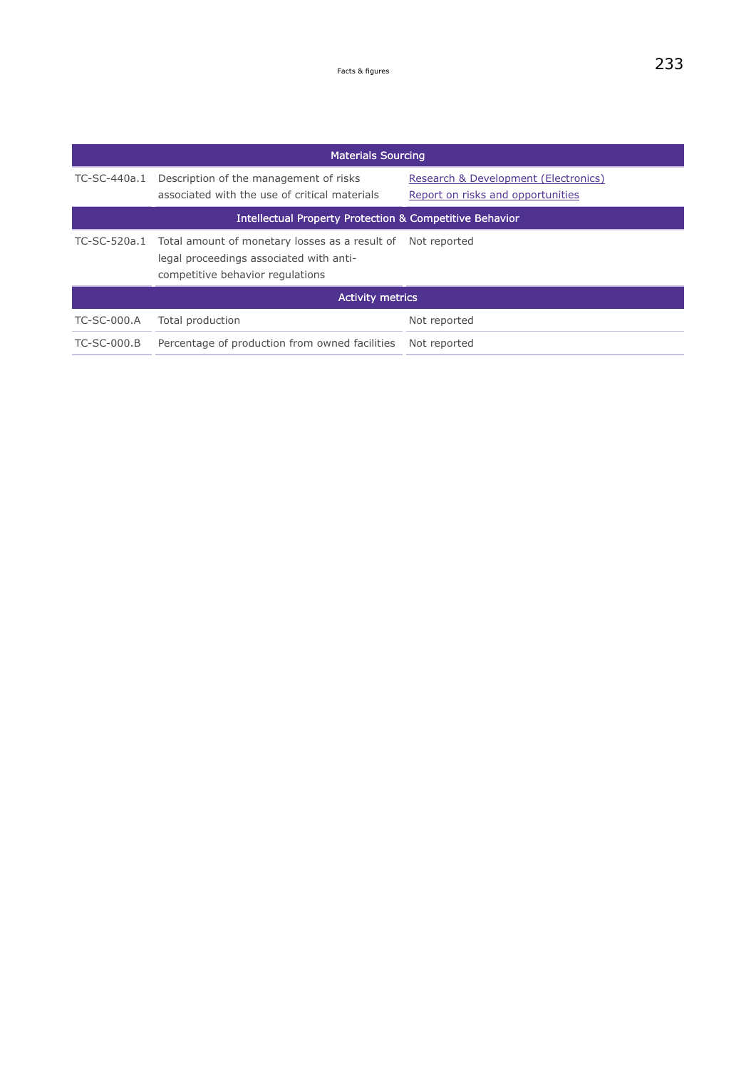| Materials Sourcing | | |
|---|---|---|
| TC-SC-440a.1 | Description of the management of risks associated with the use of critical materials | Research & Development (Electronics)<br>Report on risks and opportunities |
| **Intellectual Property Protection & Competitive Behavior** | | |
| TC-SC-520a.1 | Total amount of monetary losses as a result of legal proceedings associated with anti-competitive behavior regulations | Not reported |
| **Activity metrics** | | |
| TC-SC-000.A | Total production | Not reported |
| TC-SC-000.B | Percentage of production from owned facilities | Not reported |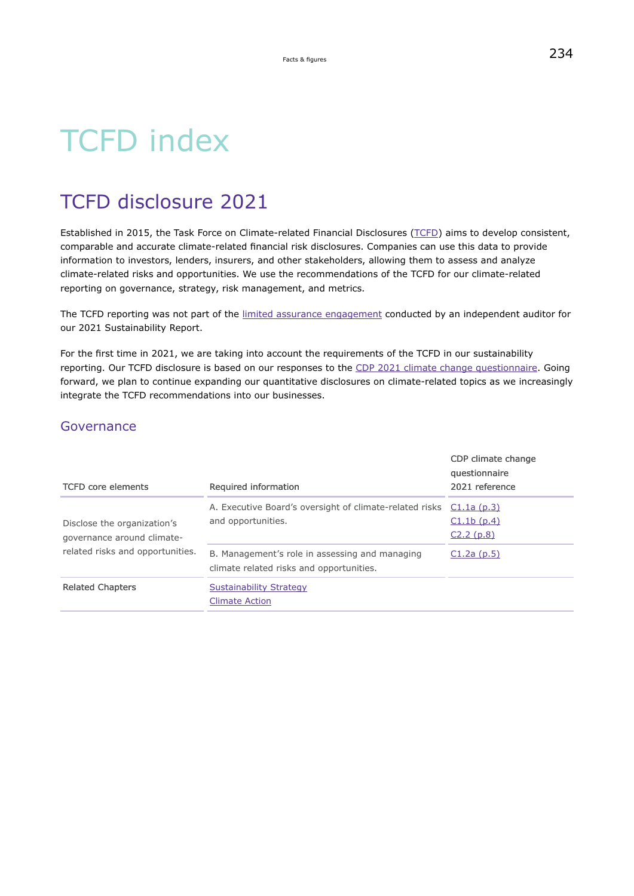# TCFD index

## TCFD disclosure 2021

Established in 2015, the Task Force on Climate-related Financial Disclosures (TCFD) aims to develop consistent, comparable and accurate climate-related financial risk disclosures. Companies can use this data to provide information to investors, lenders, insurers, and other stakeholders, allowing them to assess and analyze climate-related risks and opportunities. We use the recommendations of the TCFD for our climate-related reporting on governance, strategy, risk management, and metrics.

The TCFD reporting was not part of the limited assurance engagement conducted by an independent auditor for our 2021 Sustainability Report.

For the first time in 2021, we are taking into account the requirements of the TCFD in our sustainability reporting. Our TCFD disclosure is based on our responses to the CDP 2021 climate change questionnaire. Going forward, we plan to continue expanding our quantitative disclosures on climate-related topics as we increasingly integrate the TCFD recommendations into our businesses.

### Governance

| TCFD core elements | Required information | CDP climate change questionnaire 2021 reference |
|---|---|---|
| Disclose the organization's governance around climate-related risks and opportunities. | A. Executive Board's oversight of climate-related risks and opportunities. | C1.1a (p.3)<br>C1.1b (p.4)<br>C2.2 (p.8) |
| | B. Management's role in assessing and managing climate related risks and opportunities. | C1.2a (p.5) |
| Related Chapters | Sustainability Strategy<br>Climate Action | |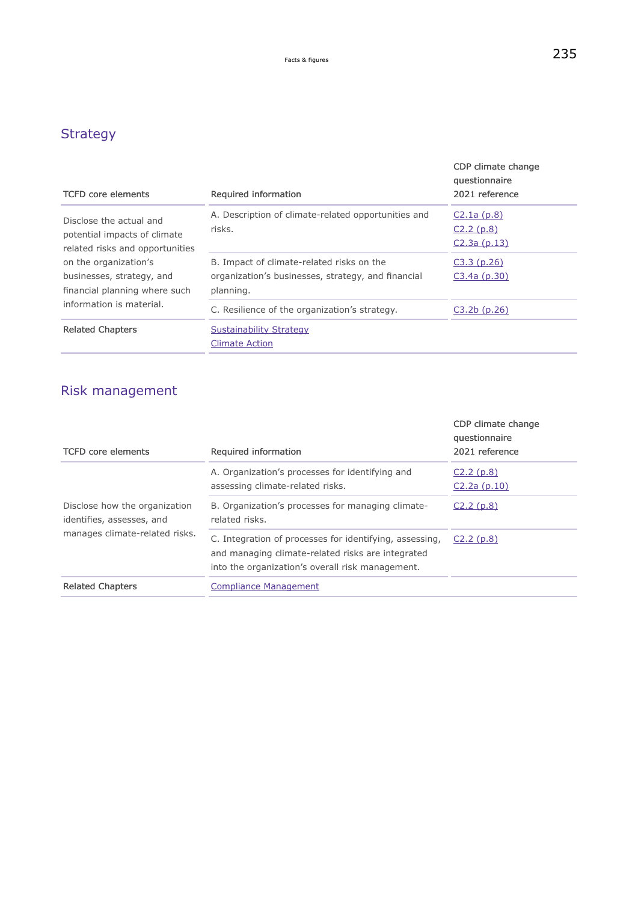## Strategy

| TCFD core elements | Required information | CDP climate change questionnaire 2021 reference |
|---|---|---|
| Disclose the actual and potential impacts of climate related risks and opportunities on the organization's businesses, strategy, and financial planning where such information is material. | A. Description of climate-related opportunities and risks. | C2.1a (p.8)<br>C2.2 (p.8)<br>C2.3a (p.13) |
| | B. Impact of climate-related risks on the organization's businesses, strategy, and financial planning. | C3.3 (p.26)<br>C3.4a (p.30) |
| | C. Resilience of the organization's strategy. | C3.2b (p.26) |
| Related Chapters | Sustainability Strategy<br>Climate Action | |

## Risk management

| TCFD core elements | Required information | CDP climate change questionnaire 2021 reference |
|---|---|---|
| Disclose how the organization identifies, assesses, and manages climate-related risks. | A. Organization's processes for identifying and assessing climate-related risks. | C2.2 (p.8)<br>C2.2a (p.10) |
| | B. Organization's processes for managing climate-related risks. | C2.2 (p.8) |
| | C. Integration of processes for identifying, assessing, and managing climate-related risks are integrated into the organization's overall risk management. | C2.2 (p.8) |
| Related Chapters | Compliance Management | |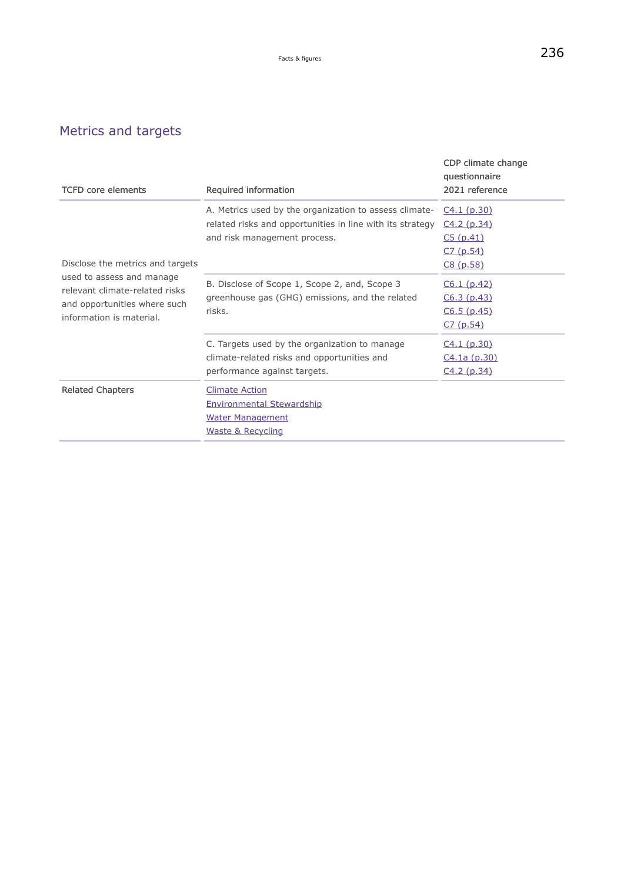## Metrics and targets

| TCFD core elements | Required information | CDP climate change questionnaire 2021 reference |
|---|---|---|
| Disclose the metrics and targets used to assess and manage relevant climate-related risks and opportunities where such information is material. | A. Metrics used by the organization to assess climate-related risks and opportunities in line with its strategy and risk management process. | C4.1 (p.30)<br>C4.2 (p.34)<br>C5 (p.41)<br>C7 (p.54)<br>C8 (p.58) |
| | B. Disclose of Scope 1, Scope 2, and, Scope 3 greenhouse gas (GHG) emissions, and the related risks. | C6.1 (p.42)<br>C6.3 (p.43)<br>C6.5 (p.45)<br>C7 (p.54) |
| | C. Targets used by the organization to manage climate-related risks and opportunities and performance against targets. | C4.1 (p.30)<br>C4.1a (p.30)<br>C4.2 (p.34) |
| Related Chapters | Climate Action<br>Environmental Stewardship<br>Water Management<br>Waste & Recycling | |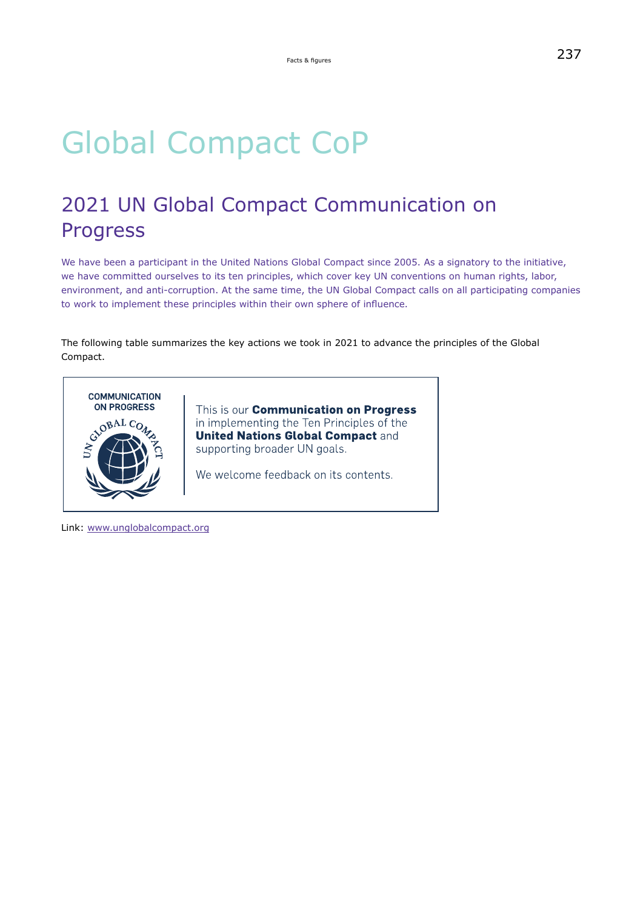# Global Compact CoP

## 2021 UN Global Compact Communication on Progress

We have been a participant in the United Nations Global Compact since 2005. As a signatory to the initiative, we have committed ourselves to its ten principles, which cover key UN conventions on human rights, labor, environment, and anti-corruption. At the same time, the UN Global Compact calls on all participating companies to work to implement these principles within their own sphere of influence.

The following table summarizes the key actions we took in 2021 to advance the principles of the Global Compact.

COMMUNICATION ON PROGRESS

UN GLOBAL COMPACT

This is our **Communication on Progress** in implementing the Ten Principles of the **United Nations Global Compact** and supporting broader UN goals.

We welcome feedback on its contents.

Link: www.unglobalcompact.org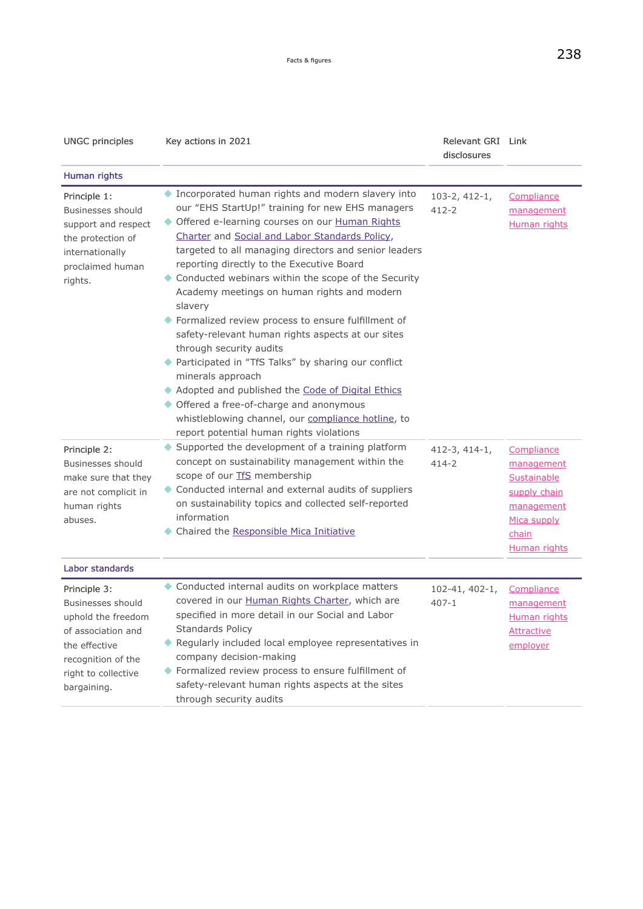| UNGC principles | Key actions in 2021 | Relevant GRI disclosures | Link |
|---|---|---|---|
| **Human rights** | | | |
| Principle 1: Businesses should support and respect the protection of internationally proclaimed human rights. | ◆ Incorporated human rights and modern slavery into our "EHS StartUp!" training for new EHS managers<br>◆ Offered e-learning courses on our Human Rights Charter and Social and Labor Standards Policy, targeted to all managing directors and senior leaders reporting directly to the Executive Board<br>◆ Conducted webinars within the scope of the Security Academy meetings on human rights and modern slavery<br>◆ Formalized review process to ensure fulfillment of safety-relevant human rights aspects at our sites through security audits<br>◆ Participated in "TfS Talks" by sharing our conflict minerals approach<br>◆ Adopted and published the Code of Digital Ethics<br>◆ Offered a free-of-charge and anonymous whistleblowing channel, our compliance hotline, to report potential human rights violations | 103-2, 412-1, 412-2 | Compliance management<br>Human rights |
| Principle 2: Businesses should make sure that they are not complicit in human rights abuses. | ◆ Supported the development of a training platform concept on sustainability management within the scope of our TfS membership<br>◆ Conducted internal and external audits of suppliers on sustainability topics and collected self-reported information<br>◆ Chaired the Responsible Mica Initiative | 412-3, 414-1, 414-2 | Compliance management<br>Sustainable supply chain management<br>Mica supply chain<br>Human rights |
| **Labor standards** | | | |
| Principle 3: Businesses should uphold the freedom of association and the effective recognition of the right to collective bargaining. | ◆ Conducted internal audits on workplace matters covered in our Human Rights Charter, which are specified in more detail in our Social and Labor Standards Policy<br>◆ Regularly included local employee representatives in company decision-making<br>◆ Formalized review process to ensure fulfillment of safety-relevant human rights aspects at the sites through security audits | 102-41, 402-1, 407-1 | Compliance management<br>Human rights<br>Attractive employer |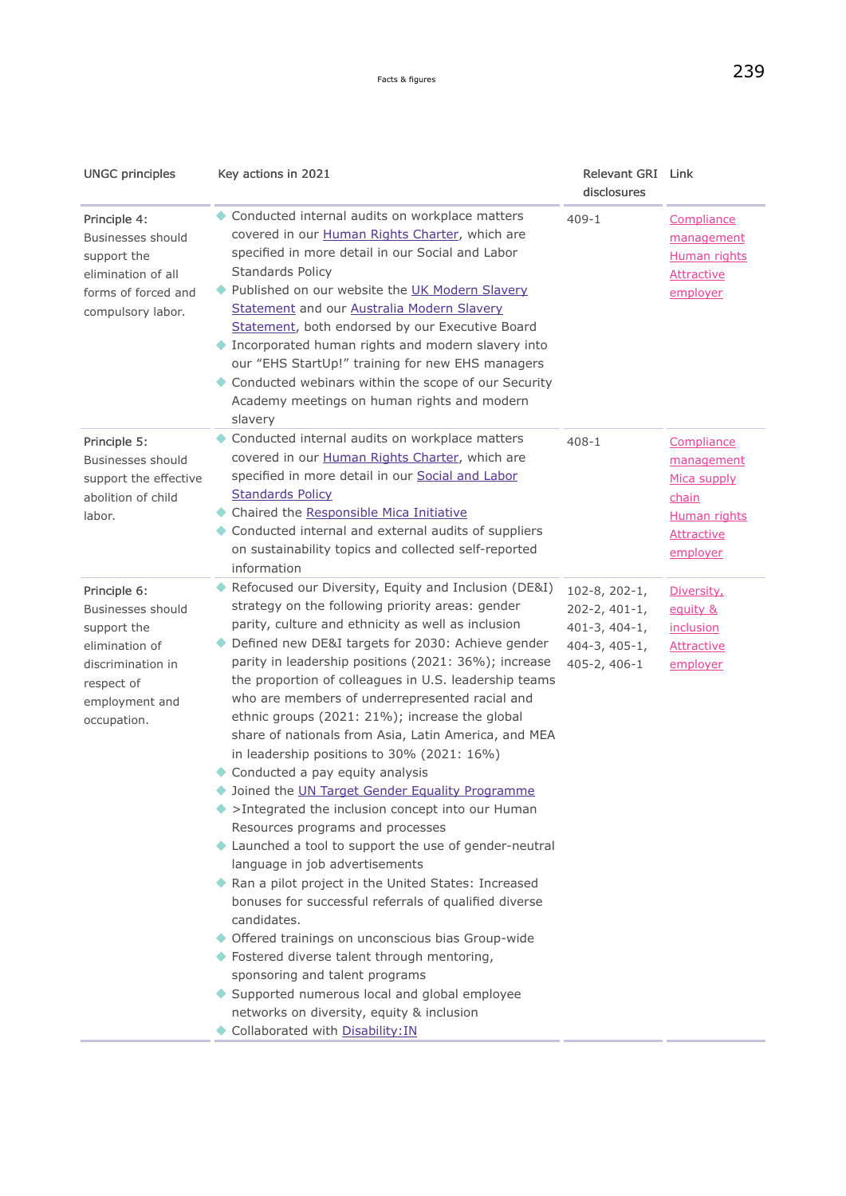| UNGC principles | Key actions in 2021 | Relevant GRI disclosures | Link |
|---|---|---|---|
| Principle 4: Businesses should support the elimination of all forms of forced and compulsory labor. | ◆ Conducted internal audits on workplace matters covered in our Human Rights Charter, which are specified in more detail in our Social and Labor Standards Policy<br>◆ Published on our website the UK Modern Slavery Statement and our Australia Modern Slavery Statement, both endorsed by our Executive Board<br>◆ Incorporated human rights and modern slavery into our "EHS StartUp!" training for new EHS managers<br>◆ Conducted webinars within the scope of our Security Academy meetings on human rights and modern slavery | 409-1 | Compliance management<br>Human rights<br>Attractive employer |
| Principle 5: Businesses should support the effective abolition of child labor. | ◆ Conducted internal audits on workplace matters covered in our Human Rights Charter, which are specified in more detail in our Social and Labor Standards Policy<br>◆ Chaired the Responsible Mica Initiative<br>◆ Conducted internal and external audits of suppliers on sustainability topics and collected self-reported information | 408-1 | Compliance management<br>Mica supply chain<br>Human rights<br>Attractive employer |
| Principle 6: Businesses should support the elimination of discrimination in respect of employment and occupation. | ◆ Refocused our Diversity, Equity and Inclusion (DE&I) strategy on the following priority areas: gender parity, culture and ethnicity as well as inclusion<br>◆ Defined new DE&I targets for 2030: Achieve gender parity in leadership positions (2021: 36%); increase the proportion of colleagues in U.S. leadership teams who are members of underrepresented racial and ethnic groups (2021: 21%); increase the global share of nationals from Asia, Latin America, and MEA in leadership positions to 30% (2021: 16%)<br>◆ Conducted a pay equity analysis<br>◆ Joined the UN Target Gender Equality Programme<br>◆ >Integrated the inclusion concept into our Human Resources programs and processes<br>◆ Launched a tool to support the use of gender-neutral language in job advertisements<br>◆ Ran a pilot project in the United States: Increased bonuses for successful referrals of qualified diverse candidates.<br>◆ Offered trainings on unconscious bias Group-wide<br>◆ Fostered diverse talent through mentoring, sponsoring and talent programs<br>◆ Supported numerous local and global employee networks on diversity, equity & inclusion<br>◆ Collaborated with Disability:IN | 102-8, 202-1, 202-2, 401-1, 401-3, 404-1, 404-3, 405-1, 405-2, 406-1 | Diversity, equity & inclusion<br>Attractive employer |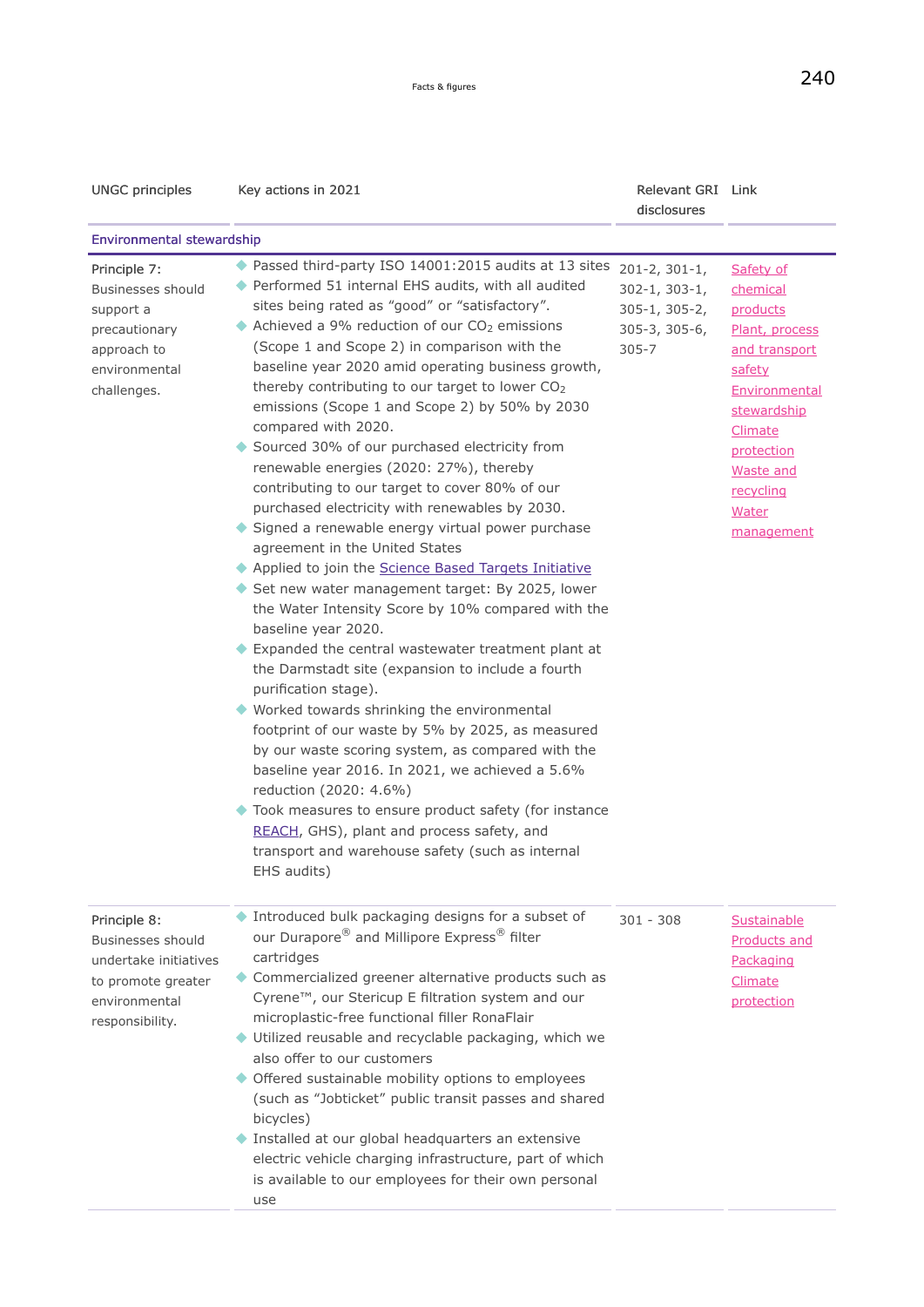| UNGC principles | Key actions in 2021 | Relevant GRI disclosures | Link |
|---|---|---|---|
| **Environmental stewardship** | | | |
| Principle 7: Businesses should support a precautionary approach to environmental challenges. | ◆ Passed third-party ISO 14001:2015 audits at 13 sites<br>◆ Performed 51 internal EHS audits, with all audited sites being rated as "good" or "satisfactory".<br>◆ Achieved a 9% reduction of our $CO_2$ emissions (Scope 1 and Scope 2) in comparison with the baseline year 2020 amid operating business growth, thereby contributing to our target to lower $CO_2$ emissions (Scope 1 and Scope 2) by 50% by 2030 compared with 2020.<br>◆ Sourced 30% of our purchased electricity from renewable energies (2020: 27%), thereby contributing to our target to cover 80% of our purchased electricity with renewables by 2030.<br>◆ Signed a renewable energy virtual power purchase agreement in the United States<br>◆ Applied to join the Science Based Targets Initiative<br>◆ Set new water management target: By 2025, lower the Water Intensity Score by 10% compared with the baseline year 2020.<br>◆ Expanded the central wastewater treatment plant at the Darmstadt site (expansion to include a fourth purification stage).<br>◆ Worked towards shrinking the environmental footprint of our waste by 5% by 2025, as measured by our waste scoring system, as compared with the baseline year 2016. In 2021, we achieved a 5.6% reduction (2020: 4.6%)<br>◆ Took measures to ensure product safety (for instance REACH, GHS), plant and process safety, and transport and warehouse safety (such as internal EHS audits) | 201-2, 301-1, 302-1, 303-1, 305-1, 305-2, 305-3, 305-6, 305-7 | Safety of chemical products<br>Plant, process and transport safety<br>Environmental stewardship<br>Climate protection<br>Waste and recycling<br>Water management |
| Principle 8: Businesses should undertake initiatives to promote greater environmental responsibility. | ◆ Introduced bulk packaging designs for a subset of our Durapore® and Millipore Express® filter cartridges<br>◆ Commercialized greener alternative products such as Cyrene™, our Stericup E filtration system and our microplastic-free functional filler RonaFlair<br>◆ Utilized reusable and recyclable packaging, which we also offer to our customers<br>◆ Offered sustainable mobility options to employees (such as "Jobticket" public transit passes and shared bicycles)<br>◆ Installed at our global headquarters an extensive electric vehicle charging infrastructure, part of which is available to our employees for their own personal use | 301 - 308 | Sustainable Products and Packaging<br>Climate protection |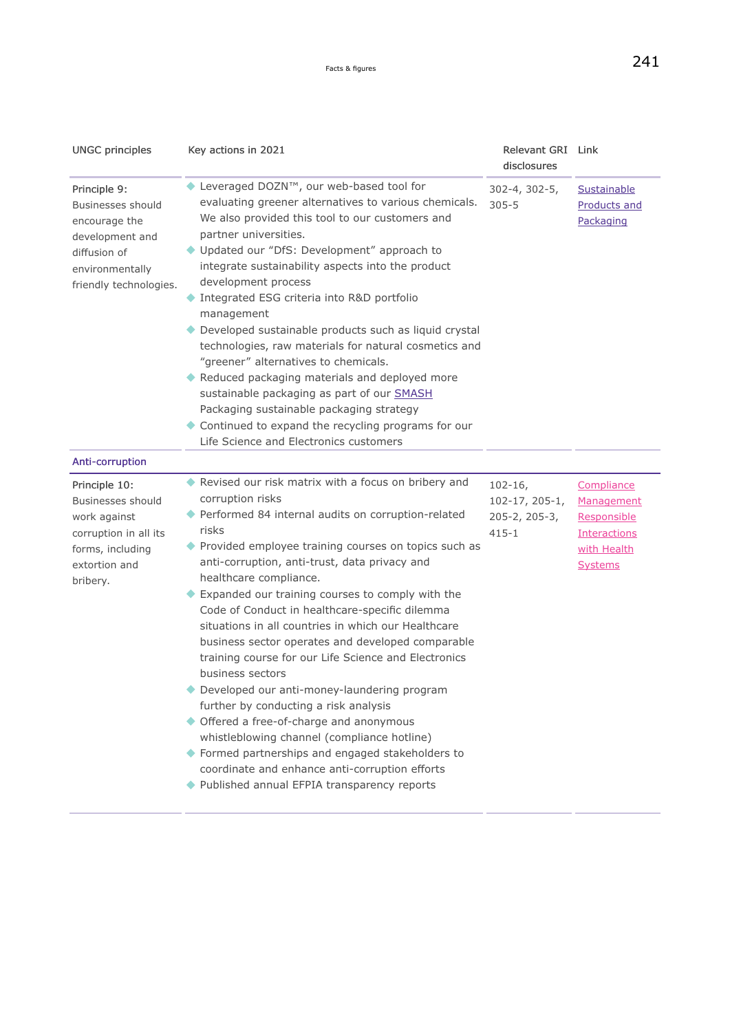| UNGC principles | Key actions in 2021 | Relevant GRI disclosures | Link |
|---|---|---|---|
| Principle 9: Businesses should encourage the development and diffusion of environmentally friendly technologies. | ◆ Leveraged DOZN™, our web-based tool for evaluating greener alternatives to various chemicals. We also provided this tool to our customers and partner universities.<br>◆ Updated our "DfS: Development" approach to integrate sustainability aspects into the product development process<br>◆ Integrated ESG criteria into R&D portfolio management<br>◆ Developed sustainable products such as liquid crystal technologies, raw materials for natural cosmetics and "greener" alternatives to chemicals.<br>◆ Reduced packaging materials and deployed more sustainable packaging as part of our SMASH Packaging sustainable packaging strategy<br>◆ Continued to expand the recycling programs for our Life Science and Electronics customers | 302-4, 302-5, 305-5 | Sustainable Products and Packaging |
| **Anti-corruption** | | | |
| Principle 10: Businesses should work against corruption in all its forms, including extortion and bribery. | ◆ Revised our risk matrix with a focus on bribery and corruption risks<br>◆ Performed 84 internal audits on corruption-related risks<br>◆ Provided employee training courses on topics such as anti-corruption, anti-trust, data privacy and healthcare compliance.<br>◆ Expanded our training courses to comply with the Code of Conduct in healthcare-specific dilemma situations in all countries in which our Healthcare business sector operates and developed comparable training course for our Life Science and Electronics business sectors<br>◆ Developed our anti-money-laundering program further by conducting a risk analysis<br>◆ Offered a free-of-charge and anonymous whistleblowing channel (compliance hotline)<br>◆ Formed partnerships and engaged stakeholders to coordinate and enhance anti-corruption efforts<br>◆ Published annual EFPIA transparency reports | 102-16, 102-17, 205-1, 205-2, 205-3, 415-1 | Compliance Management<br>Responsible Interactions with Health Systems |